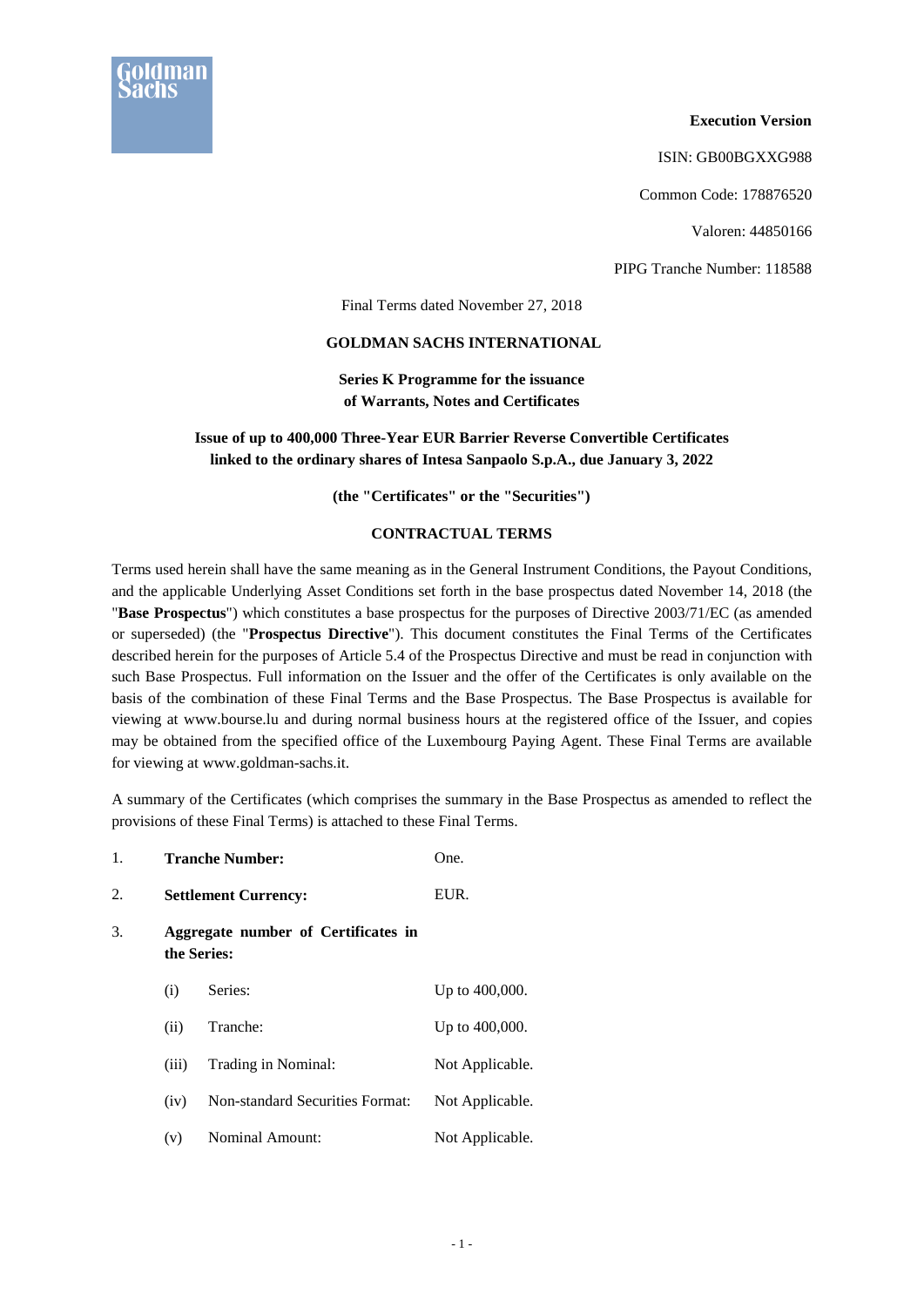**Execution Version**

ISIN: GB00BGXXG988

Common Code: 178876520

Valoren: 44850166

PIPG Tranche Number: 118588

Final Terms dated November 27, 2018

**GOLDMAN SACHS INTERNATIONAL**

**Series K Programme for the issuance of Warrants, Notes and Certificates**

**Issue of up to 400,000 Three-Year EUR Barrier Reverse Convertible Certificates linked to the ordinary shares of Intesa Sanpaolo S.p.A., due January 3, 2022**

**(the "Certificates" or the "Securities")**

**CONTRACTUAL TERMS**

Terms used herein shall have the same meaning as in the General Instrument Conditions, the Payout Conditions, and the applicable Underlying Asset Conditions set forth in the base prospectus dated November 14, 2018 (the "**Base Prospectus**") which constitutes a base prospectus for the purposes of Directive 2003/71/EC (as amended or superseded) (the "**Prospectus Directive**"). This document constitutes the Final Terms of the Certificates described herein for the purposes of Article 5.4 of the Prospectus Directive and must be read in conjunction with such Base Prospectus. Full information on the Issuer and the offer of the Certificates is only available on the basis of the combination of these Final Terms and the Base Prospectus. The Base Prospectus is available for viewing at www.bourse.lu and during normal business hours at the registered office of the Issuer, and copies may be obtained from the specified office of the Luxembourg Paying Agent. These Final Terms are available for viewing at www.goldman-sachs.it.

A summary of the Certificates (which comprises the summary in the Base Prospectus as amended to reflect the provisions of these Final Terms) is attached to these Final Terms.

1. **Tranche Number:** One.

2. **Settlement Currency:** EUR.

3. **Aggregate number of Certificates in the Series:**

   (i) Series: Up to 400,000.

   (ii) Tranche: Up to 400,000.

   (iii) Trading in Nominal: Not Applicable.

   (iv) Non-standard Securities Format: Not Applicable.

   (v) Nominal Amount: Not Applicable.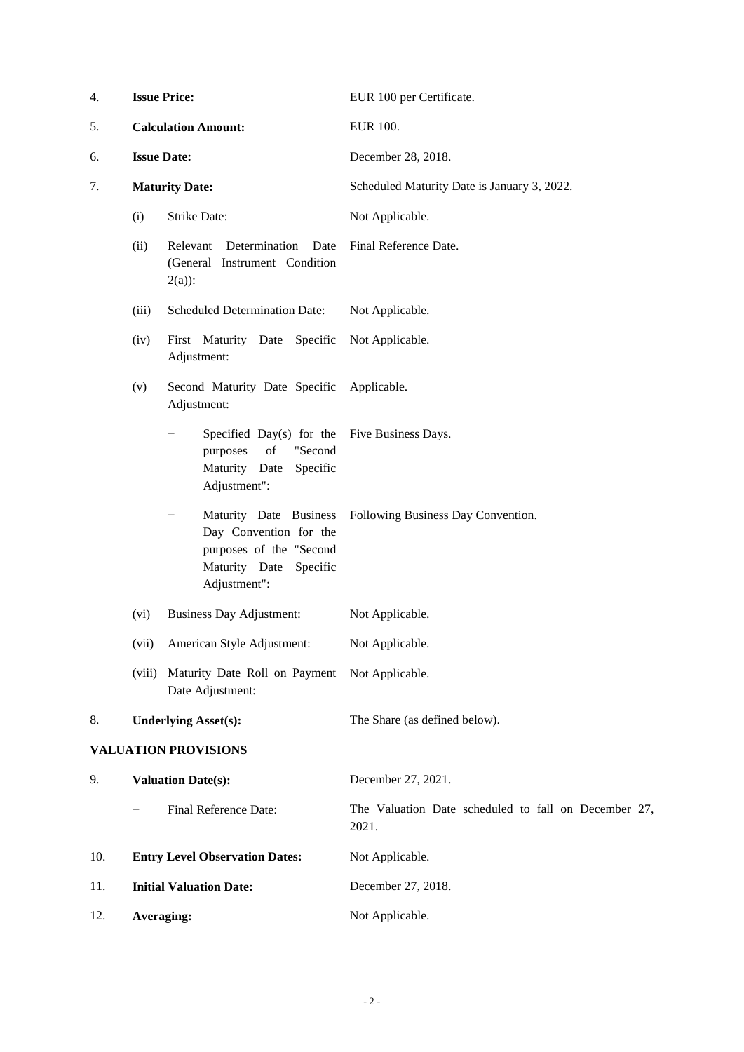| | | |
|---|---|---|
| 4. | **Issue Price:** | EUR 100 per Certificate. |
| 5. | **Calculation Amount:** | EUR 100. |
| 6. | **Issue Date:** | December 28, 2018. |
| 7. | **Maturity Date:** | Scheduled Maturity Date is January 3, 2022. |
| | (i) Strike Date: | Not Applicable. |
| | (ii) Relevant Determination Date (General Instrument Condition 2(a)): | Final Reference Date. |
| | (iii) Scheduled Determination Date: | Not Applicable. |
| | (iv) First Maturity Date Specific Adjustment: | Not Applicable. |
| | (v) Second Maturity Date Specific Adjustment: | Applicable. |
| | − Specified Day(s) for the purposes of "Second Maturity Date Specific Adjustment": | Five Business Days. |
| | − Maturity Date Business Day Convention for the purposes of the "Second Maturity Date Specific Adjustment": | Following Business Day Convention. |
| | (vi) Business Day Adjustment: | Not Applicable. |
| | (vii) American Style Adjustment: | Not Applicable. |
| | (viii) Maturity Date Roll on Payment Date Adjustment: | Not Applicable. |
| 8. | **Underlying Asset(s):** | The Share (as defined below). |

**VALUATION PROVISIONS**

| | | |
|---|---|---|
| 9. | **Valuation Date(s):** | December 27, 2021. |
| | − Final Reference Date: | The Valuation Date scheduled to fall on December 27, 2021. |
| 10. | **Entry Level Observation Dates:** | Not Applicable. |
| 11. | **Initial Valuation Date:** | December 27, 2018. |
| 12. | **Averaging:** | Not Applicable. |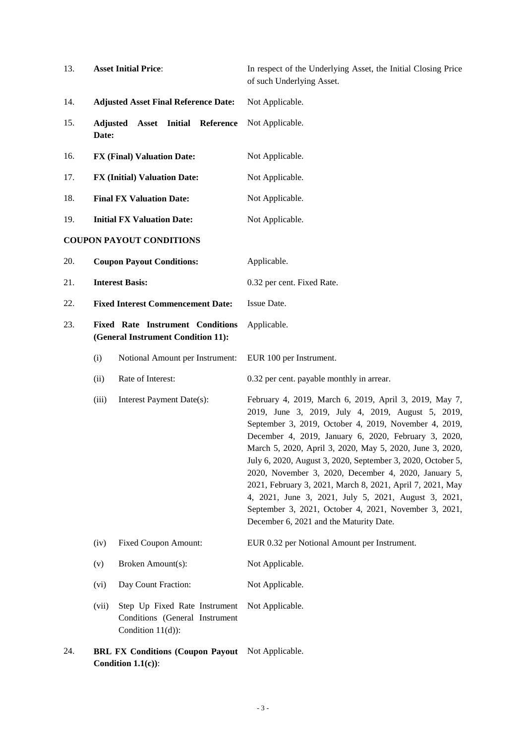| | | |
|---|---|---|
| 13. | **Asset Initial Price**: | In respect of the Underlying Asset, the Initial Closing Price of such Underlying Asset. |
| 14. | **Adjusted Asset Final Reference Date:** | Not Applicable. |
| 15. | **Adjusted Asset Initial Reference Date:** | Not Applicable. |
| 16. | **FX (Final) Valuation Date:** | Not Applicable. |
| 17. | **FX (Initial) Valuation Date:** | Not Applicable. |
| 18. | **Final FX Valuation Date:** | Not Applicable. |
| 19. | **Initial FX Valuation Date:** | Not Applicable. |

**COUPON PAYOUT CONDITIONS**

| | | |
|---|---|---|
| 20. | **Coupon Payout Conditions:** | Applicable. |
| 21. | **Interest Basis:** | 0.32 per cent. Fixed Rate. |
| 22. | **Fixed Interest Commencement Date:** | Issue Date. |
| 23. | **Fixed Rate Instrument Conditions (General Instrument Condition 11):** | Applicable. |
| | (i) Notional Amount per Instrument: | EUR 100 per Instrument. |
| | (ii) Rate of Interest: | 0.32 per cent. payable monthly in arrear. |
| | (iii) Interest Payment Date(s): | February 4, 2019, March 6, 2019, April 3, 2019, May 7, 2019, June 3, 2019, July 4, 2019, August 5, 2019, September 3, 2019, October 4, 2019, November 4, 2019, December 4, 2019, January 6, 2020, February 3, 2020, March 5, 2020, April 3, 2020, May 5, 2020, June 3, 2020, July 6, 2020, August 3, 2020, September 3, 2020, October 5, 2020, November 3, 2020, December 4, 2020, January 5, 2021, February 3, 2021, March 8, 2021, April 7, 2021, May 4, 2021, June 3, 2021, July 5, 2021, August 3, 2021, September 3, 2021, October 4, 2021, November 3, 2021, December 6, 2021 and the Maturity Date. |
| | (iv) Fixed Coupon Amount: | EUR 0.32 per Notional Amount per Instrument. |
| | (v) Broken Amount(s): | Not Applicable. |
| | (vi) Day Count Fraction: | Not Applicable. |
| | (vii) Step Up Fixed Rate Instrument Conditions (General Instrument Condition 11(d)): | Not Applicable. |
| 24. | **BRL FX Conditions (Coupon Payout Condition 1.1(c))**: | Not Applicable. |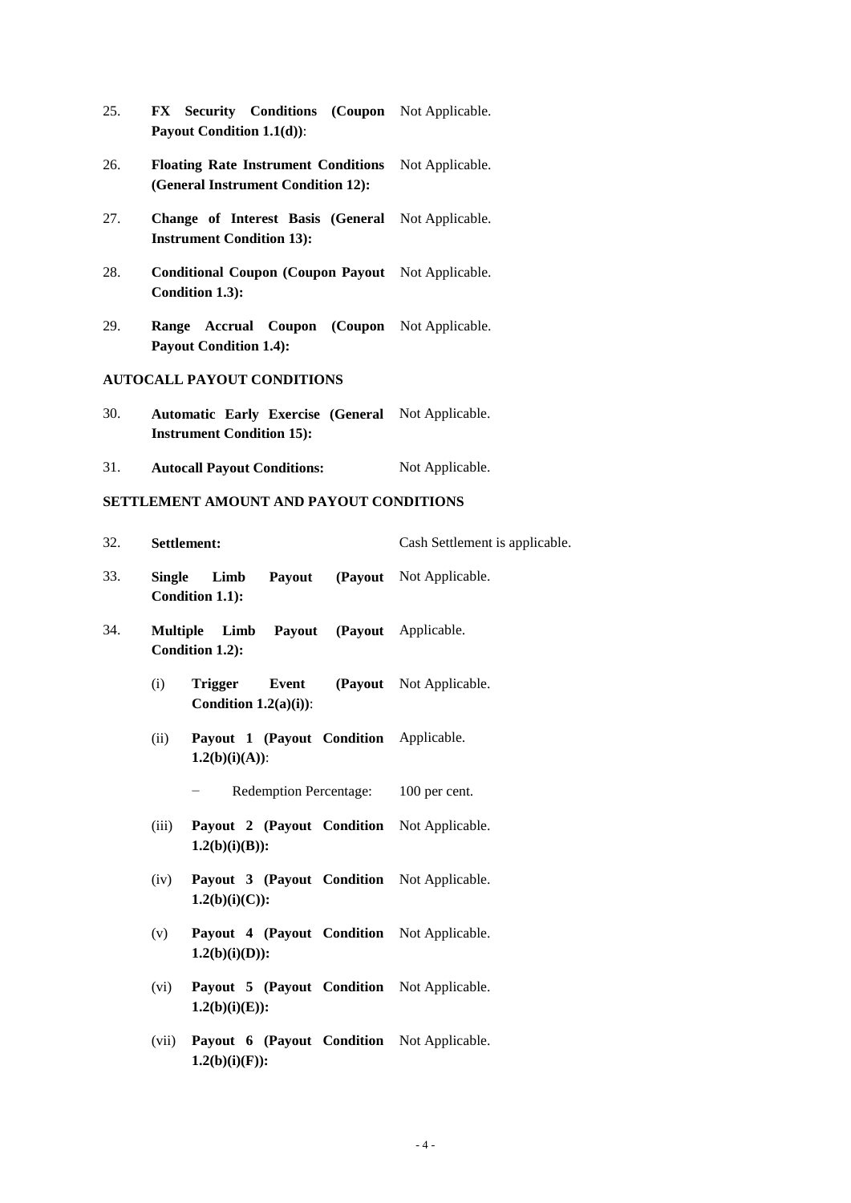| | | |
|---|---|---|
| 25. | **FX Security Conditions (Coupon Payout Condition 1.1(d))**: | Not Applicable. |
| 26. | **Floating Rate Instrument Conditions (General Instrument Condition 12):** | Not Applicable. |
| 27. | **Change of Interest Basis (General Instrument Condition 13):** | Not Applicable. |
| 28. | **Conditional Coupon (Coupon Payout Condition 1.3):** | Not Applicable. |
| 29. | **Range Accrual Coupon (Coupon Payout Condition 1.4):** | Not Applicable. |

**AUTOCALL PAYOUT CONDITIONS**

| | | |
|---|---|---|
| 30. | **Automatic Early Exercise (General Instrument Condition 15):** | Not Applicable. |
| 31. | **Autocall Payout Conditions:** | Not Applicable. |

**SETTLEMENT AMOUNT AND PAYOUT CONDITIONS**

| | | |
|---|---|---|
| 32. | **Settlement:** | Cash Settlement is applicable. |
| 33. | **Single Limb Payout (Payout Condition 1.1):** | Not Applicable. |
| 34. | **Multiple Limb Payout (Payout Condition 1.2):** | Applicable. |
| | (i) **Trigger Event (Payout Condition 1.2(a)(i))**: | Not Applicable. |
| | (ii) **Payout 1 (Payout Condition 1.2(b)(i)(A))**: | Applicable. |
| | − Redemption Percentage: | 100 per cent. |
| | (iii) **Payout 2 (Payout Condition 1.2(b)(i)(B)):** | Not Applicable. |
| | (iv) **Payout 3 (Payout Condition 1.2(b)(i)(C)):** | Not Applicable. |
| | (v) **Payout 4 (Payout Condition 1.2(b)(i)(D)):** | Not Applicable. |
| | (vi) **Payout 5 (Payout Condition 1.2(b)(i)(E)):** | Not Applicable. |
| | (vii) **Payout 6 (Payout Condition 1.2(b)(i)(F)):** | Not Applicable. |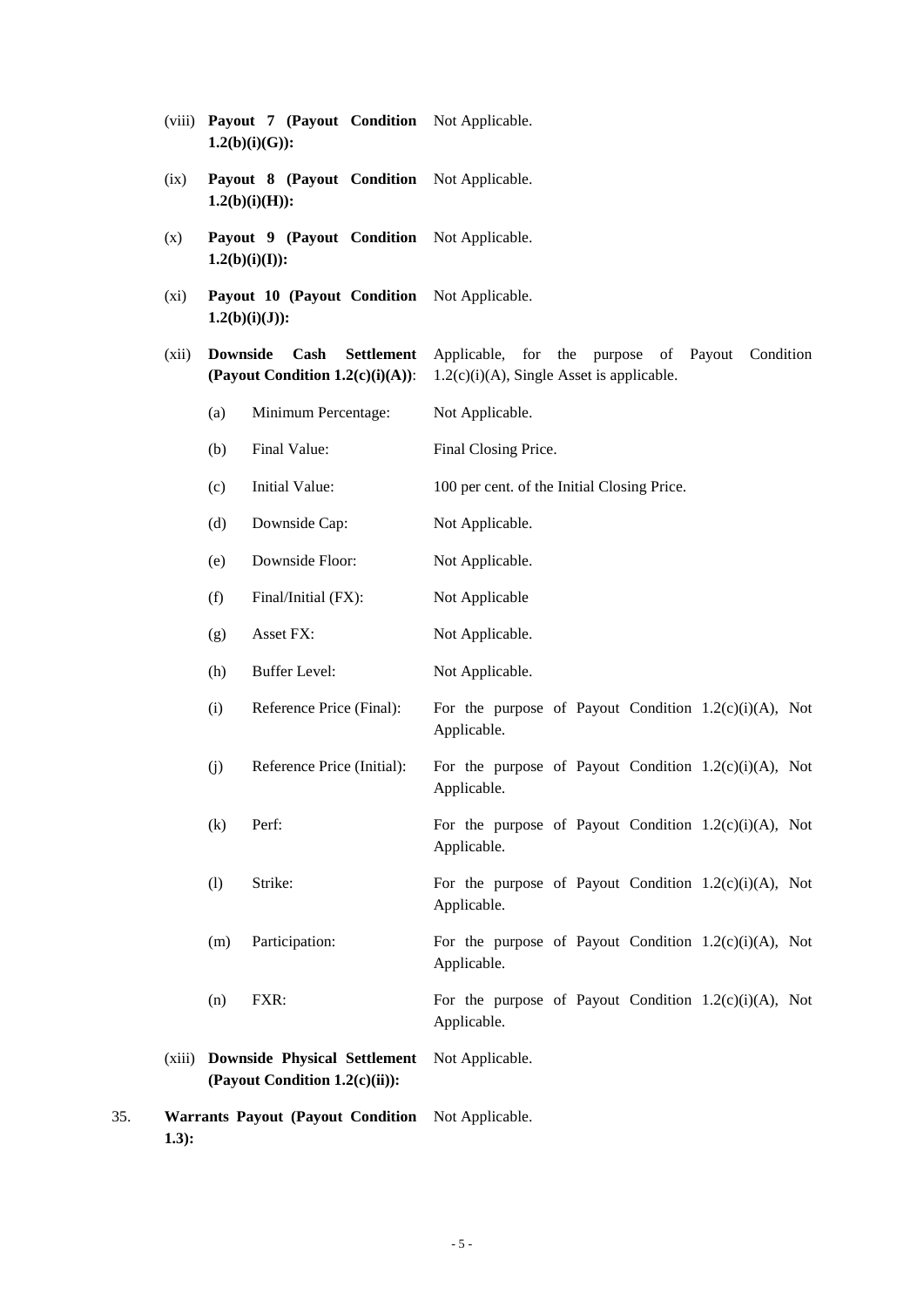| | | | |
|---|---|---|---|
| (viii) | **Payout 7 (Payout Condition 1.2(b)(i)(G)):** | | Not Applicable. |
| (ix) | **Payout 8 (Payout Condition 1.2(b)(i)(H)):** | | Not Applicable. |
| (x) | **Payout 9 (Payout Condition 1.2(b)(i)(I)):** | | Not Applicable. |
| (xi) | **Payout 10 (Payout Condition 1.2(b)(i)(J)):** | | Not Applicable. |
| (xii) | **Downside Cash Settlement (Payout Condition 1.2(c)(i)(A))**: | | Applicable, for the purpose of Payout Condition 1.2(c)(i)(A), Single Asset is applicable. |
| | (a) | Minimum Percentage: | Not Applicable. |
| | (b) | Final Value: | Final Closing Price. |
| | (c) | Initial Value: | 100 per cent. of the Initial Closing Price. |
| | (d) | Downside Cap: | Not Applicable. |
| | (e) | Downside Floor: | Not Applicable. |
| | (f) | Final/Initial (FX): | Not Applicable |
| | (g) | Asset FX: | Not Applicable. |
| | (h) | Buffer Level: | Not Applicable. |
| | (i) | Reference Price (Final): | For the purpose of Payout Condition 1.2(c)(i)(A), Not Applicable. |
| | (j) | Reference Price (Initial): | For the purpose of Payout Condition 1.2(c)(i)(A), Not Applicable. |
| | (k) | Perf: | For the purpose of Payout Condition 1.2(c)(i)(A), Not Applicable. |
| | (l) | Strike: | For the purpose of Payout Condition 1.2(c)(i)(A), Not Applicable. |
| | (m) | Participation: | For the purpose of Payout Condition 1.2(c)(i)(A), Not Applicable. |
| | (n) | FXR: | For the purpose of Payout Condition 1.2(c)(i)(A), Not Applicable. |
| (xiii) | **Downside Physical Settlement (Payout Condition 1.2(c)(ii)):** | | Not Applicable. |

35. **Warrants Payout (Payout Condition 1.3):** Not Applicable.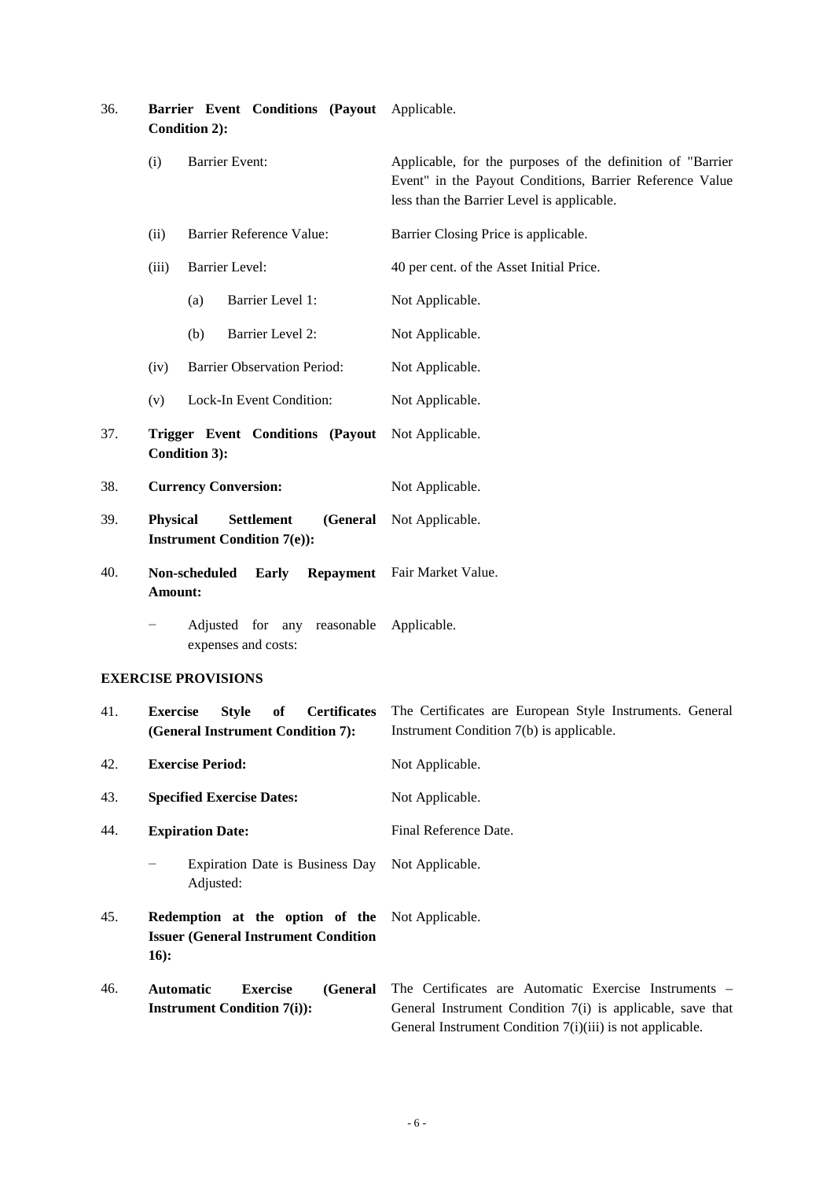| | | |
|---|---|---|
| 36. | **Barrier Event Conditions (Payout Condition 2):** | Applicable. |
| | (i) Barrier Event: | Applicable, for the purposes of the definition of "Barrier Event" in the Payout Conditions, Barrier Reference Value less than the Barrier Level is applicable. |
| | (ii) Barrier Reference Value: | Barrier Closing Price is applicable. |
| | (iii) Barrier Level: | 40 per cent. of the Asset Initial Price. |
| | (a) Barrier Level 1: | Not Applicable. |
| | (b) Barrier Level 2: | Not Applicable. |
| | (iv) Barrier Observation Period: | Not Applicable. |
| | (v) Lock-In Event Condition: | Not Applicable. |
| 37. | **Trigger Event Conditions (Payout Condition 3):** | Not Applicable. |
| 38. | **Currency Conversion:** | Not Applicable. |
| 39. | **Physical Settlement (General Instrument Condition 7(e)):** | Not Applicable. |
| 40. | **Non-scheduled Early Repayment Amount:** | Fair Market Value. |
| | − Adjusted for any reasonable expenses and costs: | Applicable. |

**EXERCISE PROVISIONS**

| | | |
|---|---|---|
| 41. | **Exercise Style of Certificates (General Instrument Condition 7):** | The Certificates are European Style Instruments. General Instrument Condition 7(b) is applicable. |
| 42. | **Exercise Period:** | Not Applicable. |
| 43. | **Specified Exercise Dates:** | Not Applicable. |
| 44. | **Expiration Date:** | Final Reference Date. |
| | − Expiration Date is Business Day Adjusted: | Not Applicable. |
| 45. | **Redemption at the option of the Issuer (General Instrument Condition 16):** | Not Applicable. |
| 46. | **Automatic Exercise (General Instrument Condition 7(i)):** | The Certificates are Automatic Exercise Instruments – General Instrument Condition 7(i) is applicable, save that General Instrument Condition 7(i)(iii) is not applicable. |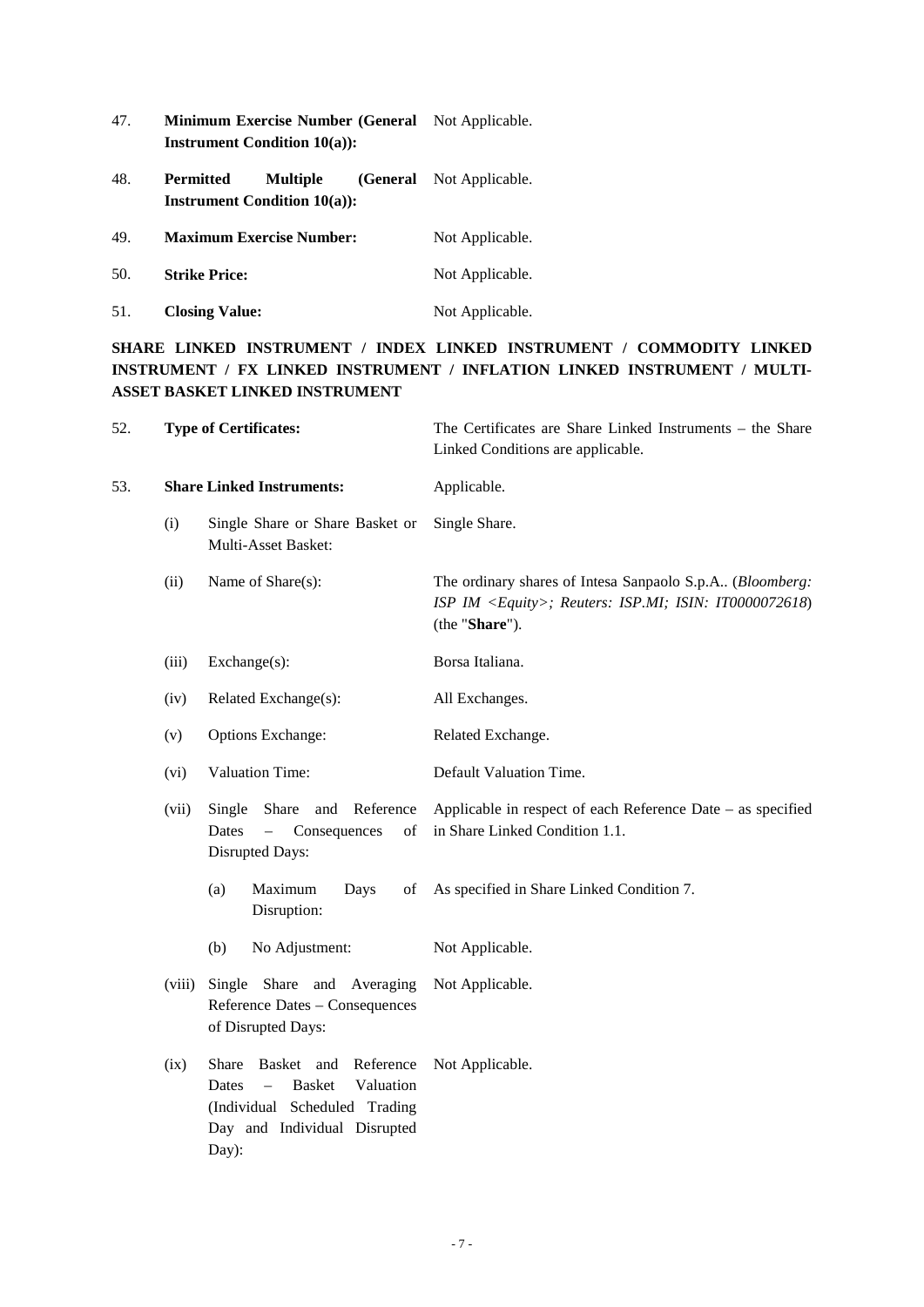47. **Minimum Exercise Number (General Instrument Condition 10(a)):** Not Applicable.

48. **Permitted Multiple (General Instrument Condition 10(a)):** Not Applicable.

49. **Maximum Exercise Number:** Not Applicable.

50. **Strike Price:** Not Applicable.

51. **Closing Value:** Not Applicable.

**SHARE LINKED INSTRUMENT / INDEX LINKED INSTRUMENT / COMMODITY LINKED INSTRUMENT / FX LINKED INSTRUMENT / INFLATION LINKED INSTRUMENT / MULTI-ASSET BASKET LINKED INSTRUMENT**

52. **Type of Certificates:** The Certificates are Share Linked Instruments – the Share Linked Conditions are applicable.

53. **Share Linked Instruments:** Applicable.

    (i) Single Share or Share Basket or Multi-Asset Basket: Single Share.

    (ii) Name of Share(s): The ordinary shares of Intesa Sanpaolo S.p.A.. (*Bloomberg: ISP IM <Equity>; Reuters: ISP.MI; ISIN: IT0000072618*) (the "**Share**").

    (iii) Exchange(s): Borsa Italiana.

    (iv) Related Exchange(s): All Exchanges.

    (v) Options Exchange: Related Exchange.

    (vi) Valuation Time: Default Valuation Time.

    (vii) Single Share and Reference Dates – Consequences of Disrupted Days: Applicable in respect of each Reference Date – as specified in Share Linked Condition 1.1.

    (a) Maximum Days of Disruption: As specified in Share Linked Condition 7.

    (b) No Adjustment: Not Applicable.

    (viii) Single Share and Averaging Reference Dates – Consequences of Disrupted Days: Not Applicable.

    (ix) Share Basket and Reference Dates – Basket Valuation (Individual Scheduled Trading Day and Individual Disrupted Day): Not Applicable.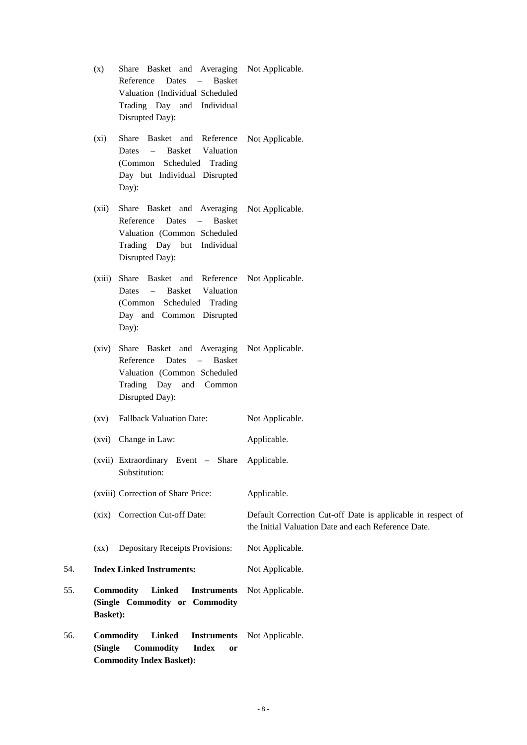| | | |
|---|---|---|
| | (x) Share Basket and Averaging Reference Dates – Basket Valuation (Individual Scheduled Trading Day and Individual Disrupted Day): | Not Applicable. |
| | (xi) Share Basket and Reference Dates – Basket Valuation (Common Scheduled Trading Day but Individual Disrupted Day): | Not Applicable. |
| | (xii) Share Basket and Averaging Reference Dates – Basket Valuation (Common Scheduled Trading Day but Individual Disrupted Day): | Not Applicable. |
| | (xiii) Share Basket and Reference Dates – Basket Valuation (Common Scheduled Trading Day and Common Disrupted Day): | Not Applicable. |
| | (xiv) Share Basket and Averaging Reference Dates – Basket Valuation (Common Scheduled Trading Day and Common Disrupted Day): | Not Applicable. |
| | (xv) Fallback Valuation Date: | Not Applicable. |
| | (xvi) Change in Law: | Applicable. |
| | (xvii) Extraordinary Event – Share Substitution: | Applicable. |
| | (xviii) Correction of Share Price: | Applicable. |
| | (xix) Correction Cut-off Date: | Default Correction Cut-off Date is applicable in respect of the Initial Valuation Date and each Reference Date. |
| | (xx) Depositary Receipts Provisions: | Not Applicable. |
| 54. | **Index Linked Instruments:** | Not Applicable. |
| 55. | **Commodity Linked Instruments (Single Commodity or Commodity Basket):** | Not Applicable. |
| 56. | **Commodity Linked Instruments (Single Commodity Index or Commodity Index Basket):** | Not Applicable. |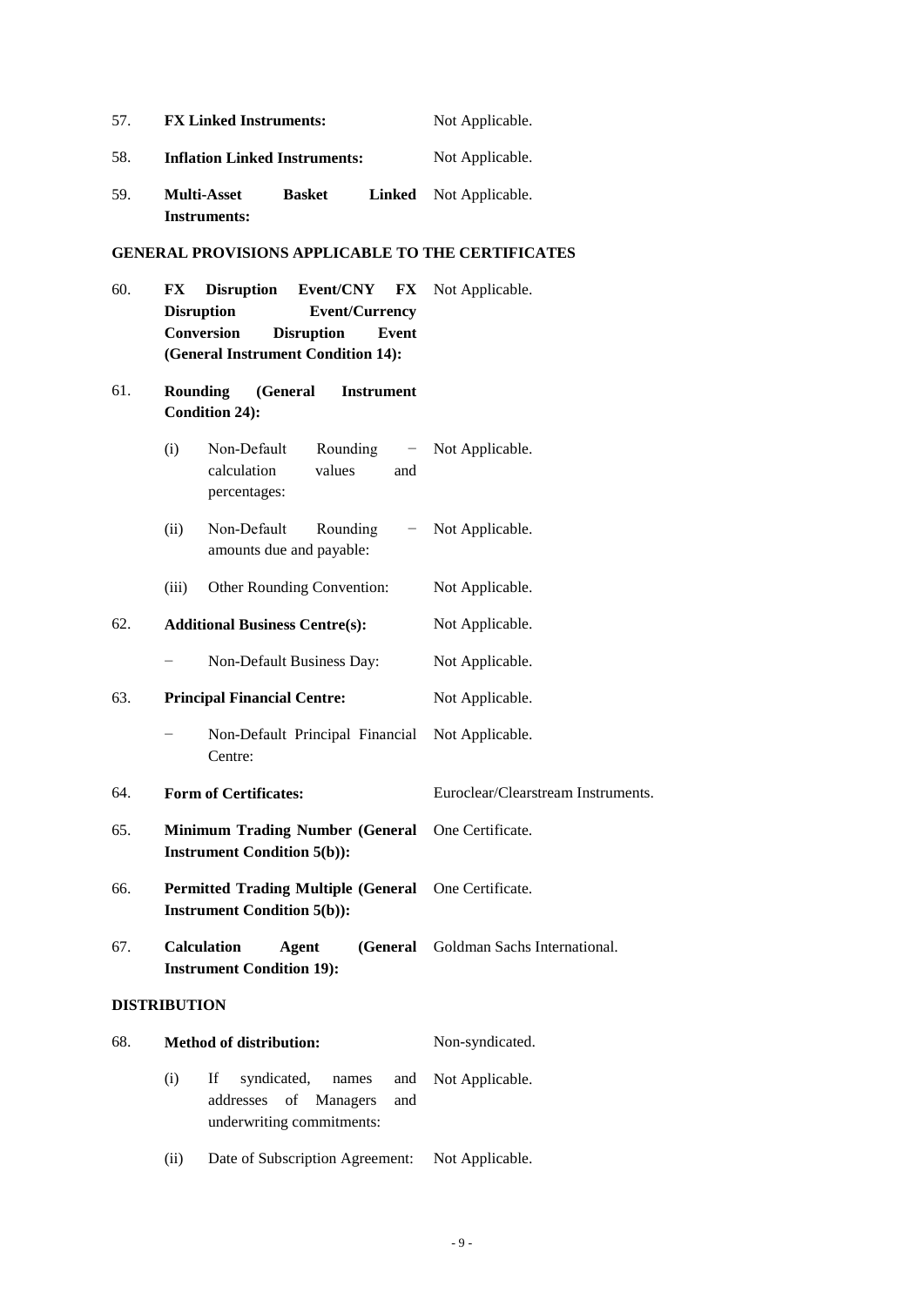57. **FX Linked Instruments:** Not Applicable.

58. **Inflation Linked Instruments:** Not Applicable.

59. **Multi-Asset Basket Linked Instruments:** Not Applicable.

**GENERAL PROVISIONS APPLICABLE TO THE CERTIFICATES**

60. **FX Disruption Event/CNY FX Disruption Event/Currency Conversion Disruption Event (General Instrument Condition 14):** Not Applicable.

61. **Rounding (General Instrument Condition 24):**

    (i) Non-Default Rounding − calculation values and percentages: Not Applicable.

    (ii) Non-Default Rounding − amounts due and payable: Not Applicable.

    (iii) Other Rounding Convention: Not Applicable.

62. **Additional Business Centre(s):** Not Applicable.

    − Non-Default Business Day: Not Applicable.

63. **Principal Financial Centre:** Not Applicable.

    − Non-Default Principal Financial Centre: Not Applicable.

64. **Form of Certificates:** Euroclear/Clearstream Instruments.

65. **Minimum Trading Number (General Instrument Condition 5(b)):** One Certificate.

66. **Permitted Trading Multiple (General Instrument Condition 5(b)):** One Certificate.

67. **Calculation Agent (General Instrument Condition 19):** Goldman Sachs International.

**DISTRIBUTION**

68. **Method of distribution:** Non-syndicated.

    (i) If syndicated, names and addresses of Managers and underwriting commitments: Not Applicable.

    (ii) Date of Subscription Agreement: Not Applicable.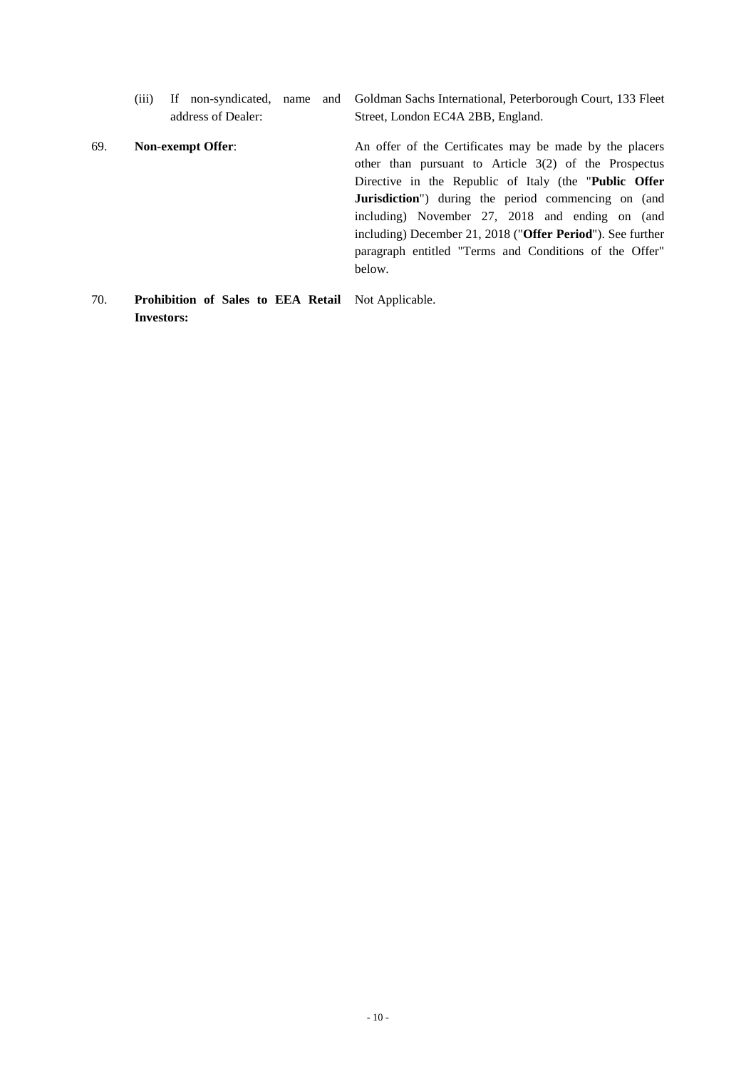| | | |
|---|---|---|
| | (iii) If non-syndicated, name and address of Dealer: | Goldman Sachs International, Peterborough Court, 133 Fleet Street, London EC4A 2BB, England. |
| 69. | **Non-exempt Offer**: | An offer of the Certificates may be made by the placers other than pursuant to Article 3(2) of the Prospectus Directive in the Republic of Italy (the "**Public Offer Jurisdiction**") during the period commencing on (and including) November 27, 2018 and ending on (and including) December 21, 2018 ("**Offer Period**"). See further paragraph entitled "Terms and Conditions of the Offer" below. |
| 70. | **Prohibition of Sales to EEA Retail Investors:** | Not Applicable. |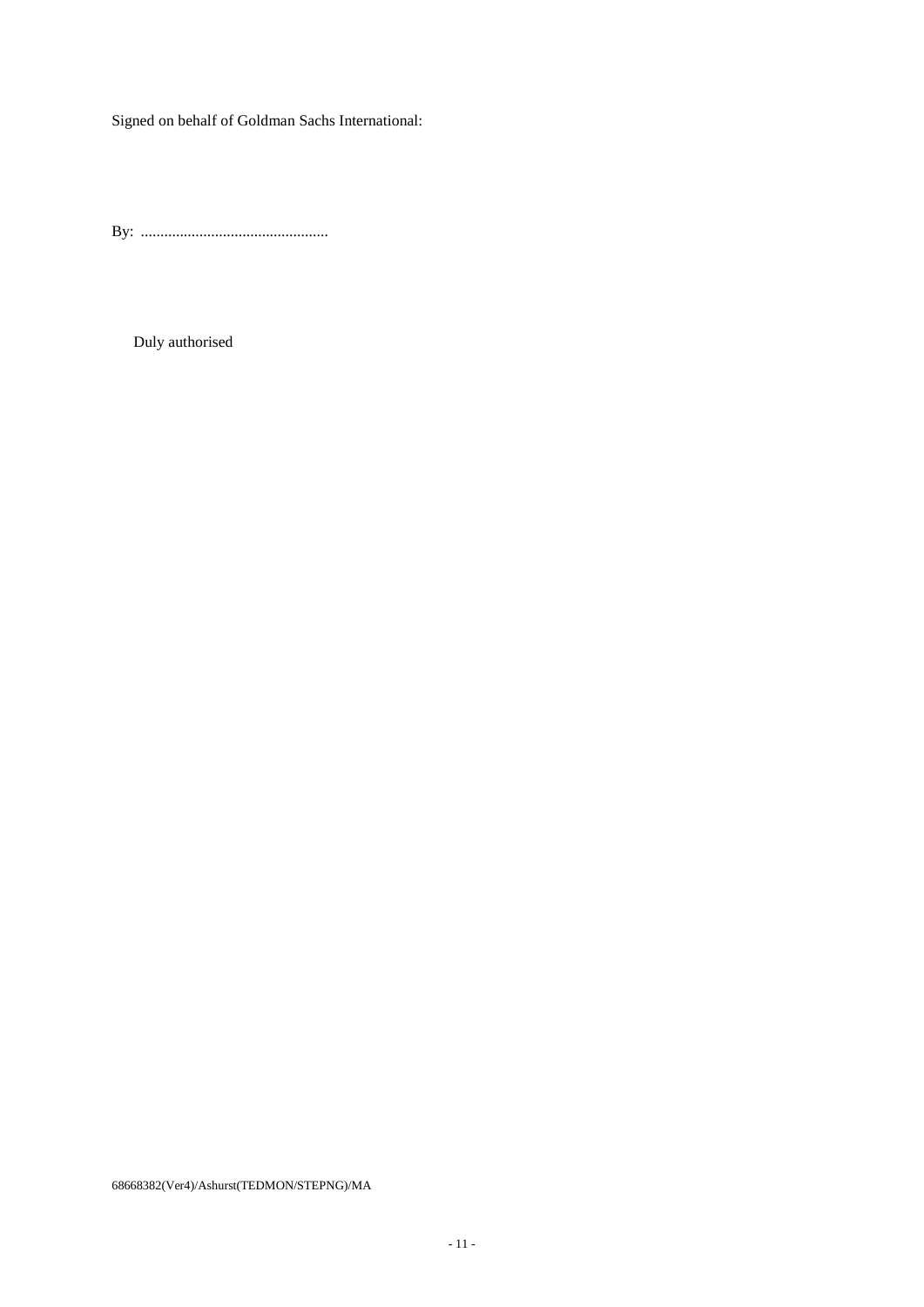Signed on behalf of Goldman Sachs International:

By: ................................................

Duly authorised

68668382(Ver4)/Ashurst(TEDMON/STEPNG)/MA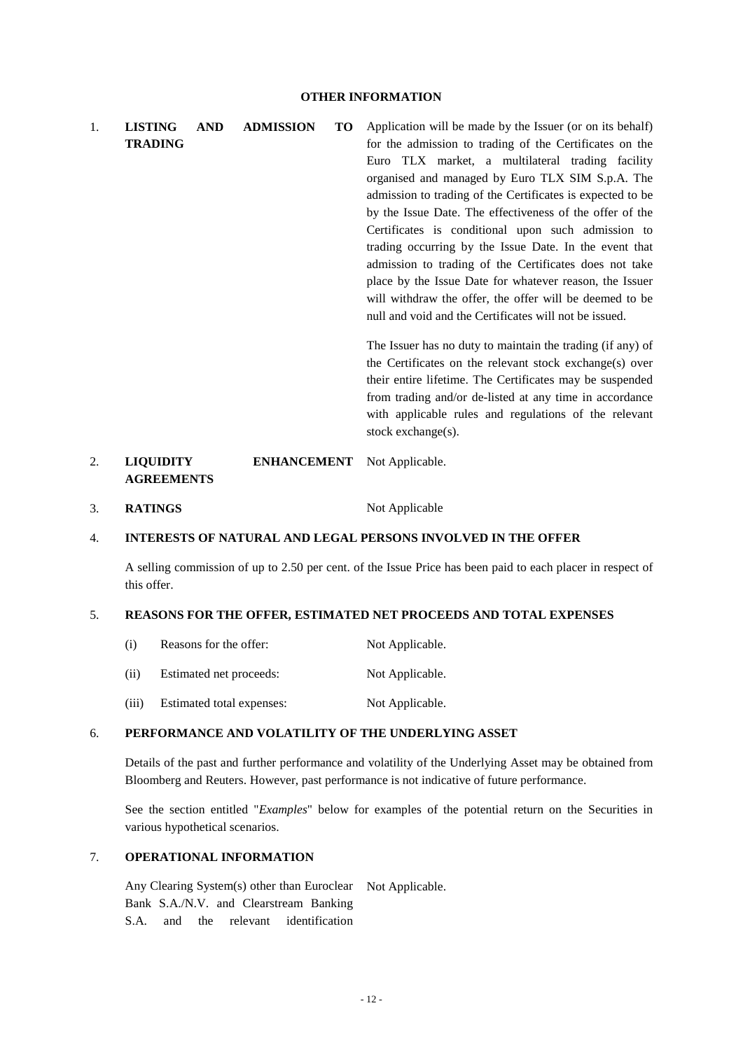## OTHER INFORMATION

| | | |
|---|---|---|
| 1. | **LISTING AND ADMISSION TO TRADING** | Application will be made by the Issuer (or on its behalf) for the admission to trading of the Certificates on the Euro TLX market, a multilateral trading facility organised and managed by Euro TLX SIM S.p.A. The admission to trading of the Certificates is expected to be by the Issue Date. The effectiveness of the offer of the Certificates is conditional upon such admission to trading occurring by the Issue Date. In the event that admission to trading of the Certificates does not take place by the Issue Date for whatever reason, the Issuer will withdraw the offer, the offer will be deemed to be null and void and the Certificates will not be issued.<br><br>The Issuer has no duty to maintain the trading (if any) of the Certificates on the relevant stock exchange(s) over their entire lifetime. The Certificates may be suspended from trading and/or de-listed at any time in accordance with applicable rules and regulations of the relevant stock exchange(s). |
| 2. | **LIQUIDITY ENHANCEMENT AGREEMENTS** | Not Applicable. |
| 3. | **RATINGS** | Not Applicable |

4. **INTERESTS OF NATURAL AND LEGAL PERSONS INVOLVED IN THE OFFER**

A selling commission of up to 2.50 per cent. of the Issue Price has been paid to each placer in respect of this offer.

5. **REASONS FOR THE OFFER, ESTIMATED NET PROCEEDS AND TOTAL EXPENSES**

| | | |
|---|---|---|
| (i) | Reasons for the offer: | Not Applicable. |
| (ii) | Estimated net proceeds: | Not Applicable. |
| (iii) | Estimated total expenses: | Not Applicable. |

6. **PERFORMANCE AND VOLATILITY OF THE UNDERLYING ASSET**

Details of the past and further performance and volatility of the Underlying Asset may be obtained from Bloomberg and Reuters. However, past performance is not indicative of future performance.

See the section entitled "*Examples*" below for examples of the potential return on the Securities in various hypothetical scenarios.

7. **OPERATIONAL INFORMATION**

| | |
|---|---|
| Any Clearing System(s) other than Euroclear Bank S.A./N.V. and Clearstream Banking S.A. and the relevant identification | Not Applicable. |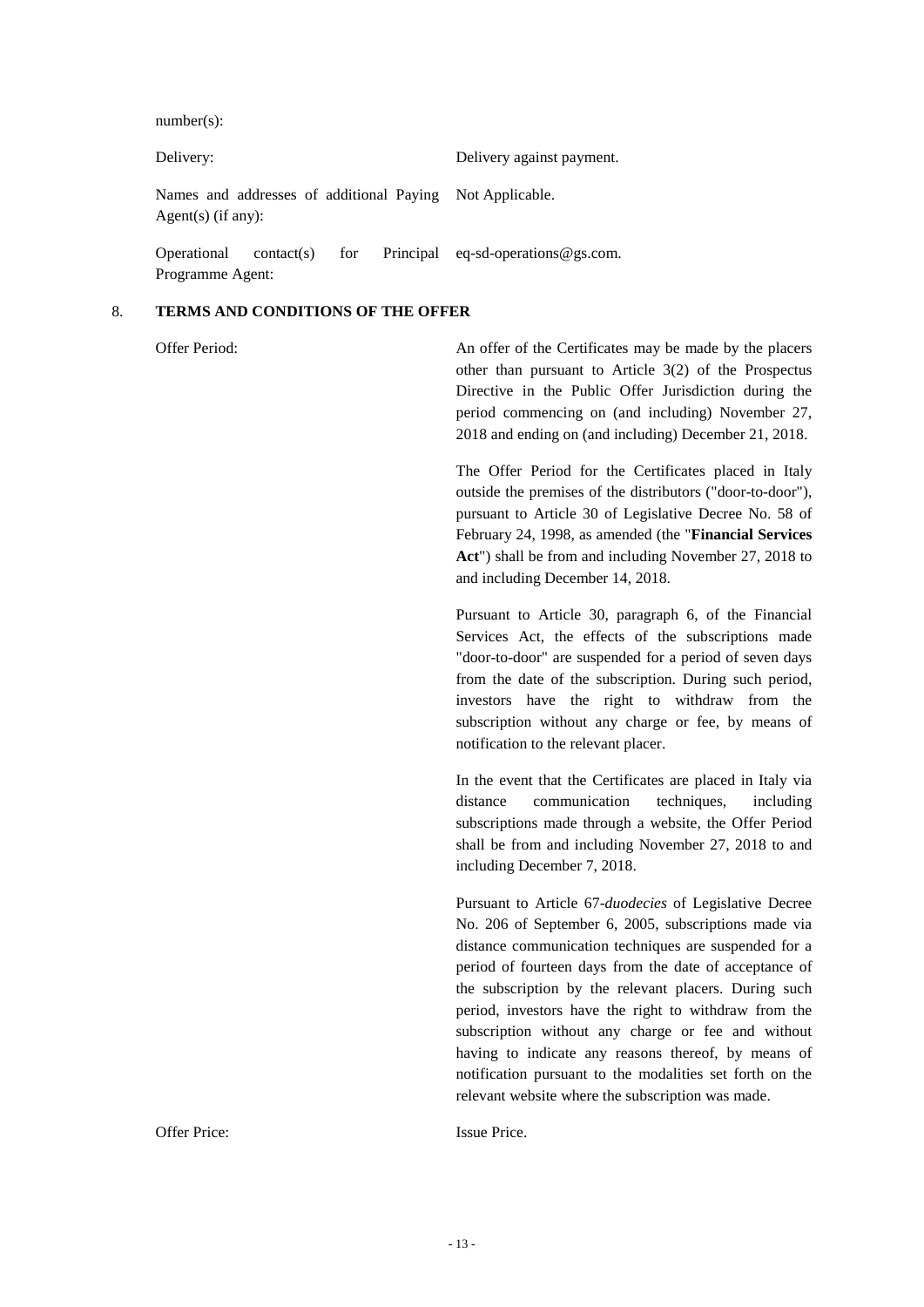number(s):

| | |
|---|---|
| Delivery: | Delivery against payment. |
| Names and addresses of additional Paying Agent(s) (if any): | Not Applicable. |
| Operational contact(s) for Principal Programme Agent: | eq-sd-operations@gs.com. |

## 8. TERMS AND CONDITIONS OF THE OFFER

Offer Period:

An offer of the Certificates may be made by the placers other than pursuant to Article 3(2) of the Prospectus Directive in the Public Offer Jurisdiction during the period commencing on (and including) November 27, 2018 and ending on (and including) December 21, 2018.

The Offer Period for the Certificates placed in Italy outside the premises of the distributors ("door-to-door"), pursuant to Article 30 of Legislative Decree No. 58 of February 24, 1998, as amended (the "**Financial Services Act**") shall be from and including November 27, 2018 to and including December 14, 2018.

Pursuant to Article 30, paragraph 6, of the Financial Services Act, the effects of the subscriptions made "door-to-door" are suspended for a period of seven days from the date of the subscription. During such period, investors have the right to withdraw from the subscription without any charge or fee, by means of notification to the relevant placer.

In the event that the Certificates are placed in Italy via distance communication techniques, including subscriptions made through a website, the Offer Period shall be from and including November 27, 2018 to and including December 7, 2018.

Pursuant to Article 67-*duodecies* of Legislative Decree No. 206 of September 6, 2005, subscriptions made via distance communication techniques are suspended for a period of fourteen days from the date of acceptance of the subscription by the relevant placers. During such period, investors have the right to withdraw from the subscription without any charge or fee and without having to indicate any reasons thereof, by means of notification pursuant to the modalities set forth on the relevant website where the subscription was made.

Offer Price: Issue Price.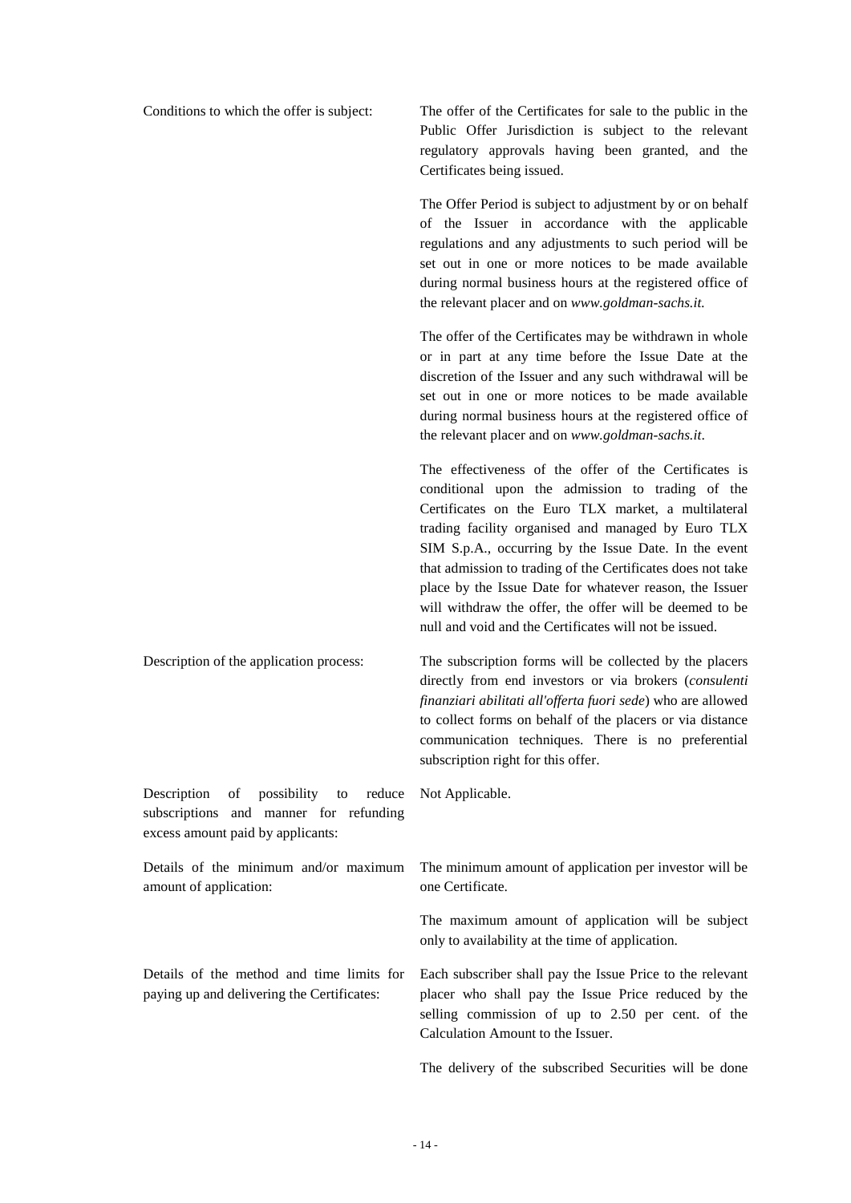| | |
|---|---|
| Conditions to which the offer is subject: | The offer of the Certificates for sale to the public in the Public Offer Jurisdiction is subject to the relevant regulatory approvals having been granted, and the Certificates being issued.<br><br>The Offer Period is subject to adjustment by or on behalf of the Issuer in accordance with the applicable regulations and any adjustments to such period will be set out in one or more notices to be made available during normal business hours at the registered office of the relevant placer and on *www.goldman-sachs.it*.<br><br>The offer of the Certificates may be withdrawn in whole or in part at any time before the Issue Date at the discretion of the Issuer and any such withdrawal will be set out in one or more notices to be made available during normal business hours at the registered office of the relevant placer and on *www.goldman-sachs.it*.<br><br>The effectiveness of the offer of the Certificates is conditional upon the admission to trading of the Certificates on the Euro TLX market, a multilateral trading facility organised and managed by Euro TLX SIM S.p.A., occurring by the Issue Date. In the event that admission to trading of the Certificates does not take place by the Issue Date for whatever reason, the Issuer will withdraw the offer, the offer will be deemed to be null and void and the Certificates will not be issued. |
| Description of the application process: | The subscription forms will be collected by the placers directly from end investors or via brokers (*consulenti finanziari abilitati all'offerta fuori sede*) who are allowed to collect forms on behalf of the placers or via distance communication techniques. There is no preferential subscription right for this offer. |
| Description of possibility to reduce subscriptions and manner for refunding excess amount paid by applicants: | Not Applicable. |
| Details of the minimum and/or maximum amount of application: | The minimum amount of application per investor will be one Certificate.<br><br>The maximum amount of application will be subject only to availability at the time of application. |
| Details of the method and time limits for paying up and delivering the Certificates: | Each subscriber shall pay the Issue Price to the relevant placer who shall pay the Issue Price reduced by the selling commission of up to 2.50 per cent. of the Calculation Amount to the Issuer.<br><br>The delivery of the subscribed Securities will be done |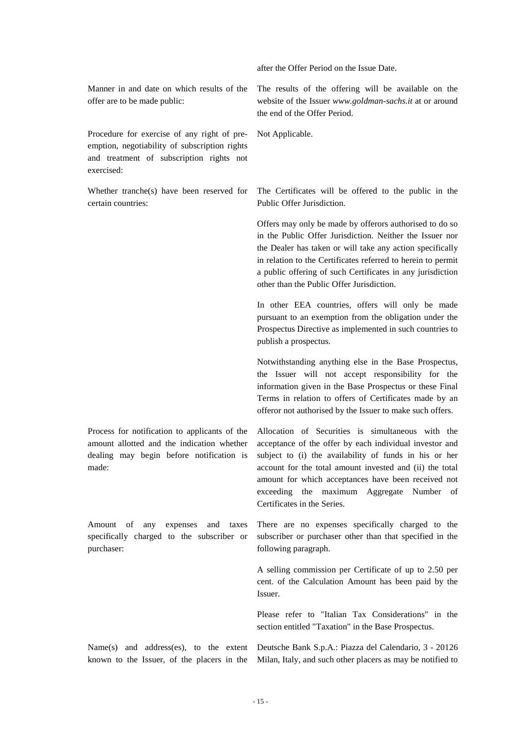| | |
|---|---|
| | after the Offer Period on the Issue Date. |
| Manner in and date on which results of the offer are to be made public: | The results of the offering will be available on the website of the Issuer *www.goldman-sachs.it* at or around the end of the Offer Period. |
| Procedure for exercise of any right of pre-emption, negotiability of subscription rights and treatment of subscription rights not exercised: | Not Applicable. |
| Whether tranche(s) have been reserved for certain countries: | The Certificates will be offered to the public in the Public Offer Jurisdiction.<br><br>Offers may only be made by offerors authorised to do so in the Public Offer Jurisdiction. Neither the Issuer nor the Dealer has taken or will take any action specifically in relation to the Certificates referred to herein to permit a public offering of such Certificates in any jurisdiction other than the Public Offer Jurisdiction.<br><br>In other EEA countries, offers will only be made pursuant to an exemption from the obligation under the Prospectus Directive as implemented in such countries to publish a prospectus.<br><br>Notwithstanding anything else in the Base Prospectus, the Issuer will not accept responsibility for the information given in the Base Prospectus or these Final Terms in relation to offers of Certificates made by an offeror not authorised by the Issuer to make such offers. |
| Process for notification to applicants of the amount allotted and the indication whether dealing may begin before notification is made: | Allocation of Securities is simultaneous with the acceptance of the offer by each individual investor and subject to (i) the availability of funds in his or her account for the total amount invested and (ii) the total amount for which acceptances have been received not exceeding the maximum Aggregate Number of Certificates in the Series. |
| Amount of any expenses and taxes specifically charged to the subscriber or purchaser: | There are no expenses specifically charged to the subscriber or purchaser other than that specified in the following paragraph.<br><br>A selling commission per Certificate of up to 2.50 per cent. of the Calculation Amount has been paid by the Issuer.<br><br>Please refer to "Italian Tax Considerations" in the section entitled "Taxation" in the Base Prospectus. |
| Name(s) and address(es), to the extent known to the Issuer, of the placers in the | Deutsche Bank S.p.A.: Piazza del Calendario, 3 - 20126 Milan, Italy, and such other placers as may be notified to |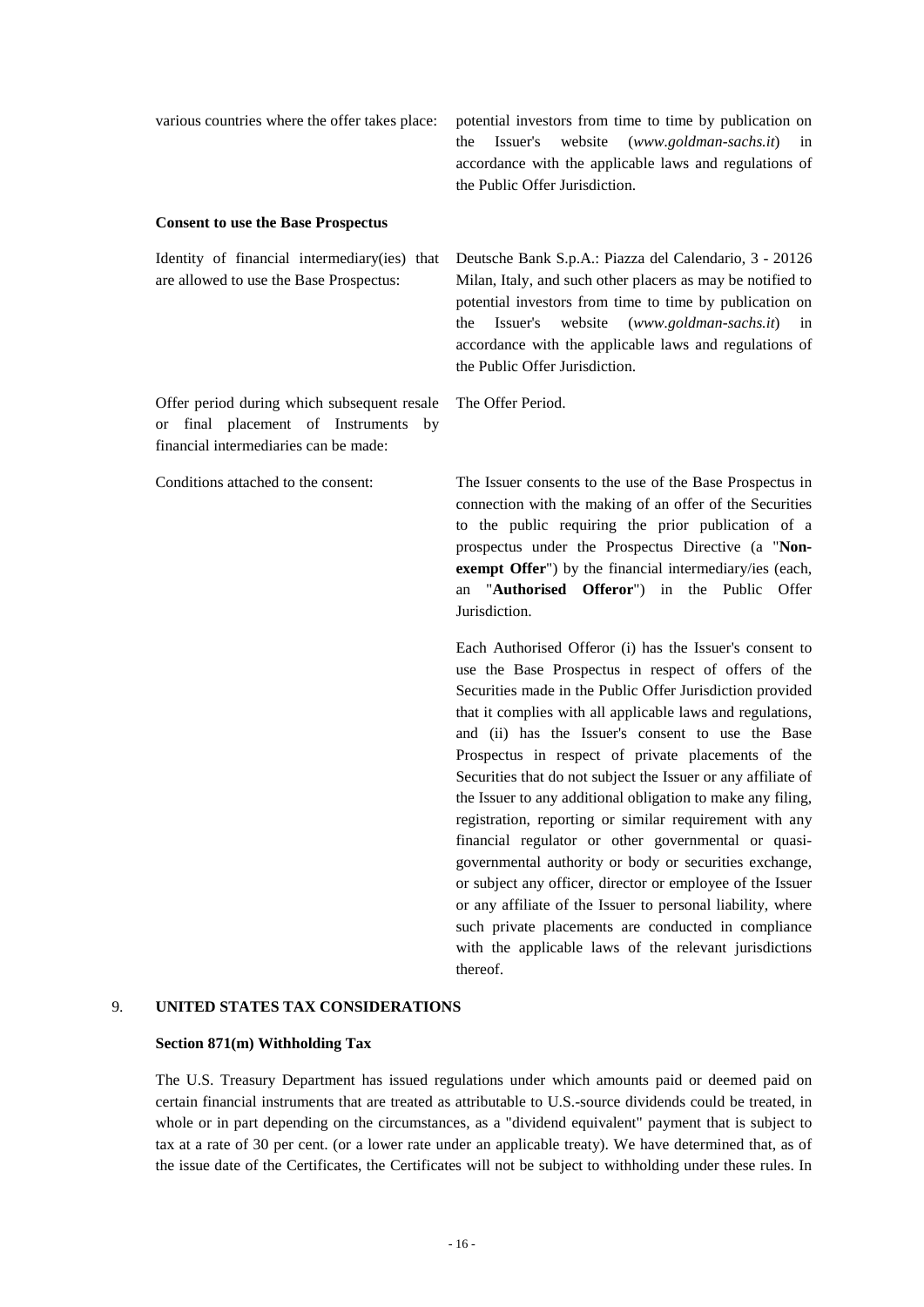| | |
|---|---|
| various countries where the offer takes place: | potential investors from time to time by publication on the Issuer's website (*www.goldman-sachs.it*) in accordance with the applicable laws and regulations of the Public Offer Jurisdiction. |

**Consent to use the Base Prospectus**

| | |
|---|---|
| Identity of financial intermediary(ies) that are allowed to use the Base Prospectus: | Deutsche Bank S.p.A.: Piazza del Calendario, 3 - 20126 Milan, Italy, and such other placers as may be notified to potential investors from time to time by publication on the Issuer's website (*www.goldman-sachs.it*) in accordance with the applicable laws and regulations of the Public Offer Jurisdiction. |
| Offer period during which subsequent resale or final placement of Instruments by financial intermediaries can be made: | The Offer Period. |
| Conditions attached to the consent: | The Issuer consents to the use of the Base Prospectus in connection with the making of an offer of the Securities to the public requiring the prior publication of a prospectus under the Prospectus Directive (a "**Non-exempt Offer**") by the financial intermediary/ies (each, an "**Authorised Offeror**") in the Public Offer Jurisdiction.<br><br>Each Authorised Offeror (i) has the Issuer's consent to use the Base Prospectus in respect of offers of the Securities made in the Public Offer Jurisdiction provided that it complies with all applicable laws and regulations, and (ii) has the Issuer's consent to use the Base Prospectus in respect of private placements of the Securities that do not subject the Issuer or any affiliate of the Issuer to any additional obligation to make any filing, registration, reporting or similar requirement with any financial regulator or other governmental or quasi-governmental authority or body or securities exchange, or subject any officer, director or employee of the Issuer or any affiliate of the Issuer to personal liability, where such private placements are conducted in compliance with the applicable laws of the relevant jurisdictions thereof. |

## 9. UNITED STATES TAX CONSIDERATIONS

**Section 871(m) Withholding Tax**

The U.S. Treasury Department has issued regulations under which amounts paid or deemed paid on certain financial instruments that are treated as attributable to U.S.-source dividends could be treated, in whole or in part depending on the circumstances, as a "dividend equivalent" payment that is subject to tax at a rate of 30 per cent. (or a lower rate under an applicable treaty). We have determined that, as of the issue date of the Certificates, the Certificates will not be subject to withholding under these rules. In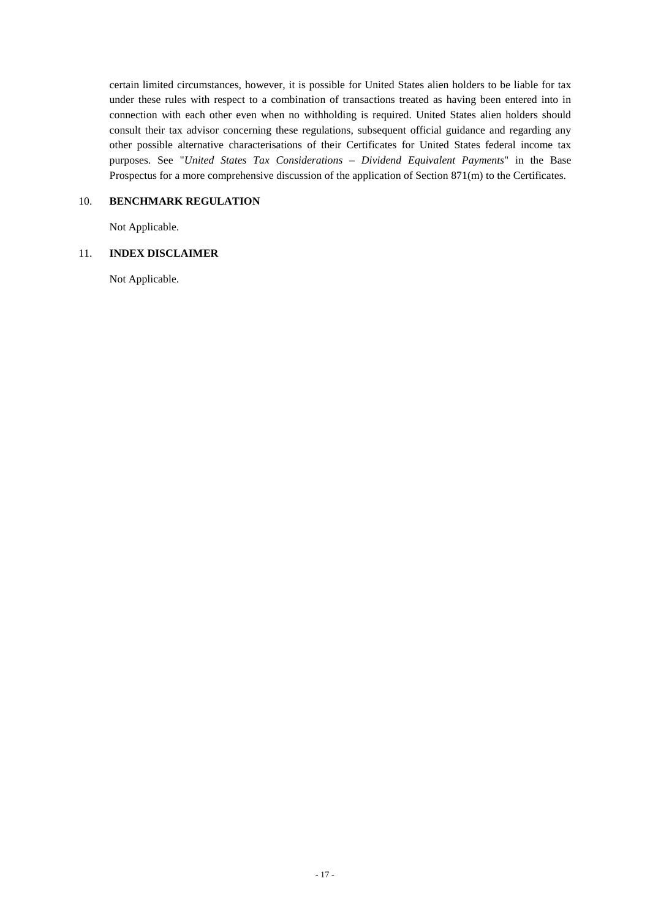certain limited circumstances, however, it is possible for United States alien holders to be liable for tax under these rules with respect to a combination of transactions treated as having been entered into in connection with each other even when no withholding is required. United States alien holders should consult their tax advisor concerning these regulations, subsequent official guidance and regarding any other possible alternative characterisations of their Certificates for United States federal income tax purposes. See "*United States Tax Considerations – Dividend Equivalent Payments*" in the Base Prospectus for a more comprehensive discussion of the application of Section 871(m) to the Certificates.

## 10. BENCHMARK REGULATION

Not Applicable.

## 11. INDEX DISCLAIMER

Not Applicable.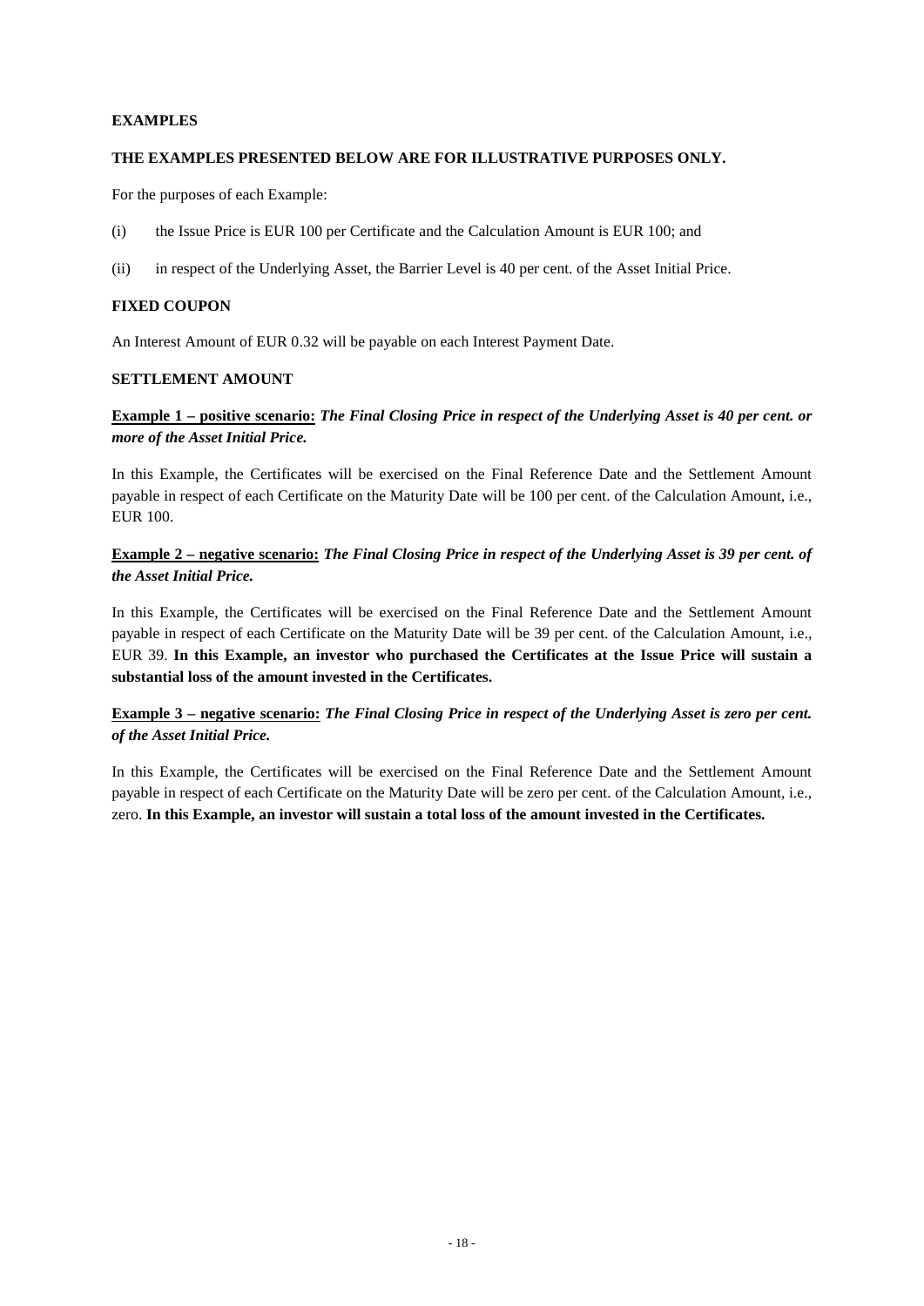**EXAMPLES**

**THE EXAMPLES PRESENTED BELOW ARE FOR ILLUSTRATIVE PURPOSES ONLY.**

For the purposes of each Example:

(i) the Issue Price is EUR 100 per Certificate and the Calculation Amount is EUR 100; and

(ii) in respect of the Underlying Asset, the Barrier Level is 40 per cent. of the Asset Initial Price.

**FIXED COUPON**

An Interest Amount of EUR 0.32 will be payable on each Interest Payment Date.

**SETTLEMENT AMOUNT**

**Example 1 – positive scenario:** ***The Final Closing Price in respect of the Underlying Asset is 40 per cent. or more of the Asset Initial Price.***

In this Example, the Certificates will be exercised on the Final Reference Date and the Settlement Amount payable in respect of each Certificate on the Maturity Date will be 100 per cent. of the Calculation Amount, i.e., EUR 100.

**Example 2 – negative scenario:** ***The Final Closing Price in respect of the Underlying Asset is 39 per cent. of the Asset Initial Price.***

In this Example, the Certificates will be exercised on the Final Reference Date and the Settlement Amount payable in respect of each Certificate on the Maturity Date will be 39 per cent. of the Calculation Amount, i.e., EUR 39. **In this Example, an investor who purchased the Certificates at the Issue Price will sustain a substantial loss of the amount invested in the Certificates.**

**Example 3 – negative scenario:** ***The Final Closing Price in respect of the Underlying Asset is zero per cent. of the Asset Initial Price.***

In this Example, the Certificates will be exercised on the Final Reference Date and the Settlement Amount payable in respect of each Certificate on the Maturity Date will be zero per cent. of the Calculation Amount, i.e., zero. **In this Example, an investor will sustain a total loss of the amount invested in the Certificates.**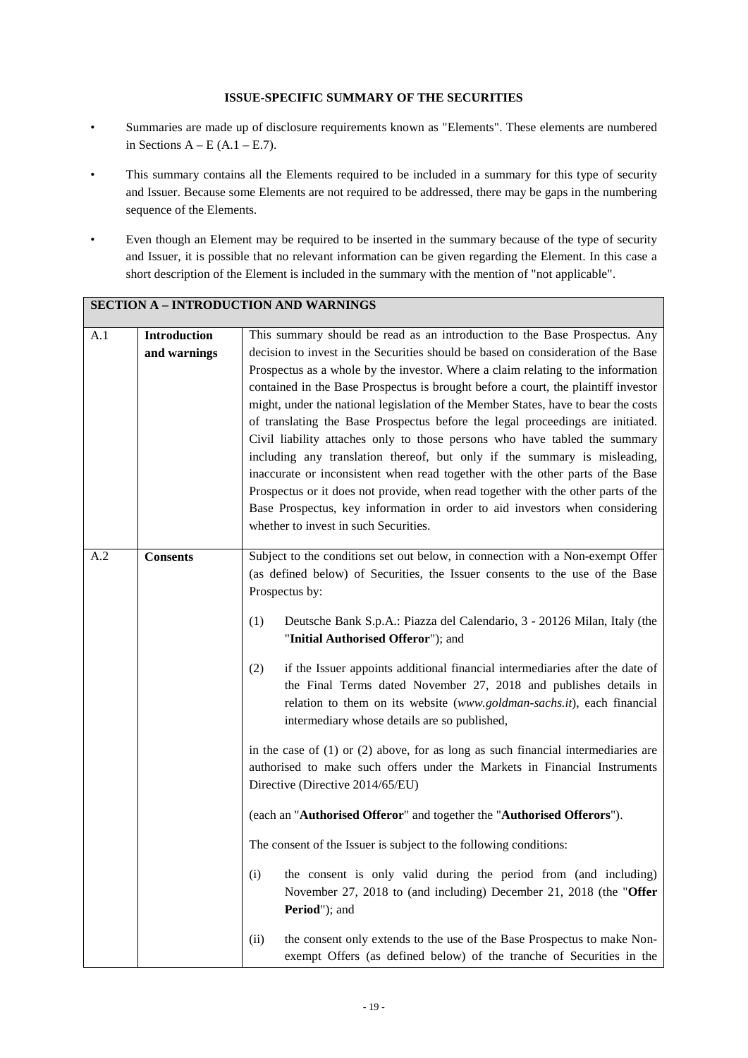**ISSUE-SPECIFIC SUMMARY OF THE SECURITIES**

- Summaries are made up of disclosure requirements known as "Elements". These elements are numbered in Sections A – E (A.1 – E.7).
- This summary contains all the Elements required to be included in a summary for this type of security and Issuer. Because some Elements are not required to be addressed, there may be gaps in the numbering sequence of the Elements.
- Even though an Element may be required to be inserted in the summary because of the type of security and Issuer, it is possible that no relevant information can be given regarding the Element. In this case a short description of the Element is included in the summary with the mention of "not applicable".

| **SECTION A – INTRODUCTION AND WARNINGS** | | |
|---|---|---|
| A.1 | **Introduction and warnings** | This summary should be read as an introduction to the Base Prospectus. Any decision to invest in the Securities should be based on consideration of the Base Prospectus as a whole by the investor. Where a claim relating to the information contained in the Base Prospectus is brought before a court, the plaintiff investor might, under the national legislation of the Member States, have to bear the costs of translating the Base Prospectus before the legal proceedings are initiated. Civil liability attaches only to those persons who have tabled the summary including any translation thereof, but only if the summary is misleading, inaccurate or inconsistent when read together with the other parts of the Base Prospectus or it does not provide, when read together with the other parts of the Base Prospectus, key information in order to aid investors when considering whether to invest in such Securities. |
| A.2 | **Consents** | Subject to the conditions set out below, in connection with a Non-exempt Offer (as defined below) of Securities, the Issuer consents to the use of the Base Prospectus by:<br><br>(1) Deutsche Bank S.p.A.: Piazza del Calendario, 3 - 20126 Milan, Italy (the "**Initial Authorised Offeror**"); and<br><br>(2) if the Issuer appoints additional financial intermediaries after the date of the Final Terms dated November 27, 2018 and publishes details in relation to them on its website (*www.goldman-sachs.it*), each financial intermediary whose details are so published,<br><br>in the case of (1) or (2) above, for as long as such financial intermediaries are authorised to make such offers under the Markets in Financial Instruments Directive (Directive 2014/65/EU)<br><br>(each an "**Authorised Offeror**" and together the "**Authorised Offerors**").<br><br>The consent of the Issuer is subject to the following conditions:<br><br>(i) the consent is only valid during the period from (and including) November 27, 2018 to (and including) December 21, 2018 (the "**Offer Period**"); and<br><br>(ii) the consent only extends to the use of the Base Prospectus to make Non-exempt Offers (as defined below) of the tranche of Securities in the |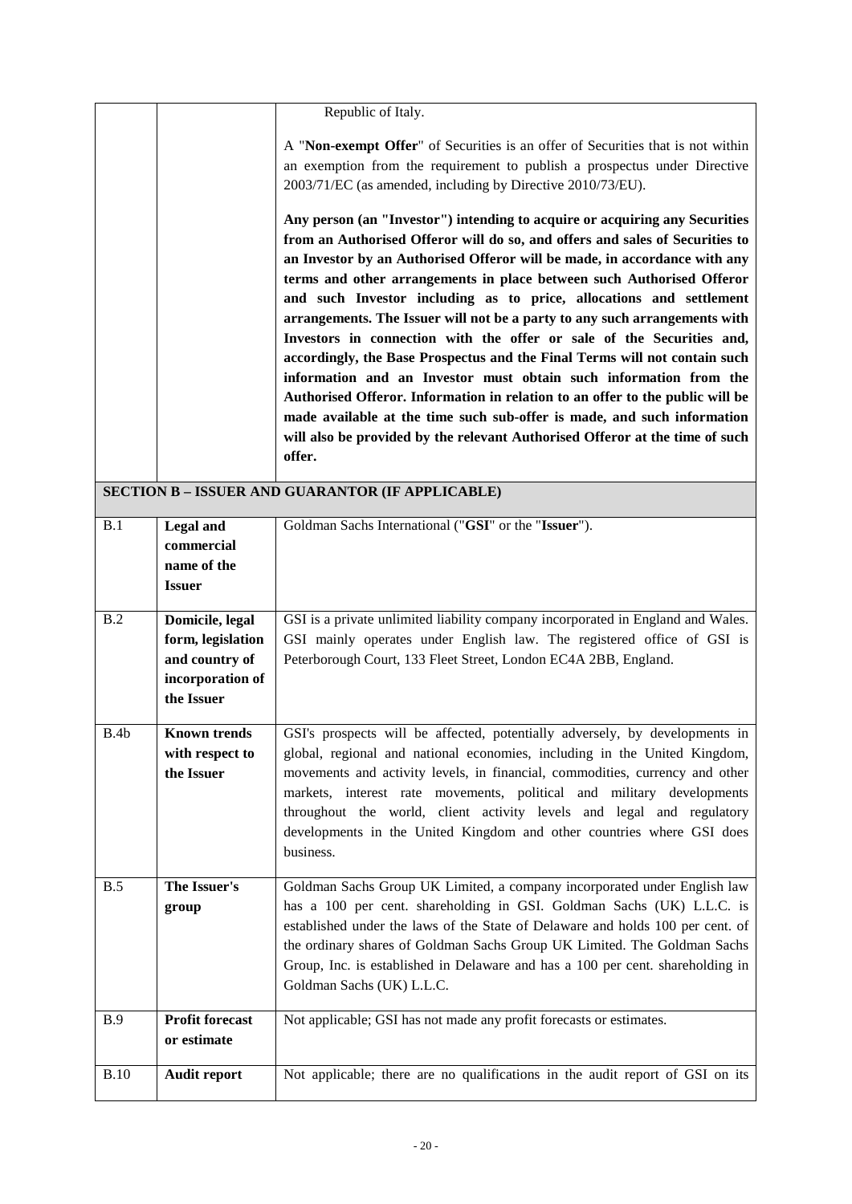| | | |
|---|---|---|
| | | Republic of Italy.<br><br>A "**Non-exempt Offer**" of Securities is an offer of Securities that is not within an exemption from the requirement to publish a prospectus under Directive 2003/71/EC (as amended, including by Directive 2010/73/EU).<br><br>**Any person (an "Investor") intending to acquire or acquiring any Securities from an Authorised Offeror will do so, and offers and sales of Securities to an Investor by an Authorised Offeror will be made, in accordance with any terms and other arrangements in place between such Authorised Offeror and such Investor including as to price, allocations and settlement arrangements. The Issuer will not be a party to any such arrangements with Investors in connection with the offer or sale of the Securities and, accordingly, the Base Prospectus and the Final Terms will not contain such information and an Investor must obtain such information from the Authorised Offeror. Information in relation to an offer to the public will be made available at the time such sub-offer is made, and such information will also be provided by the relevant Authorised Offeror at the time of such offer.** |
| **SECTION B – ISSUER AND GUARANTOR (IF APPLICABLE)** | | |
| B.1 | **Legal and commercial name of the Issuer** | Goldman Sachs International ("**GSI**" or the "**Issuer**"). |
| B.2 | **Domicile, legal form, legislation and country of incorporation of the Issuer** | GSI is a private unlimited liability company incorporated in England and Wales. GSI mainly operates under English law. The registered office of GSI is Peterborough Court, 133 Fleet Street, London EC4A 2BB, England. |
| B.4b | **Known trends with respect to the Issuer** | GSI's prospects will be affected, potentially adversely, by developments in global, regional and national economies, including in the United Kingdom, movements and activity levels, in financial, commodities, currency and other markets, interest rate movements, political and military developments throughout the world, client activity levels and legal and regulatory developments in the United Kingdom and other countries where GSI does business. |
| B.5 | **The Issuer's group** | Goldman Sachs Group UK Limited, a company incorporated under English law has a 100 per cent. shareholding in GSI. Goldman Sachs (UK) L.L.C. is established under the laws of the State of Delaware and holds 100 per cent. of the ordinary shares of Goldman Sachs Group UK Limited. The Goldman Sachs Group, Inc. is established in Delaware and has a 100 per cent. shareholding in Goldman Sachs (UK) L.L.C. |
| B.9 | **Profit forecast or estimate** | Not applicable; GSI has not made any profit forecasts or estimates. |
| B.10 | **Audit report** | Not applicable; there are no qualifications in the audit report of GSI on its |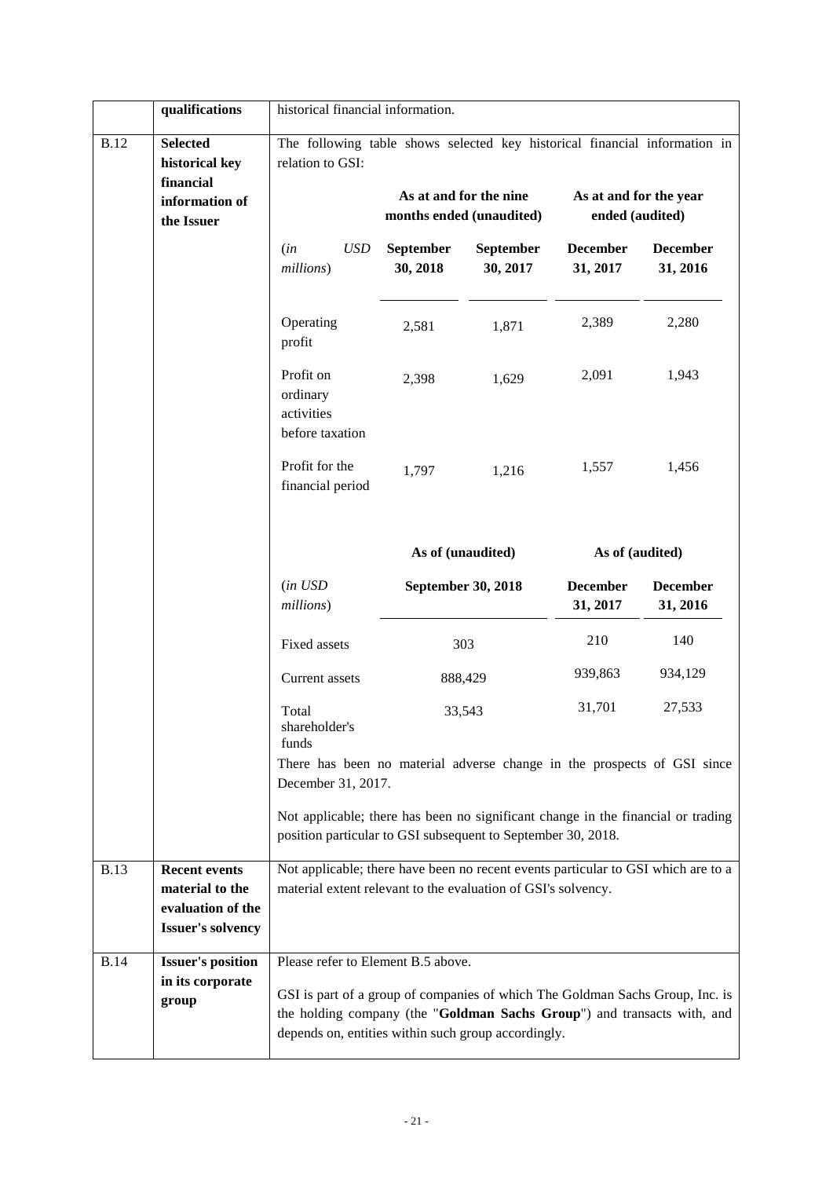| | | |
|---|---|---|
| | **qualifications** | historical financial information. |
| B.12 | **Selected historical key financial information of the Issuer** | The following table shows selected key historical financial information in relation to GSI: |

| (*in USD millions*) | As at and for the nine months ended (unaudited) | | As at and for the year ended (audited) | |
|---|---|---|---|---|
| | **September 30, 2018** | **September 30, 2017** | **December 31, 2017** | **December 31, 2016** |
| Operating profit | 2,581 | 1,871 | 2,389 | 2,280 |
| Profit on ordinary activities before taxation | 2,398 | 1,629 | 2,091 | 1,943 |
| Profit for the financial period | 1,797 | 1,216 | 1,557 | 1,456 |

| (*in USD millions*) | As of (unaudited) | As of (audited) | |
|---|---|---|---|
| | **September 30, 2018** | **December 31, 2017** | **December 31, 2016** |
| Fixed assets | 303 | 210 | 140 |
| Current assets | 888,429 | 939,863 | 934,129 |
| Total shareholder's funds | 33,543 | 31,701 | 27,533 |

There has been no material adverse change in the prospects of GSI since December 31, 2017.

Not applicable; there has been no significant change in the financial or trading position particular to GSI subsequent to September 30, 2018.

| | | |
|---|---|---|
| B.13 | **Recent events material to the evaluation of the Issuer's solvency** | Not applicable; there have been no recent events particular to GSI which are to a material extent relevant to the evaluation of GSI's solvency. |
| B.14 | **Issuer's position in its corporate group** | Please refer to Element B.5 above.<br><br>GSI is part of a group of companies of which The Goldman Sachs Group, Inc. is the holding company (the "**Goldman Sachs Group**") and transacts with, and depends on, entities within such group accordingly. |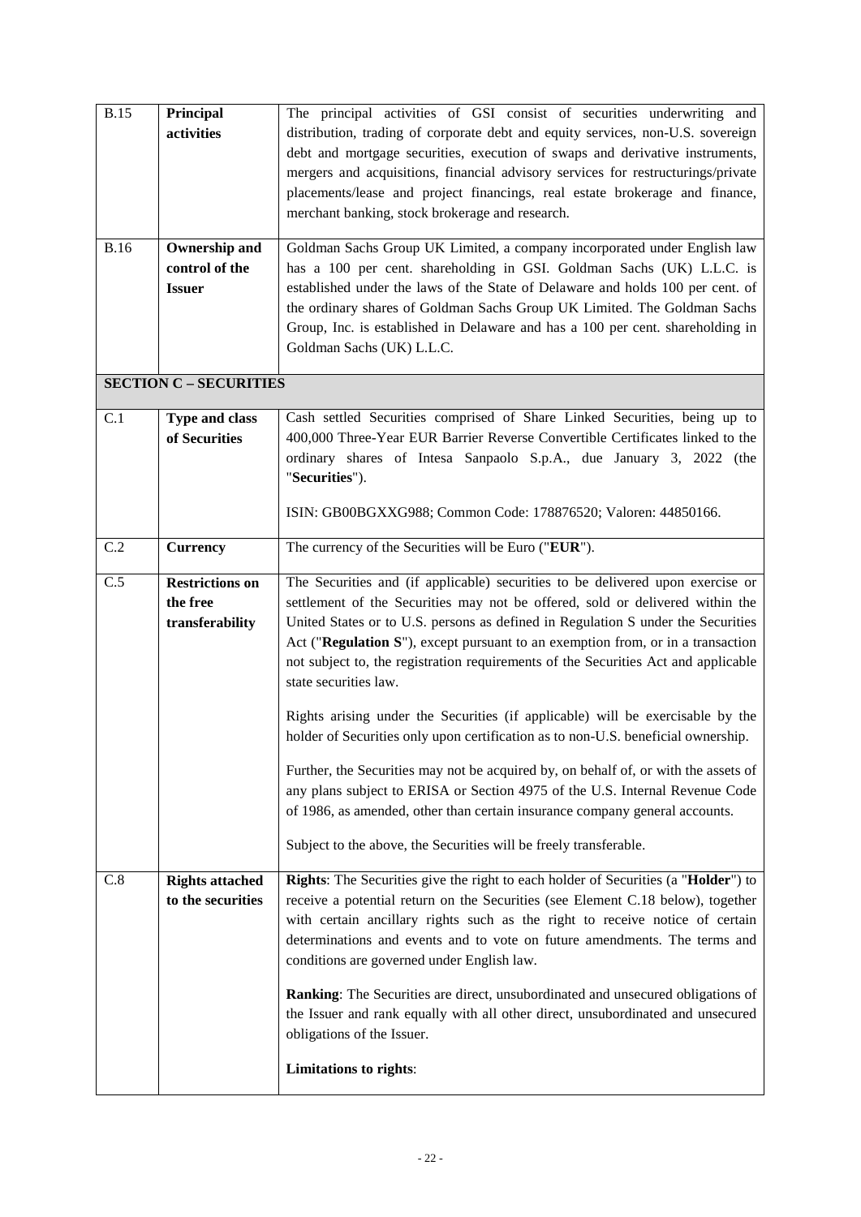| | | |
|---|---|---|
| B.15 | **Principal activities** | The principal activities of GSI consist of securities underwriting and distribution, trading of corporate debt and equity services, non-U.S. sovereign debt and mortgage securities, execution of swaps and derivative instruments, mergers and acquisitions, financial advisory services for restructurings/private placements/lease and project financings, real estate brokerage and finance, merchant banking, stock brokerage and research. |
| B.16 | **Ownership and control of the Issuer** | Goldman Sachs Group UK Limited, a company incorporated under English law has a 100 per cent. shareholding in GSI. Goldman Sachs (UK) L.L.C. is established under the laws of the State of Delaware and holds 100 per cent. of the ordinary shares of Goldman Sachs Group UK Limited. The Goldman Sachs Group, Inc. is established in Delaware and has a 100 per cent. shareholding in Goldman Sachs (UK) L.L.C. |
| **SECTION C – SECURITIES** | | |
| C.1 | **Type and class of Securities** | Cash settled Securities comprised of Share Linked Securities, being up to 400,000 Three-Year EUR Barrier Reverse Convertible Certificates linked to the ordinary shares of Intesa Sanpaolo S.p.A., due January 3, 2022 (the "**Securities**").<br><br>ISIN: GB00BGXXG988; Common Code: 178876520; Valoren: 44850166. |
| C.2 | **Currency** | The currency of the Securities will be Euro ("**EUR**"). |
| C.5 | **Restrictions on the free transferability** | The Securities and (if applicable) securities to be delivered upon exercise or settlement of the Securities may not be offered, sold or delivered within the United States or to U.S. persons as defined in Regulation S under the Securities Act ("**Regulation S**"), except pursuant to an exemption from, or in a transaction not subject to, the registration requirements of the Securities Act and applicable state securities law.<br><br>Rights arising under the Securities (if applicable) will be exercisable by the holder of Securities only upon certification as to non-U.S. beneficial ownership.<br><br>Further, the Securities may not be acquired by, on behalf of, or with the assets of any plans subject to ERISA or Section 4975 of the U.S. Internal Revenue Code of 1986, as amended, other than certain insurance company general accounts.<br><br>Subject to the above, the Securities will be freely transferable. |
| C.8 | **Rights attached to the securities** | **Rights**: The Securities give the right to each holder of Securities (a "**Holder**") to receive a potential return on the Securities (see Element C.18 below), together with certain ancillary rights such as the right to receive notice of certain determinations and events and to vote on future amendments. The terms and conditions are governed under English law.<br><br>**Ranking**: The Securities are direct, unsubordinated and unsecured obligations of the Issuer and rank equally with all other direct, unsubordinated and unsecured obligations of the Issuer.<br><br>**Limitations to rights**: |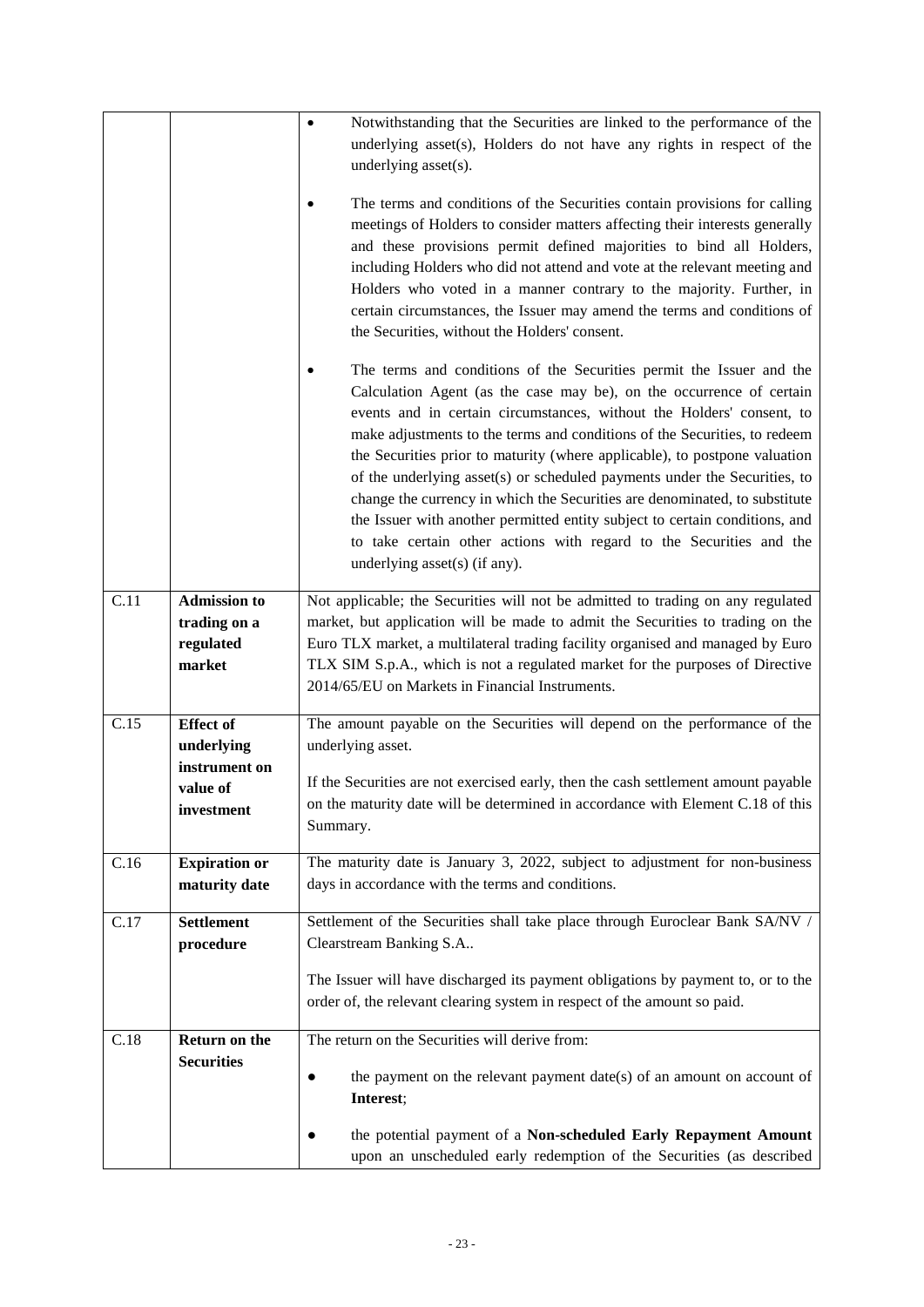| | | |
|---|---|---|
| | | • Notwithstanding that the Securities are linked to the performance of the underlying asset(s), Holders do not have any rights in respect of the underlying asset(s).<br><br>• The terms and conditions of the Securities contain provisions for calling meetings of Holders to consider matters affecting their interests generally and these provisions permit defined majorities to bind all Holders, including Holders who did not attend and vote at the relevant meeting and Holders who voted in a manner contrary to the majority. Further, in certain circumstances, the Issuer may amend the terms and conditions of the Securities, without the Holders' consent.<br><br>• The terms and conditions of the Securities permit the Issuer and the Calculation Agent (as the case may be), on the occurrence of certain events and in certain circumstances, without the Holders' consent, to make adjustments to the terms and conditions of the Securities, to redeem the Securities prior to maturity (where applicable), to postpone valuation of the underlying asset(s) or scheduled payments under the Securities, to change the currency in which the Securities are denominated, to substitute the Issuer with another permitted entity subject to certain conditions, and to take certain other actions with regard to the Securities and the underlying asset(s) (if any). |
| C.11 | **Admission to trading on a regulated market** | Not applicable; the Securities will not be admitted to trading on any regulated market, but application will be made to admit the Securities to trading on the Euro TLX market, a multilateral trading facility organised and managed by Euro TLX SIM S.p.A., which is not a regulated market for the purposes of Directive 2014/65/EU on Markets in Financial Instruments. |
| C.15 | **Effect of underlying instrument on value of investment** | The amount payable on the Securities will depend on the performance of the underlying asset.<br><br>If the Securities are not exercised early, then the cash settlement amount payable on the maturity date will be determined in accordance with Element C.18 of this Summary. |
| C.16 | **Expiration or maturity date** | The maturity date is January 3, 2022, subject to adjustment for non-business days in accordance with the terms and conditions. |
| C.17 | **Settlement procedure** | Settlement of the Securities shall take place through Euroclear Bank SA/NV / Clearstream Banking S.A..<br><br>The Issuer will have discharged its payment obligations by payment to, or to the order of, the relevant clearing system in respect of the amount so paid. |
| C.18 | **Return on the Securities** | The return on the Securities will derive from:<br><br>● the payment on the relevant payment date(s) of an amount on account of **Interest**;<br><br>● the potential payment of a **Non-scheduled Early Repayment Amount** upon an unscheduled early redemption of the Securities (as described |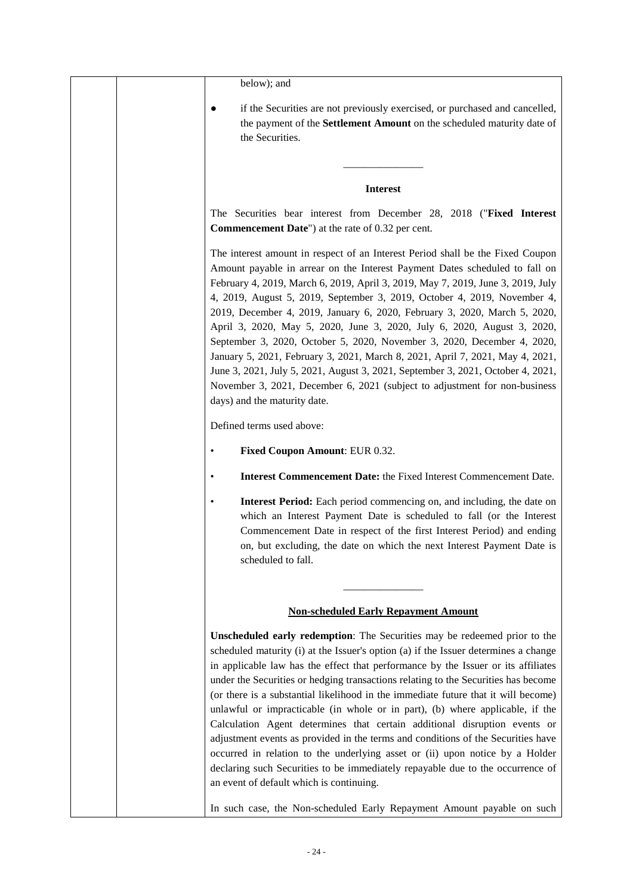below); and

- if the Securities are not previously exercised, or purchased and cancelled, the payment of the **Settlement Amount** on the scheduled maturity date of the Securities.

---

**Interest**

The Securities bear interest from December 28, 2018 ("**Fixed Interest Commencement Date**") at the rate of 0.32 per cent.

The interest amount in respect of an Interest Period shall be the Fixed Coupon Amount payable in arrear on the Interest Payment Dates scheduled to fall on February 4, 2019, March 6, 2019, April 3, 2019, May 7, 2019, June 3, 2019, July 4, 2019, August 5, 2019, September 3, 2019, October 4, 2019, November 4, 2019, December 4, 2019, January 6, 2020, February 3, 2020, March 5, 2020, April 3, 2020, May 5, 2020, June 3, 2020, July 6, 2020, August 3, 2020, September 3, 2020, October 5, 2020, November 3, 2020, December 4, 2020, January 5, 2021, February 3, 2021, March 8, 2021, April 7, 2021, May 4, 2021, June 3, 2021, July 5, 2021, August 3, 2021, September 3, 2021, October 4, 2021, November 3, 2021, December 6, 2021 (subject to adjustment for non-business days) and the maturity date.

Defined terms used above:

- **Fixed Coupon Amount**: EUR 0.32.
- **Interest Commencement Date:** the Fixed Interest Commencement Date.
- **Interest Period:** Each period commencing on, and including, the date on which an Interest Payment Date is scheduled to fall (or the Interest Commencement Date in respect of the first Interest Period) and ending on, but excluding, the date on which the next Interest Payment Date is scheduled to fall.

---

**Non-scheduled Early Repayment Amount**

**Unscheduled early redemption**: The Securities may be redeemed prior to the scheduled maturity (i) at the Issuer's option (a) if the Issuer determines a change in applicable law has the effect that performance by the Issuer or its affiliates under the Securities or hedging transactions relating to the Securities has become (or there is a substantial likelihood in the immediate future that it will become) unlawful or impracticable (in whole or in part), (b) where applicable, if the Calculation Agent determines that certain additional disruption events or adjustment events as provided in the terms and conditions of the Securities have occurred in relation to the underlying asset or (ii) upon notice by a Holder declaring such Securities to be immediately repayable due to the occurrence of an event of default which is continuing.

In such case, the Non-scheduled Early Repayment Amount payable on such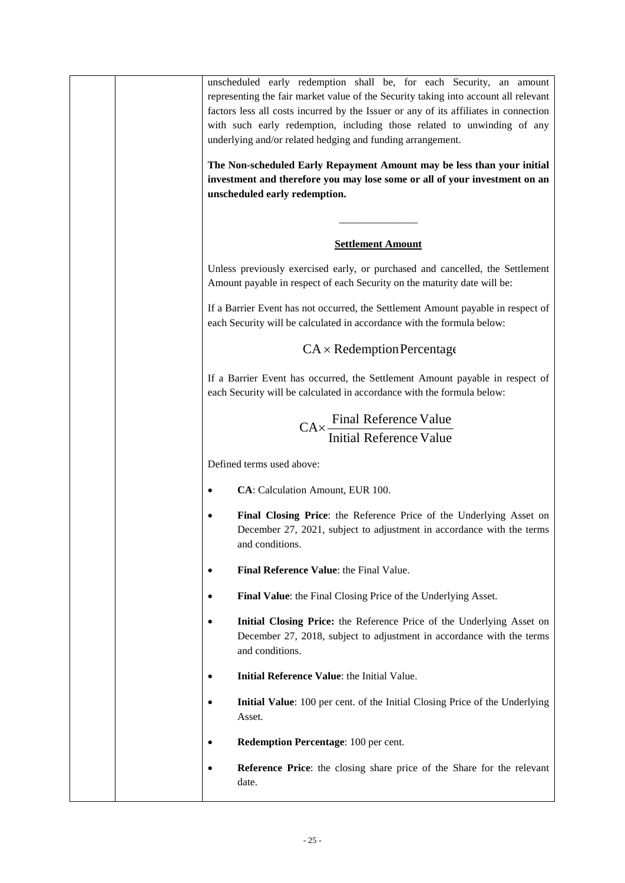unscheduled early redemption shall be, for each Security, an amount representing the fair market value of the Security taking into account all relevant factors less all costs incurred by the Issuer or any of its affiliates in connection with such early redemption, including those related to unwinding of any underlying and/or related hedging and funding arrangement.

**The Non-scheduled Early Repayment Amount may be less than your initial investment and therefore you may lose some or all of your investment on an unscheduled early redemption.**

---

**Settlement Amount**

Unless previously exercised early, or purchased and cancelled, the Settlement Amount payable in respect of each Security on the maturity date will be:

If a Barrier Event has not occurred, the Settlement Amount payable in respect of each Security will be calculated in accordance with the formula below:

$$\text{CA} \times \text{Redemption Percentage}$$

If a Barrier Event has occurred, the Settlement Amount payable in respect of each Security will be calculated in accordance with the formula below:

$$\text{CA} \times \frac{\text{Final Reference Value}}{\text{Initial Reference Value}}$$

Defined terms used above:

- **CA**: Calculation Amount, EUR 100.
- **Final Closing Price**: the Reference Price of the Underlying Asset on December 27, 2021, subject to adjustment in accordance with the terms and conditions.
- **Final Reference Value**: the Final Value.
- **Final Value**: the Final Closing Price of the Underlying Asset.
- **Initial Closing Price:** the Reference Price of the Underlying Asset on December 27, 2018, subject to adjustment in accordance with the terms and conditions.
- **Initial Reference Value**: the Initial Value.
- **Initial Value**: 100 per cent. of the Initial Closing Price of the Underlying Asset.
- **Redemption Percentage**: 100 per cent.
- **Reference Price**: the closing share price of the Share for the relevant date.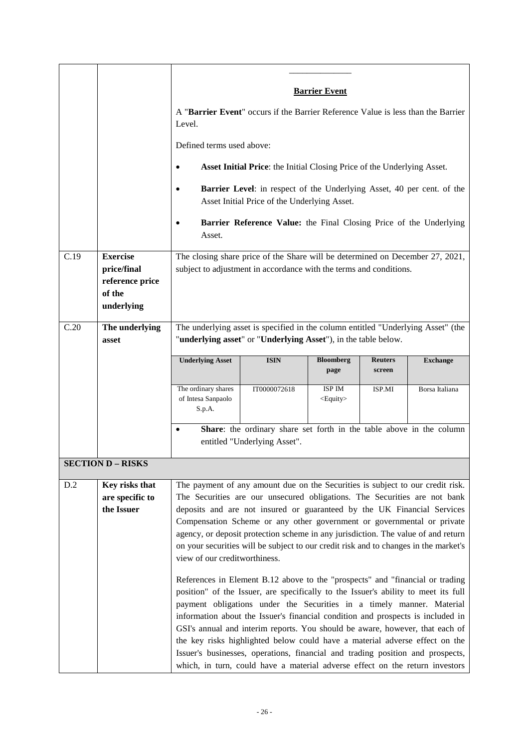| | | |
|---|---|---|
| | | ______________<br><br>**Barrier Event**<br><br>A "**Barrier Event**" occurs if the Barrier Reference Value is less than the Barrier Level.<br><br>Defined terms used above:<br><br>• **Asset Initial Price**: the Initial Closing Price of the Underlying Asset.<br><br>• **Barrier Level**: in respect of the Underlying Asset, 40 per cent. of the Asset Initial Price of the Underlying Asset.<br><br>• **Barrier Reference Value:** the Final Closing Price of the Underlying Asset. |
| C.19 | **Exercise price/final reference price of the underlying** | The closing share price of the Share will be determined on December 27, 2021, subject to adjustment in accordance with the terms and conditions. |
| C.20 | **The underlying asset** | The underlying asset is specified in the column entitled "Underlying Asset" (the "**underlying asset**" or "**Underlying Asset**"), in the table below.<br><br>**Underlying Asset**: The ordinary shares of Intesa Sanpaolo S.p.A. — **ISIN**: IT0000072618 — **Bloomberg page**: ISP IM <Equity> — **Reuters screen**: ISP.MI — **Exchange**: Borsa Italiana<br><br>• **Share**: the ordinary share set forth in the table above in the column entitled "Underlying Asset". |
| **SECTION D – RISKS** | | |
| D.2 | **Key risks that are specific to the Issuer** | The payment of any amount due on the Securities is subject to our credit risk. The Securities are our unsecured obligations. The Securities are not bank deposits and are not insured or guaranteed by the UK Financial Services Compensation Scheme or any other government or governmental or private agency, or deposit protection scheme in any jurisdiction. The value of and return on your securities will be subject to our credit risk and to changes in the market's view of our creditworthiness.<br><br>References in Element B.12 above to the "prospects" and "financial or trading position" of the Issuer, are specifically to the Issuer's ability to meet its full payment obligations under the Securities in a timely manner. Material information about the Issuer's financial condition and prospects is included in GSI's annual and interim reports. You should be aware, however, that each of the key risks highlighted below could have a material adverse effect on the Issuer's businesses, operations, financial and trading position and prospects, which, in turn, could have a material adverse effect on the return investors |

| Underlying Asset | ISIN | Bloomberg page | Reuters screen | Exchange |
|---|---|---|---|---|
| The ordinary shares of Intesa Sanpaolo S.p.A. | IT0000072618 | ISP IM <Equity> | ISP.MI | Borsa Italiana |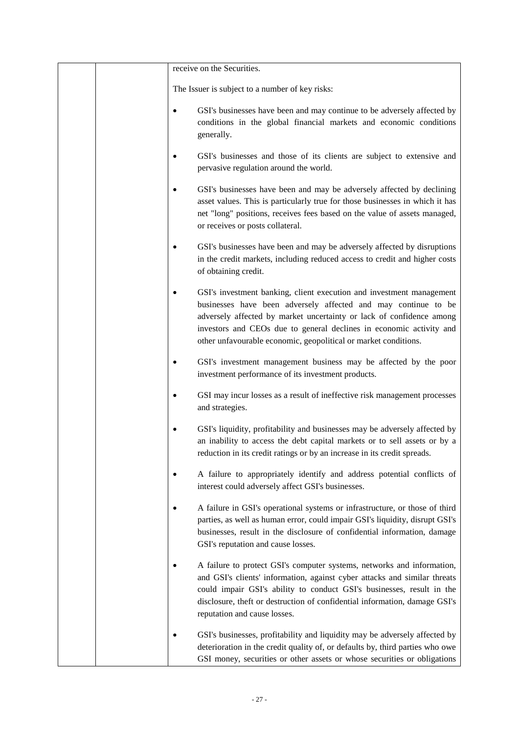receive on the Securities.

The Issuer is subject to a number of key risks:

- GSI's businesses have been and may continue to be adversely affected by conditions in the global financial markets and economic conditions generally.
- GSI's businesses and those of its clients are subject to extensive and pervasive regulation around the world.
- GSI's businesses have been and may be adversely affected by declining asset values. This is particularly true for those businesses in which it has net "long" positions, receives fees based on the value of assets managed, or receives or posts collateral.
- GSI's businesses have been and may be adversely affected by disruptions in the credit markets, including reduced access to credit and higher costs of obtaining credit.
- GSI's investment banking, client execution and investment management businesses have been adversely affected and may continue to be adversely affected by market uncertainty or lack of confidence among investors and CEOs due to general declines in economic activity and other unfavourable economic, geopolitical or market conditions.
- GSI's investment management business may be affected by the poor investment performance of its investment products.
- GSI may incur losses as a result of ineffective risk management processes and strategies.
- GSI's liquidity, profitability and businesses may be adversely affected by an inability to access the debt capital markets or to sell assets or by a reduction in its credit ratings or by an increase in its credit spreads.
- A failure to appropriately identify and address potential conflicts of interest could adversely affect GSI's businesses.
- A failure in GSI's operational systems or infrastructure, or those of third parties, as well as human error, could impair GSI's liquidity, disrupt GSI's businesses, result in the disclosure of confidential information, damage GSI's reputation and cause losses.
- A failure to protect GSI's computer systems, networks and information, and GSI's clients' information, against cyber attacks and similar threats could impair GSI's ability to conduct GSI's businesses, result in the disclosure, theft or destruction of confidential information, damage GSI's reputation and cause losses.
- GSI's businesses, profitability and liquidity may be adversely affected by deterioration in the credit quality of, or defaults by, third parties who owe GSI money, securities or other assets or whose securities or obligations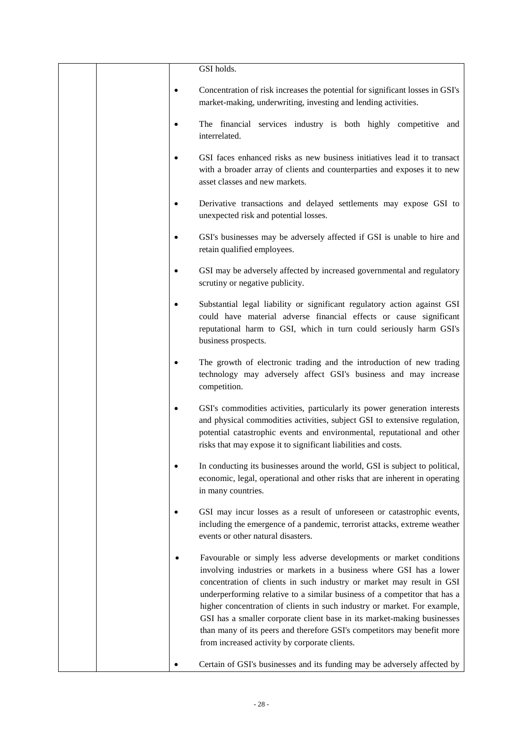| | | GSI holds. |
|---|---|---|
| | | • Concentration of risk increases the potential for significant losses in GSI's market-making, underwriting, investing and lending activities.<br><br>• The financial services industry is both highly competitive and interrelated.<br><br>• GSI faces enhanced risks as new business initiatives lead it to transact with a broader array of clients and counterparties and exposes it to new asset classes and new markets.<br><br>• Derivative transactions and delayed settlements may expose GSI to unexpected risk and potential losses.<br><br>• GSI's businesses may be adversely affected if GSI is unable to hire and retain qualified employees.<br><br>• GSI may be adversely affected by increased governmental and regulatory scrutiny or negative publicity.<br><br>• Substantial legal liability or significant regulatory action against GSI could have material adverse financial effects or cause significant reputational harm to GSI, which in turn could seriously harm GSI's business prospects.<br><br>• The growth of electronic trading and the introduction of new trading technology may adversely affect GSI's business and may increase competition.<br><br>• GSI's commodities activities, particularly its power generation interests and physical commodities activities, subject GSI to extensive regulation, potential catastrophic events and environmental, reputational and other risks that may expose it to significant liabilities and costs.<br><br>• In conducting its businesses around the world, GSI is subject to political, economic, legal, operational and other risks that are inherent in operating in many countries.<br><br>• GSI may incur losses as a result of unforeseen or catastrophic events, including the emergence of a pandemic, terrorist attacks, extreme weather events or other natural disasters.<br><br>• Favourable or simply less adverse developments or market conditions involving industries or markets in a business where GSI has a lower concentration of clients in such industry or market may result in GSI underperforming relative to a similar business of a competitor that has a higher concentration of clients in such industry or market. For example, GSI has a smaller corporate client base in its market-making businesses than many of its peers and therefore GSI's competitors may benefit more from increased activity by corporate clients.<br><br>• Certain of GSI's businesses and its funding may be adversely affected by |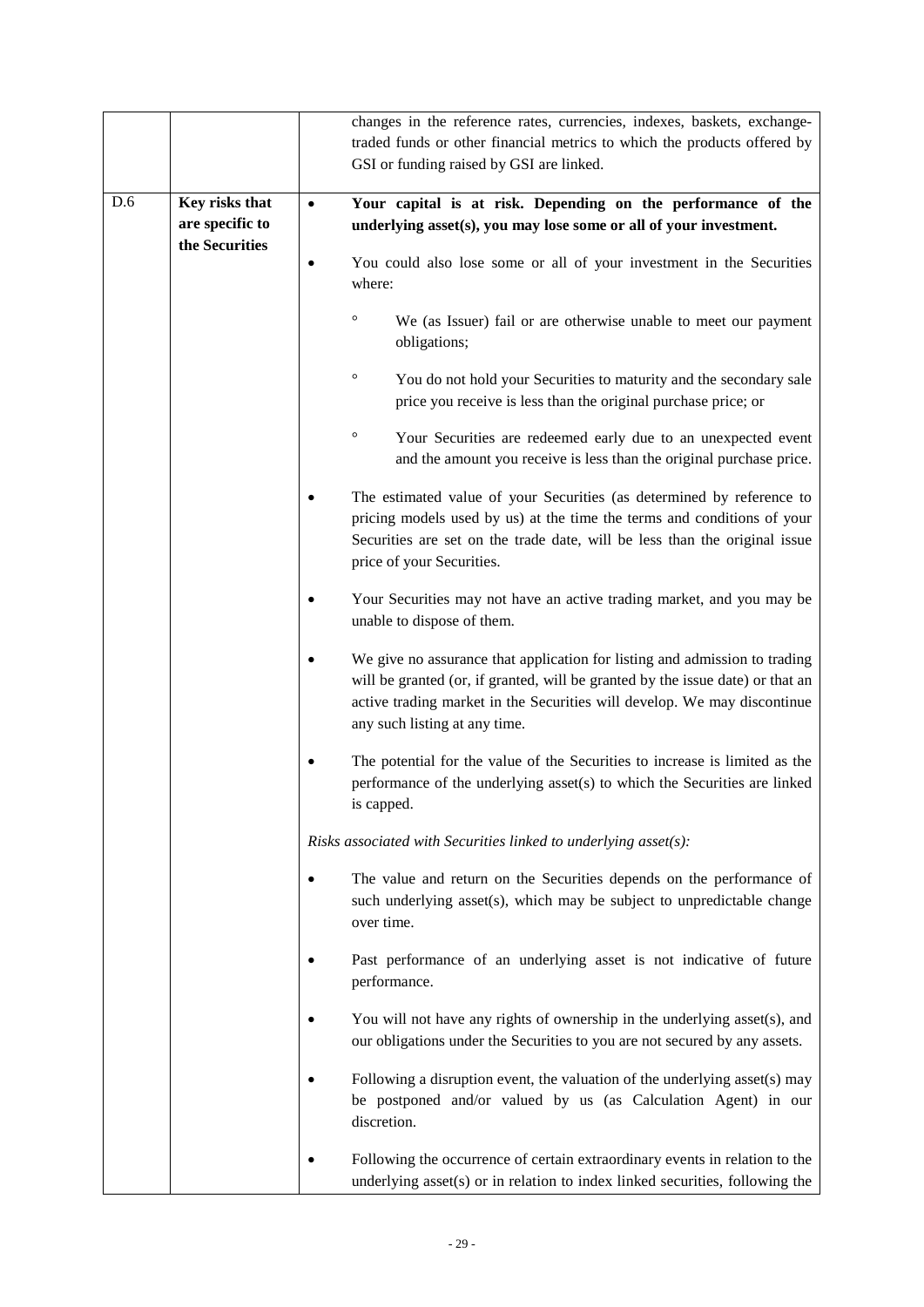| | | |
|---|---|---|
| | | changes in the reference rates, currencies, indexes, baskets, exchange-traded funds or other financial metrics to which the products offered by GSI or funding raised by GSI are linked. |
| D.6 | **Key risks that are specific to the Securities** | • **Your capital is at risk. Depending on the performance of the underlying asset(s), you may lose some or all of your investment.**<br><br>• You could also lose some or all of your investment in the Securities where:<br><br>° We (as Issuer) fail or are otherwise unable to meet our payment obligations;<br><br>° You do not hold your Securities to maturity and the secondary sale price you receive is less than the original purchase price; or<br><br>° Your Securities are redeemed early due to an unexpected event and the amount you receive is less than the original purchase price.<br><br>• The estimated value of your Securities (as determined by reference to pricing models used by us) at the time the terms and conditions of your Securities are set on the trade date, will be less than the original issue price of your Securities.<br><br>• Your Securities may not have an active trading market, and you may be unable to dispose of them.<br><br>• We give no assurance that application for listing and admission to trading will be granted (or, if granted, will be granted by the issue date) or that an active trading market in the Securities will develop. We may discontinue any such listing at any time.<br><br>• The potential for the value of the Securities to increase is limited as the performance of the underlying asset(s) to which the Securities are linked is capped.<br><br>*Risks associated with Securities linked to underlying asset(s):*<br><br>• The value and return on the Securities depends on the performance of such underlying asset(s), which may be subject to unpredictable change over time.<br><br>• Past performance of an underlying asset is not indicative of future performance.<br><br>• You will not have any rights of ownership in the underlying asset(s), and our obligations under the Securities to you are not secured by any assets.<br><br>• Following a disruption event, the valuation of the underlying asset(s) may be postponed and/or valued by us (as Calculation Agent) in our discretion.<br><br>• Following the occurrence of certain extraordinary events in relation to the underlying asset(s) or in relation to index linked securities, following the |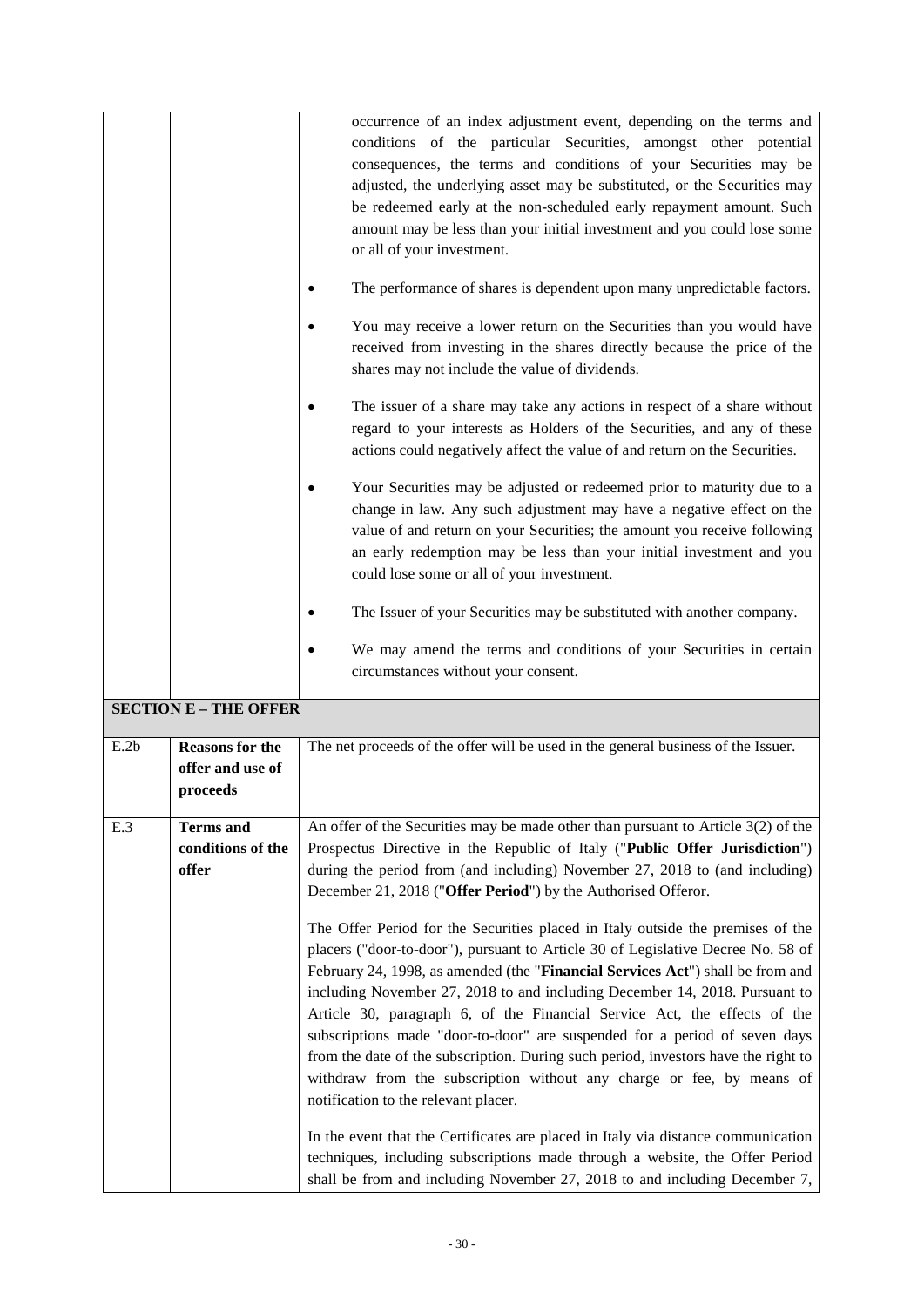| | | |
|---|---|---|
| | | occurrence of an index adjustment event, depending on the terms and conditions of the particular Securities, amongst other potential consequences, the terms and conditions of your Securities may be adjusted, the underlying asset may be substituted, or the Securities may be redeemed early at the non-scheduled early repayment amount. Such amount may be less than your initial investment and you could lose some or all of your investment.<br><br>• The performance of shares is dependent upon many unpredictable factors.<br><br>• You may receive a lower return on the Securities than you would have received from investing in the shares directly because the price of the shares may not include the value of dividends.<br><br>• The issuer of a share may take any actions in respect of a share without regard to your interests as Holders of the Securities, and any of these actions could negatively affect the value of and return on the Securities.<br><br>• Your Securities may be adjusted or redeemed prior to maturity due to a change in law. Any such adjustment may have a negative effect on the value of and return on your Securities; the amount you receive following an early redemption may be less than your initial investment and you could lose some or all of your investment.<br><br>• The Issuer of your Securities may be substituted with another company.<br><br>• We may amend the terms and conditions of your Securities in certain circumstances without your consent. |
| **SECTION E – THE OFFER** | | |
| E.2b | **Reasons for the offer and use of proceeds** | The net proceeds of the offer will be used in the general business of the Issuer. |
| E.3 | **Terms and conditions of the offer** | An offer of the Securities may be made other than pursuant to Article 3(2) of the Prospectus Directive in the Republic of Italy ("**Public Offer Jurisdiction**") during the period from (and including) November 27, 2018 to (and including) December 21, 2018 ("**Offer Period**") by the Authorised Offeror.<br><br>The Offer Period for the Securities placed in Italy outside the premises of the placers ("door-to-door"), pursuant to Article 30 of Legislative Decree No. 58 of February 24, 1998, as amended (the "**Financial Services Act**") shall be from and including November 27, 2018 to and including December 14, 2018. Pursuant to Article 30, paragraph 6, of the Financial Service Act, the effects of the subscriptions made "door-to-door" are suspended for a period of seven days from the date of the subscription. During such period, investors have the right to withdraw from the subscription without any charge or fee, by means of notification to the relevant placer.<br><br>In the event that the Certificates are placed in Italy via distance communication techniques, including subscriptions made through a website, the Offer Period shall be from and including November 27, 2018 to and including December 7, |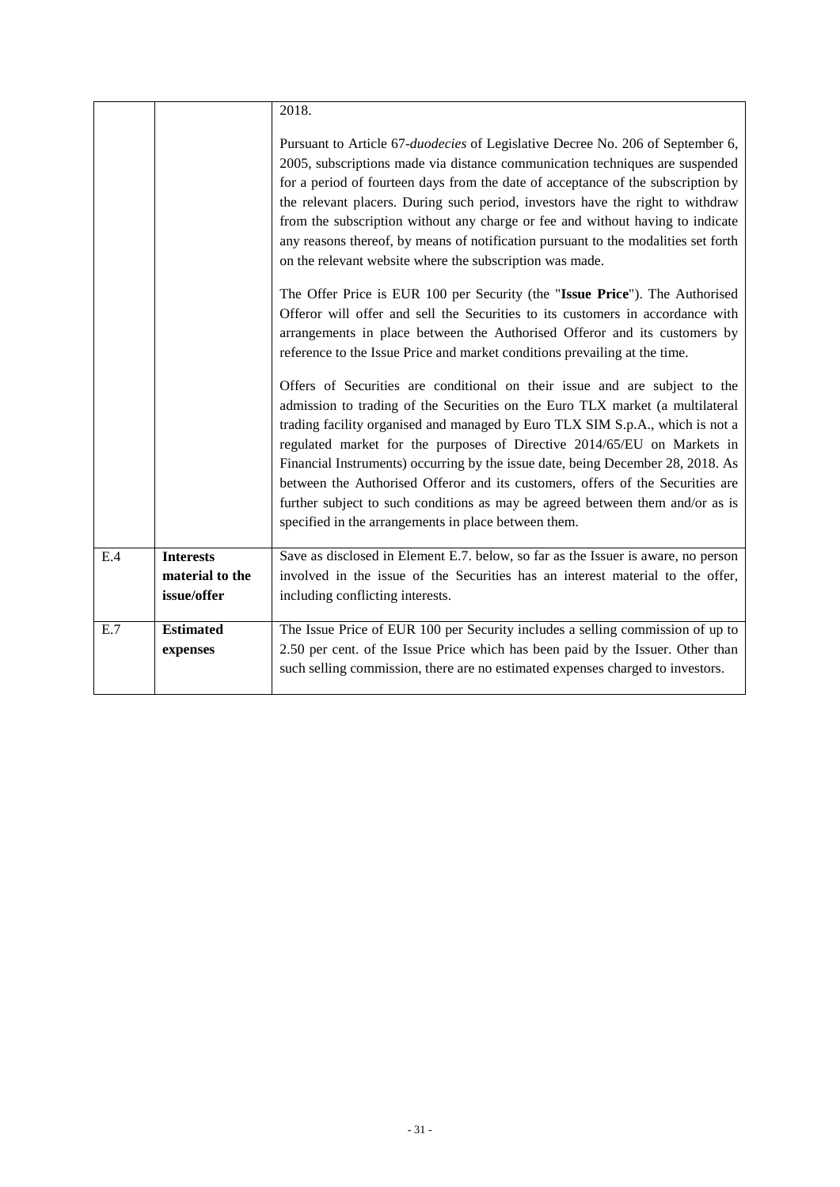| | | |
|---|---|---|
| | | 2018.<br><br>Pursuant to Article 67-*duodecies* of Legislative Decree No. 206 of September 6, 2005, subscriptions made via distance communication techniques are suspended for a period of fourteen days from the date of acceptance of the subscription by the relevant placers. During such period, investors have the right to withdraw from the subscription without any charge or fee and without having to indicate any reasons thereof, by means of notification pursuant to the modalities set forth on the relevant website where the subscription was made.<br><br>The Offer Price is EUR 100 per Security (the "**Issue Price**"). The Authorised Offeror will offer and sell the Securities to its customers in accordance with arrangements in place between the Authorised Offeror and its customers by reference to the Issue Price and market conditions prevailing at the time.<br><br>Offers of Securities are conditional on their issue and are subject to the admission to trading of the Securities on the Euro TLX market (a multilateral trading facility organised and managed by Euro TLX SIM S.p.A., which is not a regulated market for the purposes of Directive 2014/65/EU on Markets in Financial Instruments) occurring by the issue date, being December 28, 2018. As between the Authorised Offeror and its customers, offers of the Securities are further subject to such conditions as may be agreed between them and/or as is specified in the arrangements in place between them. |
| E.4 | **Interests material to the issue/offer** | Save as disclosed in Element E.7. below, so far as the Issuer is aware, no person involved in the issue of the Securities has an interest material to the offer, including conflicting interests. |
| E.7 | **Estimated expenses** | The Issue Price of EUR 100 per Security includes a selling commission of up to 2.50 per cent. of the Issue Price which has been paid by the Issuer. Other than such selling commission, there are no estimated expenses charged to investors. |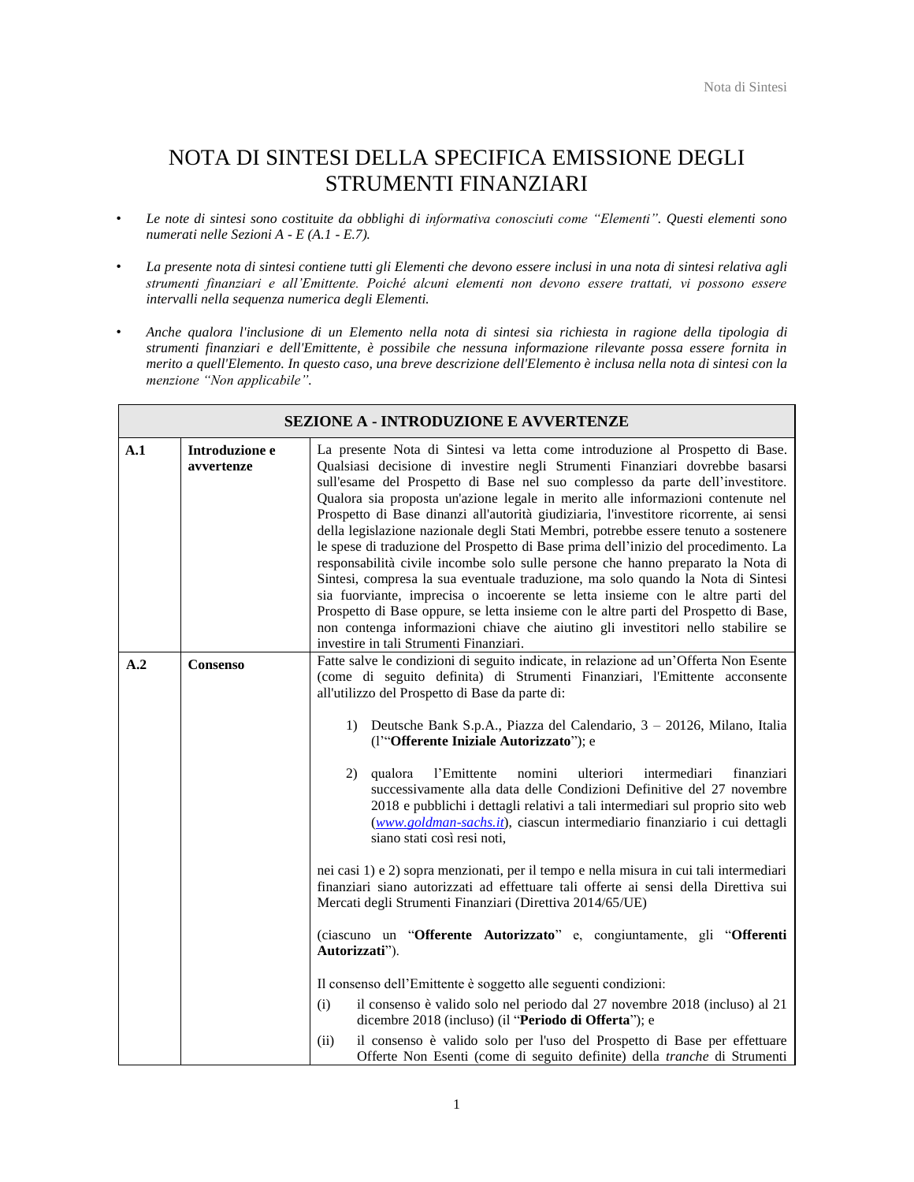# NOTA DI SINTESI DELLA SPECIFICA EMISSIONE DEGLI STRUMENTI FINANZIARI

- *Le note di sintesi sono costituite da obblighi di informativa conosciuti come "Elementi". Questi elementi sono numerati nelle Sezioni A - E (A.1 - E.7).*

- *La presente nota di sintesi contiene tutti gli Elementi che devono essere inclusi in una nota di sintesi relativa agli strumenti finanziari e all'Emittente. Poiché alcuni elementi non devono essere trattati, vi possono essere intervalli nella sequenza numerica degli Elementi.*

- *Anche qualora l'inclusione di un Elemento nella nota di sintesi sia richiesta in ragione della tipologia di strumenti finanziari e dell'Emittente, è possibile che nessuna informazione rilevante possa essere fornita in merito a quell'Elemento. In questo caso, una breve descrizione dell'Elemento è inclusa nella nota di sintesi con la menzione "Non applicabile".*

| **SEZIONE A - INTRODUZIONE E AVVERTENZE** | | |
|---|---|---|
| **A.1** | **Introduzione e avvertenze** | La presente Nota di Sintesi va letta come introduzione al Prospetto di Base. Qualsiasi decisione di investire negli Strumenti Finanziari dovrebbe basarsi sull'esame del Prospetto di Base nel suo complesso da parte dell'investitore. Qualora sia proposta un'azione legale in merito alle informazioni contenute nel Prospetto di Base dinanzi all'autorità giudiziaria, l'investitore ricorrente, ai sensi della legislazione nazionale degli Stati Membri, potrebbe essere tenuto a sostenere le spese di traduzione del Prospetto di Base prima dell'inizio del procedimento. La responsabilità civile incombe solo sulle persone che hanno preparato la Nota di Sintesi, compresa la sua eventuale traduzione, ma solo quando la Nota di Sintesi sia fuorviante, imprecisa o incoerente se letta insieme con le altre parti del Prospetto di Base oppure, se letta insieme con le altre parti del Prospetto di Base, non contenga informazioni chiave che aiutino gli investitori nello stabilire se investire in tali Strumenti Finanziari. |
| **A.2** | **Consenso** | Fatte salve le condizioni di seguito indicate, in relazione ad un'Offerta Non Esente (come di seguito definita) di Strumenti Finanziari, l'Emittente acconsente all'utilizzo del Prospetto di Base da parte di:<br><br>1) Deutsche Bank S.p.A., Piazza del Calendario, 3 – 20126, Milano, Italia (l'"**Offerente Iniziale Autorizzato**"); e<br><br>2) qualora l'Emittente nomini ulteriori intermediari finanziari successivamente alla data delle Condizioni Definitive del 27 novembre 2018 e pubblichi i dettagli relativi a tali intermediari sul proprio sito web (*www.goldman-sachs.it*), ciascun intermediario finanziario i cui dettagli siano stati così resi noti,<br><br>nei casi 1) e 2) sopra menzionati, per il tempo e nella misura in cui tali intermediari finanziari siano autorizzati ad effettuare tali offerte ai sensi della Direttiva sui Mercati degli Strumenti Finanziari (Direttiva 2014/65/UE)<br><br>(ciascuno un "**Offerente Autorizzato**" e, congiuntamente, gli "**Offerenti Autorizzati**").<br><br>Il consenso dell'Emittente è soggetto alle seguenti condizioni:<br>(i) il consenso è valido solo nel periodo dal 27 novembre 2018 (incluso) al 21 dicembre 2018 (incluso) (il "**Periodo di Offerta**"); e<br>(ii) il consenso è valido solo per l'uso del Prospetto di Base per effettuare Offerte Non Esenti (come di seguito definite) della *tranche* di Strumenti |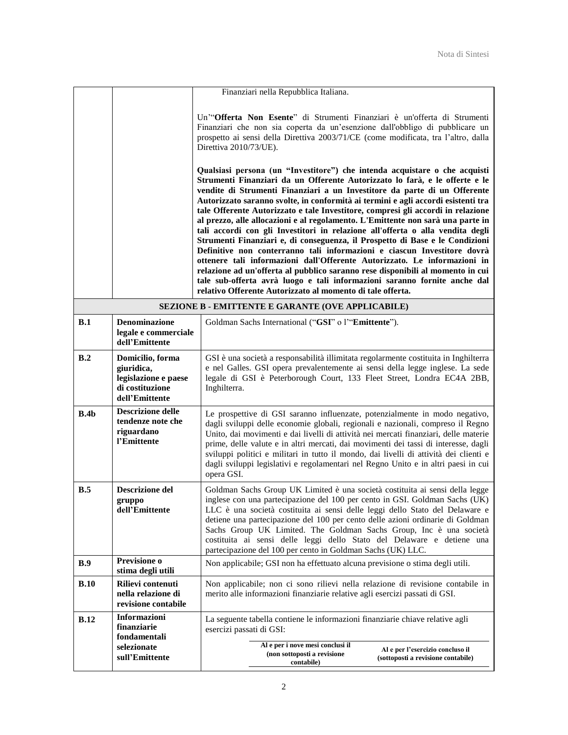| | | Finanziari nella Repubblica Italiana.<br><br>Un'"**Offerta Non Esente**" di Strumenti Finanziari è un'offerta di Strumenti Finanziari che non sia coperta da un'esenzione dall'obbligo di pubblicare un prospetto ai sensi della Direttiva 2003/71/CE (come modificata, tra l'altro, dalla Direttiva 2010/73/UE).<br><br>**Qualsiasi persona (un "Investitore") che intenda acquistare o che acquisti Strumenti Finanziari da un Offerente Autorizzato lo farà, e le offerte e le vendite di Strumenti Finanziari a un Investitore da parte di un Offerente Autorizzato saranno svolte, in conformità ai termini e agli accordi esistenti tra tale Offerente Autorizzato e tale Investitore, compresi gli accordi in relazione al prezzo, alle allocazioni e al regolamento. L'Emittente non sarà una parte in tali accordi con gli Investitori in relazione all'offerta o alla vendita degli Strumenti Finanziari e, di conseguenza, il Prospetto di Base e le Condizioni Definitive non conterranno tali informazioni e ciascun Investitore dovrà ottenere tali informazioni dall'Offerente Autorizzato. Le informazioni in relazione ad un'offerta al pubblico saranno rese disponibili al momento in cui tale sub-offerta avrà luogo e tali informazioni saranno fornite anche dal relativo Offerente Autorizzato al momento di tale offerta.** |
|---|---|---|
| **SEZIONE B - EMITTENTE E GARANTE (OVE APPLICABILE)** | | |
| **B.1** | **Denominazione legale e commerciale dell'Emittente** | Goldman Sachs International ("**GSI**" o l'"**Emittente**"). |
| **B.2** | **Domicilio, forma giuridica, legislazione e paese di costituzione dell'Emittente** | GSI è una società a responsabilità illimitata regolarmente costituita in Inghilterra e nel Galles. GSI opera prevalentemente ai sensi della legge inglese. La sede legale di GSI è Peterborough Court, 133 Fleet Street, Londra EC4A 2BB, Inghilterra. |
| **B.4b** | **Descrizione delle tendenze note che riguardano l'Emittente** | Le prospettive di GSI saranno influenzate, potenzialmente in modo negativo, dagli sviluppi delle economie globali, regionali e nazionali, compreso il Regno Unito, dai movimenti e dai livelli di attività nei mercati finanziari, delle materie prime, delle valute e in altri mercati, dai movimenti dei tassi di interesse, dagli sviluppi politici e militari in tutto il mondo, dai livelli di attività dei clienti e dagli sviluppi legislativi e regolamentari nel Regno Unito e in altri paesi in cui opera GSI. |
| **B.5** | **Descrizione del gruppo dell'Emittente** | Goldman Sachs Group UK Limited è una società costituita ai sensi della legge inglese con una partecipazione del 100 per cento in GSI. Goldman Sachs (UK) LLC è una società costituita ai sensi delle leggi dello Stato del Delaware e detiene una partecipazione del 100 per cento delle azioni ordinarie di Goldman Sachs Group UK Limited. The Goldman Sachs Group, Inc è una società costituita ai sensi delle leggi dello Stato del Delaware e detiene una partecipazione del 100 per cento in Goldman Sachs (UK) LLC. |
| **B.9** | **Previsione o stima degli utili** | Non applicabile; GSI non ha effettuato alcuna previsione o stima degli utili. |
| **B.10** | **Rilievi contenuti nella relazione di revisione contabile** | Non applicabile; non ci sono rilievi nella relazione di revisione contabile in merito alle informazioni finanziarie relative agli esercizi passati di GSI. |
| **B.12** | **Informazioni finanziarie fondamentali selezionate sull'Emittente** | La seguente tabella contiene le informazioni finanziarie chiave relative agli esercizi passati di GSI:<br><br>**Al e per i nove mesi conclusi il (non sottoposti a revisione contabile)** \| **Al e per l'esercizio concluso il (sottoposti a revisione contabile)** |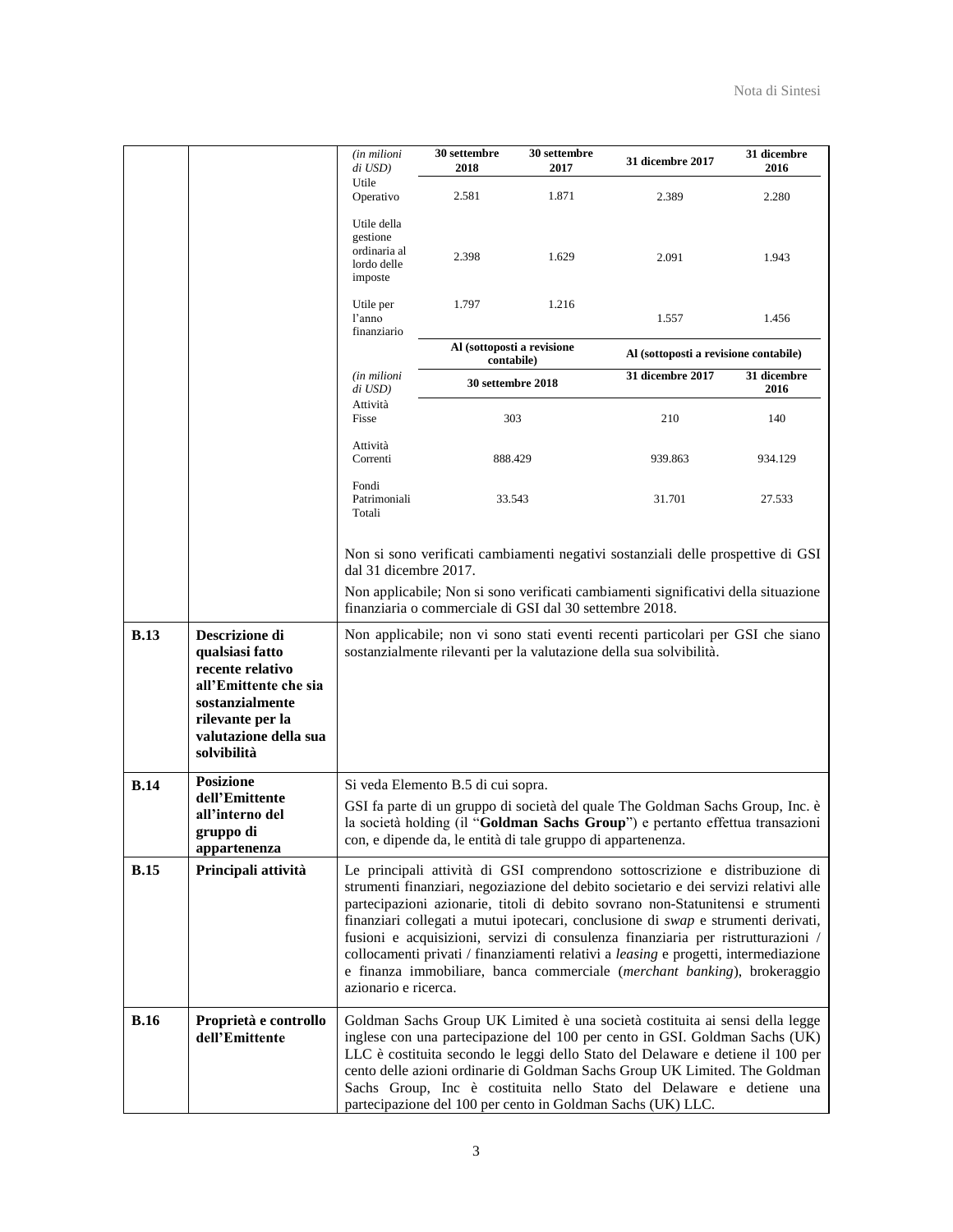| | | | | | | |
|---|---|---|---|---|---|---|
| | | *(in milioni di USD)* | **30 settembre 2018** | **30 settembre 2017** | **31 dicembre 2017** | **31 dicembre 2016** |
| | | Utile Operativo | 2.581 | 1.871 | 2.389 | 2.280 |
| | | Utile della gestione ordinaria al lordo delle imposte | 2.398 | 1.629 | 2.091 | 1.943 |
| | | Utile per l'anno finanziario | 1.797 | 1.216 | 1.557 | 1.456 |
| | | | **Al (sottoposti a revisione contabile)** | | **Al (sottoposti a revisione contabile)** | |
| | | *(in milioni di USD)* | **30 settembre 2018** | | **31 dicembre 2017** | **31 dicembre 2016** |
| | | Attività Fisse | 303 | | 210 | 140 |
| | | Attività Correnti | 888.429 | | 939.863 | 934.129 |
| | | Fondi Patrimoniali Totali | 33.543 | | 31.701 | 27.533 |

Non si sono verificati cambiamenti negativi sostanziali delle prospettive di GSI dal 31 dicembre 2017.

Non applicabile; Non si sono verificati cambiamenti significativi della situazione finanziaria o commerciale di GSI dal 30 settembre 2018.

| | | |
|---|---|---|
| **B.13** | **Descrizione di qualsiasi fatto recente relativo all'Emittente che sia sostanzialmente rilevante per la valutazione della sua solvibilità** | Non applicabile; non vi sono stati eventi recenti particolari per GSI che siano sostanzialmente rilevanti per la valutazione della sua solvibilità. |
| **B.14** | **Posizione dell'Emittente all'interno del gruppo di appartenenza** | Si veda Elemento B.5 di cui sopra.<br><br>GSI fa parte di un gruppo di società del quale The Goldman Sachs Group, Inc. è la società holding (il "**Goldman Sachs Group**") e pertanto effettua transazioni con, e dipende da, le entità di tale gruppo di appartenenza. |
| **B.15** | **Principali attività** | Le principali attività di GSI comprendono sottoscrizione e distribuzione di strumenti finanziari, negoziazione del debito societario e dei servizi relativi alle partecipazioni azionarie, titoli di debito sovrano non-Statunitensi e strumenti finanziari collegati a mutui ipotecari, conclusione di *swap* e strumenti derivati, fusioni e acquisizioni, servizi di consulenza finanziaria per ristrutturazioni / collocamenti privati / finanziamenti relativi a *leasing* e progetti, intermediazione e finanza immobiliare, banca commerciale (*merchant banking*), brokeraggio azionario e ricerca. |
| **B.16** | **Proprietà e controllo dell'Emittente** | Goldman Sachs Group UK Limited è una società costituita ai sensi della legge inglese con una partecipazione del 100 per cento in GSI. Goldman Sachs (UK) LLC è costituita secondo le leggi dello Stato del Delaware e detiene il 100 per cento delle azioni ordinarie di Goldman Sachs Group UK Limited. The Goldman Sachs Group, Inc è costituita nello Stato del Delaware e detiene una partecipazione del 100 per cento in Goldman Sachs (UK) LLC. |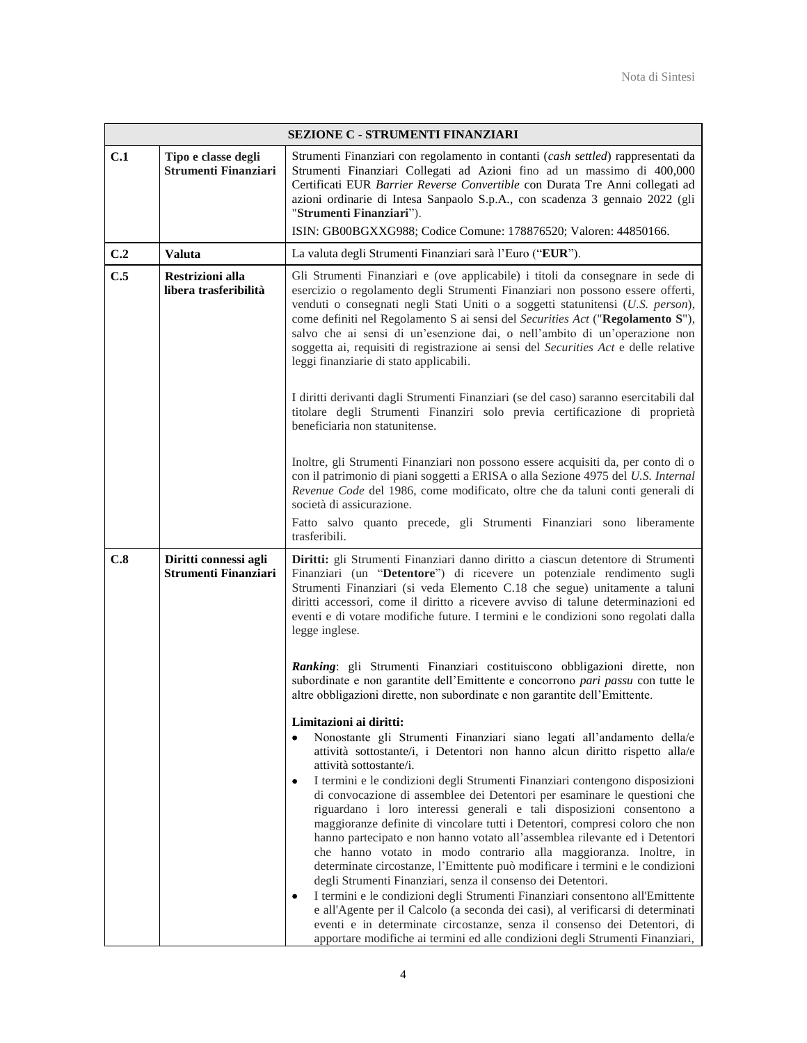| SEZIONE C - STRUMENTI FINANZIARI | | |
|---|---|---|
| **C.1** | **Tipo e classe degli Strumenti Finanziari** | Strumenti Finanziari con regolamento in contanti (*cash settled*) rappresentati da Strumenti Finanziari Collegati ad Azioni fino ad un massimo di 400,000 Certificati EUR *Barrier Reverse Convertible* con Durata Tre Anni collegati ad azioni ordinarie di Intesa Sanpaolo S.p.A., con scadenza 3 gennaio 2022 (gli "**Strumenti Finanziari**").<br><br>ISIN: GB00BGXXG988; Codice Comune: 178876520; Valoren: 44850166. |
| **C.2** | **Valuta** | La valuta degli Strumenti Finanziari sarà l'Euro ("**EUR**"). |
| **C.5** | **Restrizioni alla libera trasferibilità** | Gli Strumenti Finanziari e (ove applicabile) i titoli da consegnare in sede di esercizio o regolamento degli Strumenti Finanziari non possono essere offerti, venduti o consegnati negli Stati Uniti o a soggetti statunitensi (*U.S. person*), come definiti nel Regolamento S ai sensi del *Securities Act* ("**Regolamento S**"), salvo che ai sensi di un'esenzione dai, o nell'ambito di un'operazione non soggetta ai, requisiti di registrazione ai sensi del *Securities Act* e delle relative leggi finanziarie di stato applicabili.<br><br>I diritti derivanti dagli Strumenti Finanziari (se del caso) saranno esercitabili dal titolare degli Strumenti Finanziri solo previa certificazione di proprietà beneficiaria non statunitense.<br><br>Inoltre, gli Strumenti Finanziari non possono essere acquisiti da, per conto di o con il patrimonio di piani soggetti a ERISA o alla Sezione 4975 del *U.S. Internal Revenue Code* del 1986, come modificato, oltre che da taluni conti generali di società di assicurazione.<br><br>Fatto salvo quanto precede, gli Strumenti Finanziari sono liberamente trasferibili. |
| **C.8** | **Diritti connessi agli Strumenti Finanziari** | **Diritti:** gli Strumenti Finanziari danno diritto a ciascun detentore di Strumenti Finanziari (un "**Detentore**") di ricevere un potenziale rendimento sugli Strumenti Finanziari (si veda Elemento C.18 che segue) unitamente a taluni diritti accessori, come il diritto a ricevere avviso di talune determinazioni ed eventi e di votare modifiche future. I termini e le condizioni sono regolati dalla legge inglese.<br><br>***Ranking***: gli Strumenti Finanziari costituiscono obbligazioni dirette, non subordinate e non garantite dell'Emittente e concorrono *pari passu* con tutte le altre obbligazioni dirette, non subordinate e non garantite dell'Emittente.<br><br>**Limitazioni ai diritti:**<br>• Nonostante gli Strumenti Finanziari siano legati all'andamento della/e attività sottostante/i, i Detentori non hanno alcun diritto rispetto alla/e attività sottostante/i.<br>• I termini e le condizioni degli Strumenti Finanziari contengono disposizioni di convocazione di assemblee dei Detentori per esaminare le questioni che riguardano i loro interessi generali e tali disposizioni consentono a maggioranze definite di vincolare tutti i Detentori, compresi coloro che non hanno partecipato e non hanno votato all'assemblea rilevante ed i Detentori che hanno votato in modo contrario alla maggioranza. Inoltre, in determinate circostanze, l'Emittente può modificare i termini e le condizioni degli Strumenti Finanziari, senza il consenso dei Detentori.<br>• I termini e le condizioni degli Strumenti Finanziari consentono all'Emittente e all'Agente per il Calcolo (a seconda dei casi), al verificarsi di determinati eventi e in determinate circostanze, senza il consenso dei Detentori, di apportare modifiche ai termini ed alle condizioni degli Strumenti Finanziari, |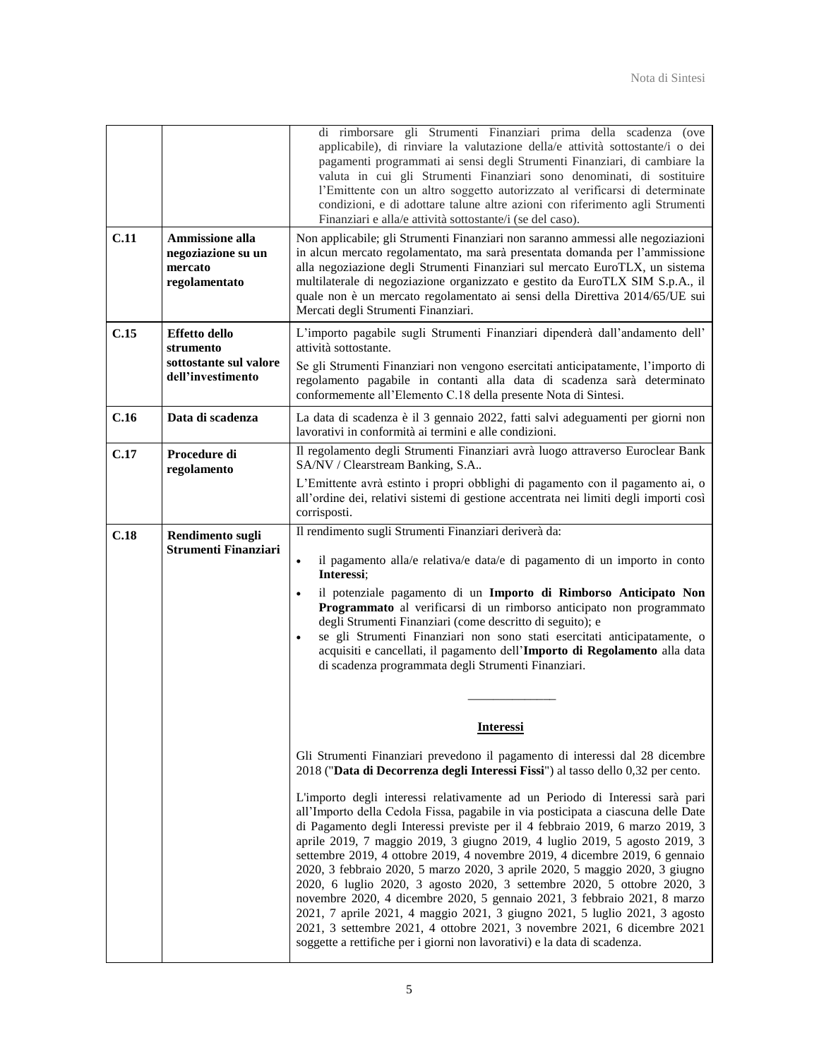| | | |
|---|---|---|
| | | di rimborsare gli Strumenti Finanziari prima della scadenza (ove applicabile), di rinviare la valutazione della/e attività sottostante/i o dei pagamenti programmati ai sensi degli Strumenti Finanziari, di cambiare la valuta in cui gli Strumenti Finanziari sono denominati, di sostituire l'Emittente con un altro soggetto autorizzato al verificarsi di determinate condizioni, e di adottare talune altre azioni con riferimento agli Strumenti Finanziari e alla/e attività sottostante/i (se del caso). |
| **C.11** | **Ammissione alla negoziazione su un mercato regolamentato** | Non applicabile; gli Strumenti Finanziari non saranno ammessi alle negoziazioni in alcun mercato regolamentato, ma sarà presentata domanda per l'ammissione alla negoziazione degli Strumenti Finanziari sul mercato EuroTLX, un sistema multilaterale di negoziazione organizzato e gestito da EuroTLX SIM S.p.A., il quale non è un mercato regolamentato ai sensi della Direttiva 2014/65/UE sui Mercati degli Strumenti Finanziari. |
| **C.15** | **Effetto dello strumento sottostante sul valore dell'investimento** | L'importo pagabile sugli Strumenti Finanziari dipenderà dall'andamento dell' attività sottostante.<br><br>Se gli Strumenti Finanziari non vengono esercitati anticipatamente, l'importo di regolamento pagabile in contanti alla data di scadenza sarà determinato conformemente all'Elemento C.18 della presente Nota di Sintesi. |
| **C.16** | **Data di scadenza** | La data di scadenza è il 3 gennaio 2022, fatti salvi adeguamenti per giorni non lavorativi in conformità ai termini e alle condizioni. |
| **C.17** | **Procedure di regolamento** | Il regolamento degli Strumenti Finanziari avrà luogo attraverso Euroclear Bank SA/NV / Clearstream Banking, S.A..<br><br>L'Emittente avrà estinto i propri obblighi di pagamento con il pagamento ai, o all'ordine dei, relativi sistemi di gestione accentrata nei limiti degli importi così corrisposti. |
| **C.18** | **Rendimento sugli Strumenti Finanziari** | Il rendimento sugli Strumenti Finanziari deriverà da:<br><br>• il pagamento alla/e relativa/e data/e di pagamento di un importo in conto **Interessi**;<br>• il potenziale pagamento di un **Importo di Rimborso Anticipato Non Programmato** al verificarsi di un rimborso anticipato non programmato degli Strumenti Finanziari (come descritto di seguito); e<br>• se gli Strumenti Finanziari non sono stati esercitati anticipatamente, o acquisiti e cancellati, il pagamento dell'**Importo di Regolamento** alla data di scadenza programmata degli Strumenti Finanziari.<br><br>\_\_\_\_\_\_\_\_\_\_\_\_\_\_<br><br>**<u>Interessi</u>**<br><br>Gli Strumenti Finanziari prevedono il pagamento di interessi dal 28 dicembre 2018 ("**Data di Decorrenza degli Interessi Fissi**") al tasso dello 0,32 per cento.<br><br>L'importo degli interessi relativamente ad un Periodo di Interessi sarà pari all'Importo della Cedola Fissa, pagabile in via posticipata a ciascuna delle Date di Pagamento degli Interessi previste per il 4 febbraio 2019, 6 marzo 2019, 3 aprile 2019, 7 maggio 2019, 3 giugno 2019, 4 luglio 2019, 5 agosto 2019, 3 settembre 2019, 4 ottobre 2019, 4 novembre 2019, 4 dicembre 2019, 6 gennaio 2020, 3 febbraio 2020, 5 marzo 2020, 3 aprile 2020, 5 maggio 2020, 3 giugno 2020, 6 luglio 2020, 3 agosto 2020, 3 settembre 2020, 5 ottobre 2020, 3 novembre 2020, 4 dicembre 2020, 5 gennaio 2021, 3 febbraio 2021, 8 marzo 2021, 7 aprile 2021, 4 maggio 2021, 3 giugno 2021, 5 luglio 2021, 3 agosto 2021, 3 settembre 2021, 4 ottobre 2021, 3 novembre 2021, 6 dicembre 2021 soggette a rettifiche per i giorni non lavorativi) e la data di scadenza. |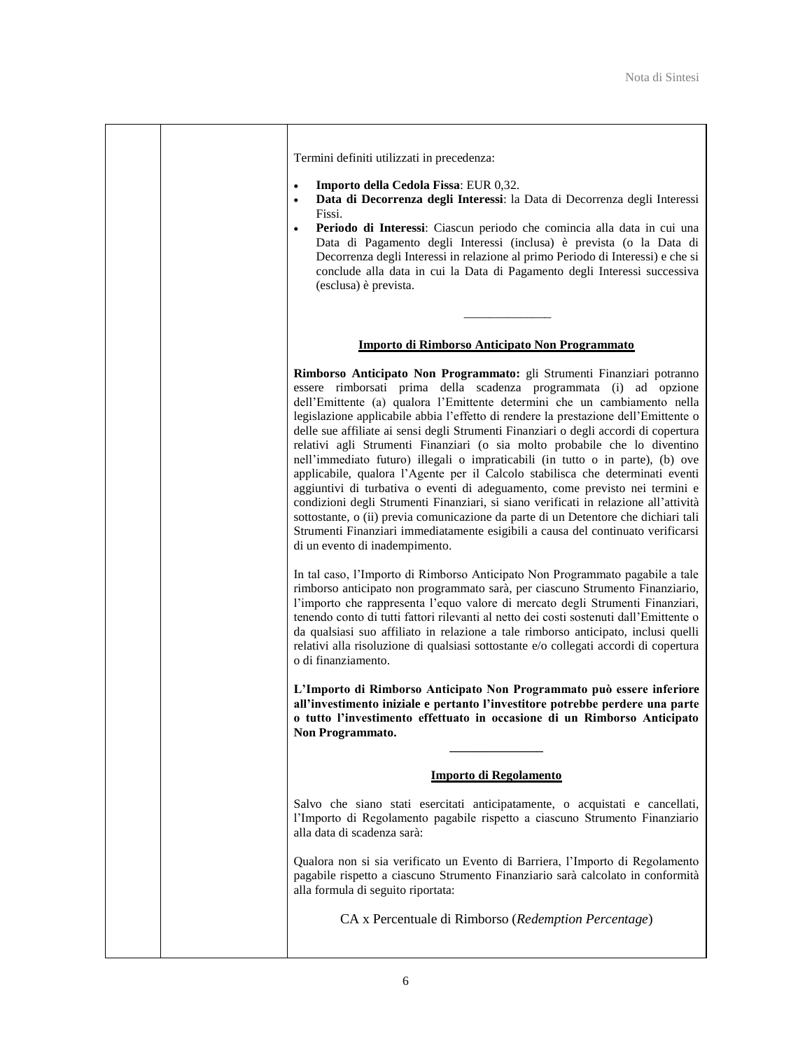Termini definiti utilizzati in precedenza:

- **Importo della Cedola Fissa**: EUR 0,32.
- **Data di Decorrenza degli Interessi**: la Data di Decorrenza degli Interessi Fissi.
- **Periodo di Interessi**: Ciascun periodo che comincia alla data in cui una Data di Pagamento degli Interessi (inclusa) è prevista (o la Data di Decorrenza degli Interessi in relazione al primo Periodo di Interessi) e che si conclude alla data in cui la Data di Pagamento degli Interessi successiva (esclusa) è prevista.

______________

**Importo di Rimborso Anticipato Non Programmato**

**Rimborso Anticipato Non Programmato:** gli Strumenti Finanziari potranno essere rimborsati prima della scadenza programmata (i) ad opzione dell'Emittente (a) qualora l'Emittente determini che un cambiamento nella legislazione applicabile abbia l'effetto di rendere la prestazione dell'Emittente o delle sue affiliate ai sensi degli Strumenti Finanziari o degli accordi di copertura relativi agli Strumenti Finanziari (o sia molto probabile che lo diventino nell'immediato futuro) illegali o impraticabili (in tutto o in parte), (b) ove applicabile, qualora l'Agente per il Calcolo stabilisca che determinati eventi aggiuntivi di turbativa o eventi di adeguamento, come previsto nei termini e condizioni degli Strumenti Finanziari, si siano verificati in relazione all'attività sottostante, o (ii) previa comunicazione da parte di un Detentore che dichiari tali Strumenti Finanziari immediatamente esigibili a causa del continuato verificarsi di un evento di inadempimento.

In tal caso, l'Importo di Rimborso Anticipato Non Programmato pagabile a tale rimborso anticipato non programmato sarà, per ciascuno Strumento Finanziario, l'importo che rappresenta l'equo valore di mercato degli Strumenti Finanziari, tenendo conto di tutti fattori rilevanti al netto dei costi sostenuti dall'Emittente o da qualsiasi suo affiliato in relazione a tale rimborso anticipato, inclusi quelli relativi alla risoluzione di qualsiasi sottostante e/o collegati accordi di copertura o di finanziamento.

**L'Importo di Rimborso Anticipato Non Programmato può essere inferiore all'investimento iniziale e pertanto l'investitore potrebbe perdere una parte o tutto l'investimento effettuato in occasione di un Rimborso Anticipato Non Programmato.**

______________

**Importo di Regolamento**

Salvo che siano stati esercitati anticipatamente, o acquistati e cancellati, l'Importo di Regolamento pagabile rispetto a ciascuno Strumento Finanziario alla data di scadenza sarà:

Qualora non si sia verificato un Evento di Barriera, l'Importo di Regolamento pagabile rispetto a ciascuno Strumento Finanziario sarà calcolato in conformità alla formula di seguito riportata:

CA x Percentuale di Rimborso (*Redemption Percentage*)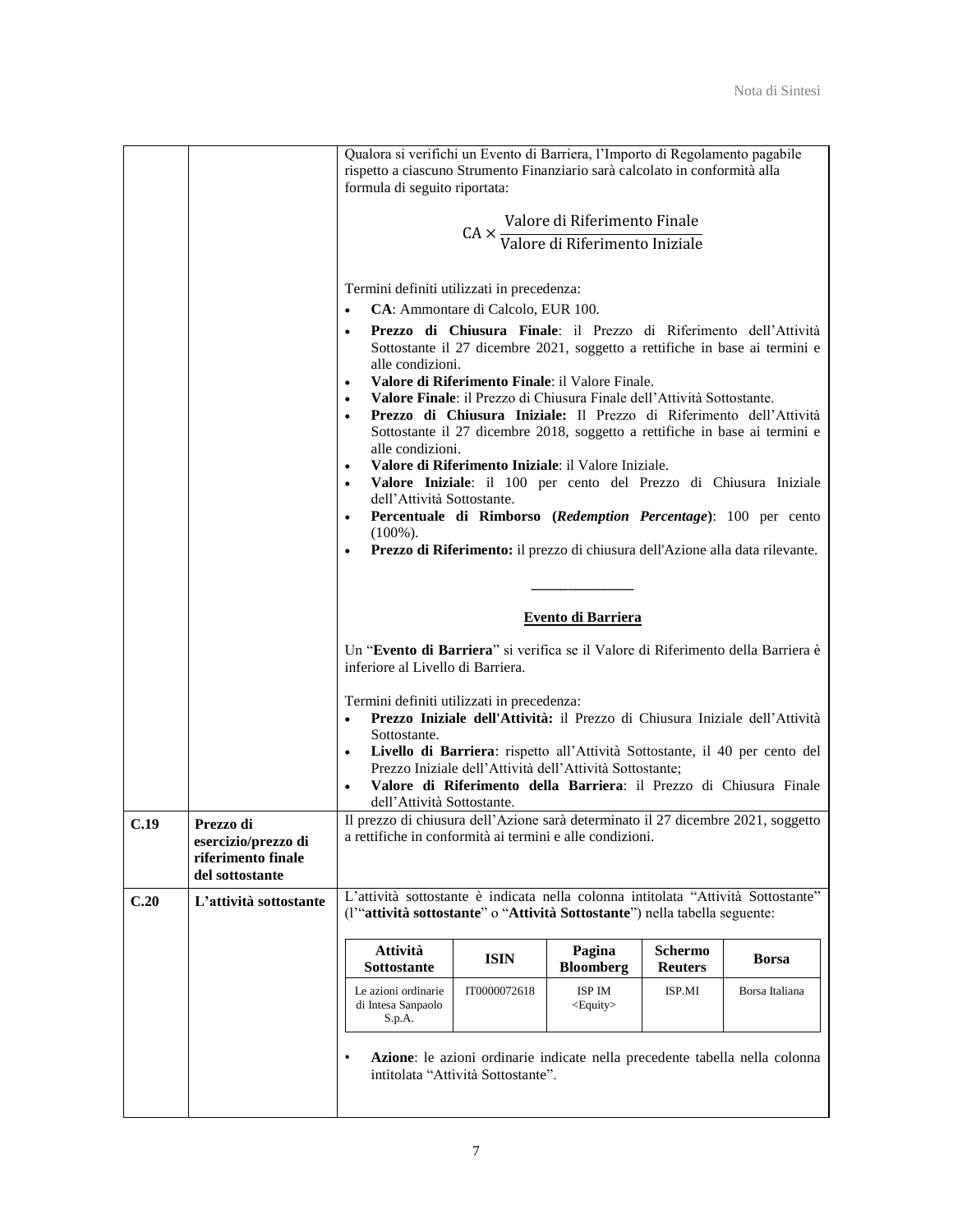| | | Qualora si verifichi un Evento di Barriera, l'Importo di Regolamento pagabile rispetto a ciascuno Strumento Finanziario sarà calcolato in conformità alla formula di seguito riportata: $$\text{CA} \times \frac{\text{Valore di Riferimento Finale}}{\text{Valore di Riferimento Iniziale}}$$ Termini definiti utilizzati in precedenza: • **CA**: Ammontare di Calcolo, EUR 100. • **Prezzo di Chiusura Finale**: il Prezzo di Riferimento dell'Attività Sottostante il 27 dicembre 2021, soggetto a rettifiche in base ai termini e alle condizioni. • **Valore di Riferimento Finale**: il Valore Finale. • **Valore Finale**: il Prezzo di Chiusura Finale dell'Attività Sottostante. • **Prezzo di Chiusura Iniziale:** Il Prezzo di Riferimento dell'Attività Sottostante il 27 dicembre 2018, soggetto a rettifiche in base ai termini e alle condizioni. • **Valore di Riferimento Iniziale**: il Valore Iniziale. • **Valore Iniziale**: il 100 per cento del Prezzo di Chiusura Iniziale dell'Attività Sottostante. • **Percentuale di Rimborso (*Redemption Percentage*)**: 100 per cento (100%). • **Prezzo di Riferimento:** il prezzo di chiusura dell'Azione alla data rilevante. ______________ **Evento di Barriera** Un "**Evento di Barriera**" si verifica se il Valore di Riferimento della Barriera è inferiore al Livello di Barriera. Termini definiti utilizzati in precedenza: • **Prezzo Iniziale dell'Attività:** il Prezzo di Chiusura Iniziale dell'Attività Sottostante. • **Livello di Barriera**: rispetto all'Attività Sottostante, il 40 per cento del Prezzo Iniziale dell'Attività dell'Attività Sottostante; • **Valore di Riferimento della Barriera**: il Prezzo di Chiusura Finale dell'Attività Sottostante. |
|---|---|---|
| **C.19** | **Prezzo di esercizio/prezzo di riferimento finale del sottostante** | Il prezzo di chiusura dell'Azione sarà determinato il 27 dicembre 2021, soggetto a rettifiche in conformità ai termini e alle condizioni. |
| **C.20** | **L'attività sottostante** | L'attività sottostante è indicata nella colonna intitolata "Attività Sottostante" (l'"**attività sottostante**" o "**Attività Sottostante**") nella tabella seguente: (vedi tabella sotto) • **Azione**: le azioni ordinarie indicate nella precedente tabella nella colonna intitolata "Attività Sottostante". |

| Attività Sottostante | ISIN | Pagina Bloomberg | Schermo Reuters | Borsa |
|---|---|---|---|---|
| Le azioni ordinarie di Intesa Sanpaolo S.p.A. | IT0000072618 | ISP IM <Equity> | ISP.MI | Borsa Italiana |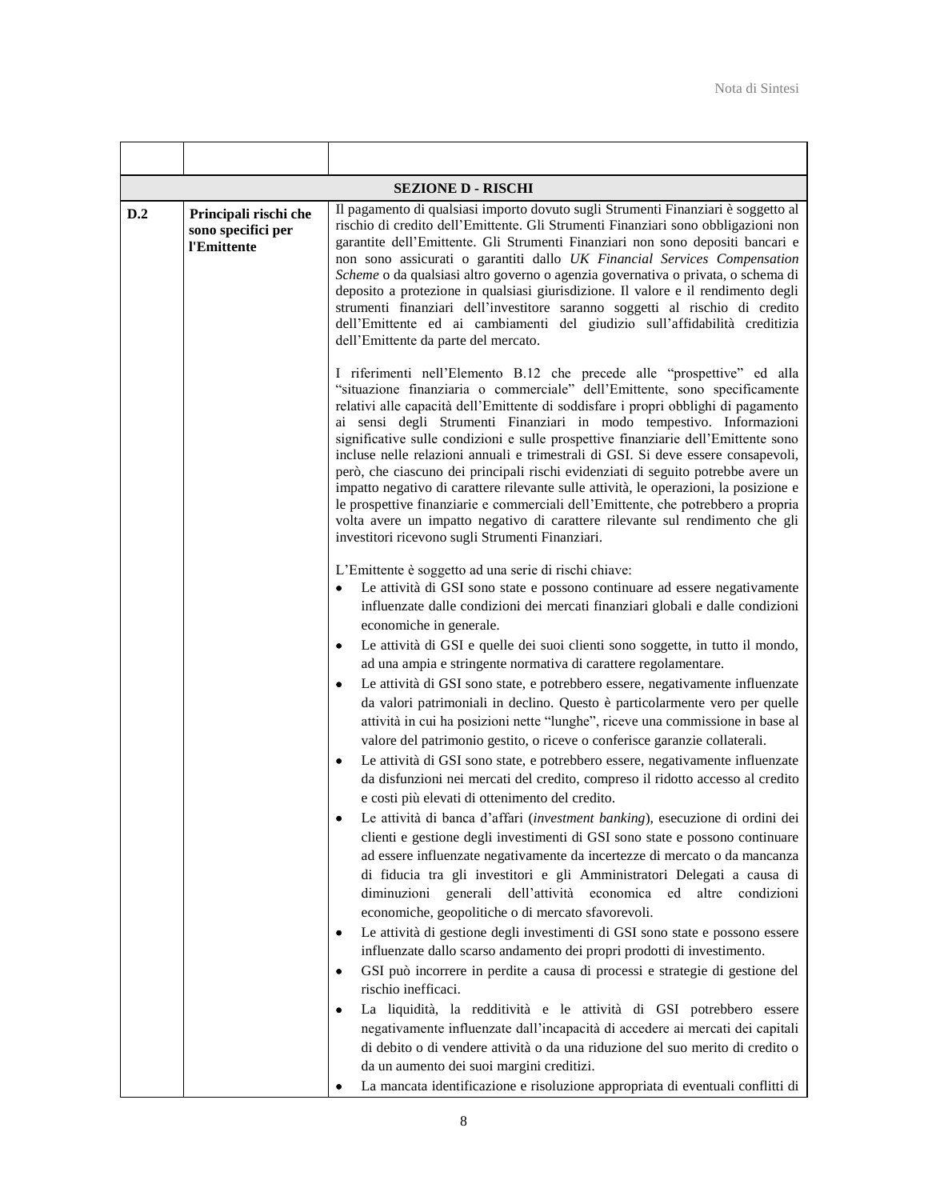| | | |
|---|---|---|
| **SEZIONE D - RISCHI** | | |
| **D.2** | **Principali rischi che sono specifici per l'Emittente** | Il pagamento di qualsiasi importo dovuto sugli Strumenti Finanziari è soggetto al rischio di credito dell'Emittente. Gli Strumenti Finanziari sono obbligazioni non garantite dell'Emittente. Gli Strumenti Finanziari non sono depositi bancari e non sono assicurati o garantiti dallo *UK Financial Services Compensation Scheme* o da qualsiasi altro governo o agenzia governativa o privata, o schema di deposito a protezione in qualsiasi giurisdizione. Il valore e il rendimento degli strumenti finanziari dell'investitore saranno soggetti al rischio di credito dell'Emittente ed ai cambiamenti del giudizio sull'affidabilità creditizia dell'Emittente da parte del mercato.<br><br>I riferimenti nell'Elemento B.12 che precede alle "prospettive" ed alla "situazione finanziaria o commerciale" dell'Emittente, sono specificamente relativi alle capacità dell'Emittente di soddisfare i propri obblighi di pagamento ai sensi degli Strumenti Finanziari in modo tempestivo. Informazioni significative sulle condizioni e sulle prospettive finanziarie dell'Emittente sono incluse nelle relazioni annuali e trimestrali di GSI. Si deve essere consapevoli, però, che ciascuno dei principali rischi evidenziati di seguito potrebbe avere un impatto negativo di carattere rilevante sulle attività, le operazioni, la posizione e le prospettive finanziarie e commerciali dell'Emittente, che potrebbero a propria volta avere un impatto negativo di carattere rilevante sul rendimento che gli investitori ricevono sugli Strumenti Finanziari.<br><br>L'Emittente è soggetto ad una serie di rischi chiave:<br>• Le attività di GSI sono state e possono continuare ad essere negativamente influenzate dalle condizioni dei mercati finanziari globali e dalle condizioni economiche in generale.<br>• Le attività di GSI e quelle dei suoi clienti sono soggette, in tutto il mondo, ad una ampia e stringente normativa di carattere regolamentare.<br>• Le attività di GSI sono state, e potrebbero essere, negativamente influenzate da valori patrimoniali in declino. Questo è particolarmente vero per quelle attività in cui ha posizioni nette "lunghe", riceve una commissione in base al valore del patrimonio gestito, o riceve o conferisce garanzie collaterali.<br>• Le attività di GSI sono state, e potrebbero essere, negativamente influenzate da disfunzioni nei mercati del credito, compreso il ridotto accesso al credito e costi più elevati di ottenimento del credito.<br>• Le attività di banca d'affari (*investment banking*), esecuzione di ordini dei clienti e gestione degli investimenti di GSI sono state e possono continuare ad essere influenzate negativamente da incertezze di mercato o da mancanza di fiducia tra gli investitori e gli Amministratori Delegati a causa di diminuzioni generali dell'attività economica ed altre condizioni economiche, geopolitiche o di mercato sfavorevoli.<br>• Le attività di gestione degli investimenti di GSI sono state e possono essere influenzate dallo scarso andamento dei propri prodotti di investimento.<br>• GSI può incorrere in perdite a causa di processi e strategie di gestione del rischio inefficaci.<br>• La liquidità, la redditività e le attività di GSI potrebbero essere negativamente influenzate dall'incapacità di accedere ai mercati dei capitali di debito o di vendere attività o da una riduzione del suo merito di credito o da un aumento dei suoi margini creditizi.<br>• La mancata identificazione e risoluzione appropriata di eventuali conflitti di |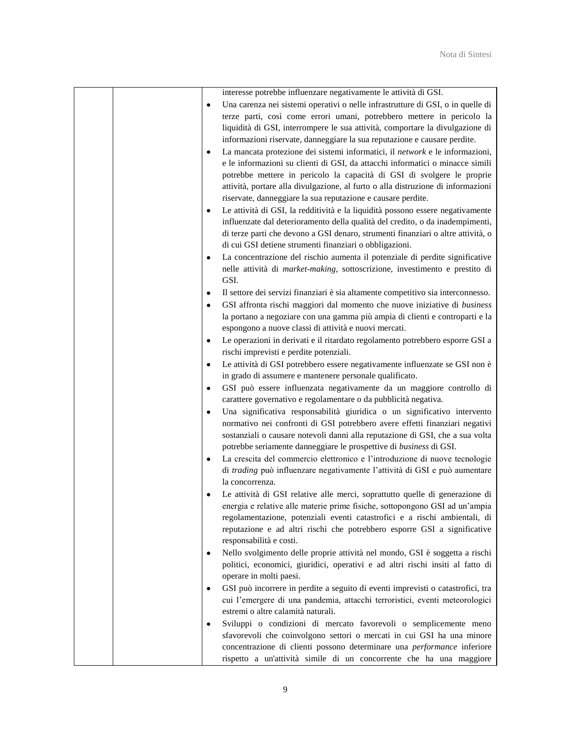| | | interesse potrebbe influenzare negativamente le attività di GSI.<br>• Una carenza nei sistemi operativi o nelle infrastrutture di GSI, o in quelle di terze parti, così come errori umani, potrebbero mettere in pericolo la liquidità di GSI, interrompere le sua attività, comportare la divulgazione di informazioni riservate, danneggiare la sua reputazione e causare perdite.<br>• La mancata protezione dei sistemi informatici, il *network* e le informazioni, e le informazioni su clienti di GSI, da attacchi informatici o minacce simili potrebbe mettere in pericolo la capacità di GSI di svolgere le proprie attività, portare alla divulgazione, al furto o alla distruzione di informazioni riservate, danneggiare la sua reputazione e causare perdite.<br>• Le attività di GSI, la redditività e la liquidità possono essere negativamente influenzate dal deterioramento della qualità del credito, o da inadempimenti, di terze parti che devono a GSI denaro, strumenti finanziari o altre attività, o di cui GSI detiene strumenti finanziari o obbligazioni.<br>• La concentrazione del rischio aumenta il potenziale di perdite significative nelle attività di *market-making*, sottoscrizione, investimento e prestito di GSI.<br>• Il settore dei servizi finanziari è sia altamente competitivo sia interconnesso.<br>• GSI affronta rischi maggiori dal momento che nuove iniziative di *business* la portano a negoziare con una gamma più ampia di clienti e controparti e la espongono a nuove classi di attività e nuovi mercati.<br>• Le operazioni in derivati e il ritardato regolamento potrebbero esporre GSI a rischi imprevisti e perdite potenziali.<br>• Le attività di GSI potrebbero essere negativamente influenzate se GSI non è in grado di assumere e mantenere personale qualificato.<br>• GSI può essere influenzata negativamente da un maggiore controllo di carattere governativo e regolamentare o da pubblicità negativa.<br>• Una significativa responsabilità giuridica o un significativo intervento normativo nei confronti di GSI potrebbero avere effetti finanziari negativi sostanziali o causare notevoli danni alla reputazione di GSI, che a sua volta potrebbe seriamente danneggiare le prospettive di *business* di GSI.<br>• La crescita del commercio elettronico e l'introduzione di nuove tecnologie di *trading* può influenzare negativamente l'attività di GSI e può aumentare la concorrenza.<br>• Le attività di GSI relative alle merci, soprattutto quelle di generazione di energia e relative alle materie prime fisiche, sottopongono GSI ad un'ampia regolamentazione, potenziali eventi catastrofici e a rischi ambientali, di reputazione e ad altri rischi che potrebbero esporre GSI a significative responsabilità e costi.<br>• Nello svolgimento delle proprie attività nel mondo, GSI è soggetta a rischi politici, economici, giuridici, operativi e ad altri rischi insiti al fatto di operare in molti paesi.<br>• GSI può incorrere in perdite a seguito di eventi imprevisti o catastrofici, tra cui l'emergere di una pandemia, attacchi terroristici, eventi meteorologici estremi o altre calamità naturali.<br>• Sviluppi o condizioni di mercato favorevoli o semplicemente meno sfavorevoli che coinvolgono settori o mercati in cui GSI ha una minore concentrazione di clienti possono determinare una *performance* inferiore rispetto a un'attività simile di un concorrente che ha una maggiore |
|---|---|---|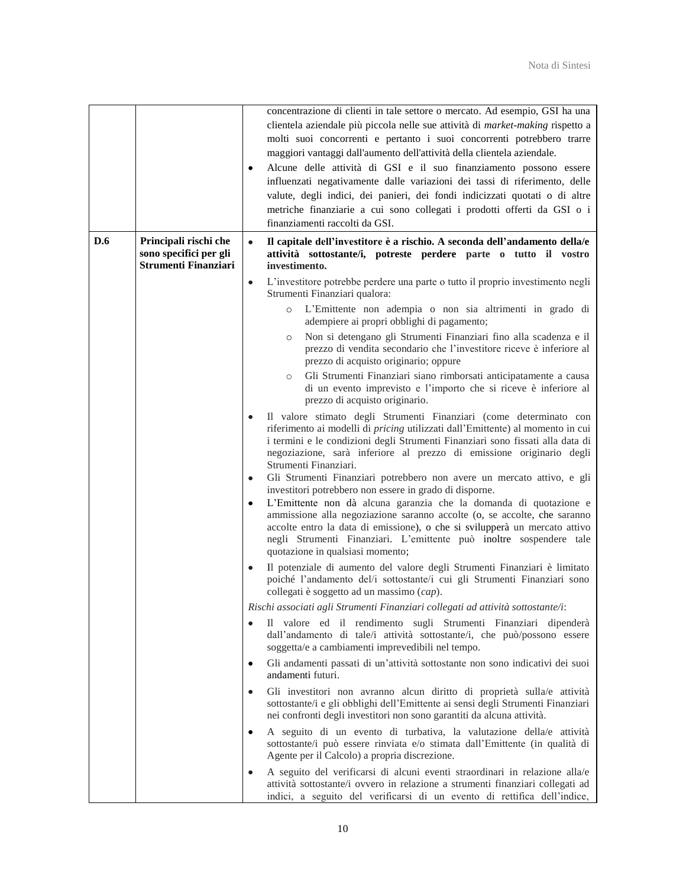| | | |
|---|---|---|
| | | concentrazione di clienti in tale settore o mercato. Ad esempio, GSI ha una clientela aziendale più piccola nelle sue attività di *market-making* rispetto a molti suoi concorrenti e pertanto i suoi concorrenti potrebbero trarre maggiori vantaggi dall'aumento dell'attività della clientela aziendale.<br>• Alcune delle attività di GSI e il suo finanziamento possono essere influenzati negativamente dalle variazioni dei tassi di riferimento, delle valute, degli indici, dei panieri, dei fondi indicizzati quotati o di altre metriche finanziarie a cui sono collegati i prodotti offerti da GSI o i finanziamenti raccolti da GSI. |
| **D.6** | **Principali rischi che sono specifici per gli Strumenti Finanziari** | • **Il capitale dell'investitore è a rischio. A seconda dell'andamento della/e attività sottostante/i, potreste perdere parte o tutto il vostro investimento.**<br>• L'investitore potrebbe perdere una parte o tutto il proprio investimento negli Strumenti Finanziari qualora:<br>o L'Emittente non adempia o non sia altrimenti in grado di adempiere ai propri obblighi di pagamento;<br>o Non si detengano gli Strumenti Finanziari fino alla scadenza e il prezzo di vendita secondario che l'investitore riceve è inferiore al prezzo di acquisto originario; oppure<br>o Gli Strumenti Finanziari siano rimborsati anticipatamente a causa di un evento imprevisto e l'importo che si riceve è inferiore al prezzo di acquisto originario.<br>• Il valore stimato degli Strumenti Finanziari (come determinato con riferimento ai modelli di *pricing* utilizzati dall'Emittente) al momento in cui i termini e le condizioni degli Strumenti Finanziari sono fissati alla data di negoziazione, sarà inferiore al prezzo di emissione originario degli Strumenti Finanziari.<br>• Gli Strumenti Finanziari potrebbero non avere un mercato attivo, e gli investitori potrebbero non essere in grado di disporne.<br>• L'Emittente non dà alcuna garanzia che la domanda di quotazione e ammissione alla negoziazione saranno accolte (o, se accolte, che saranno accolte entro la data di emissione), o che si svilupperà un mercato attivo negli Strumenti Finanziari. L'emittente può inoltre sospendere tale quotazione in qualsiasi momento;<br>• Il potenziale di aumento del valore degli Strumenti Finanziari è limitato poiché l'andamento del/i sottostante/i cui gli Strumenti Finanziari sono collegati è soggetto ad un massimo (*cap*).<br>*Rischi associati agli Strumenti Finanziari collegati ad attività sottostante/i*:<br>• Il valore ed il rendimento sugli Strumenti Finanziari dipenderà dall'andamento di tale/i attività sottostante/i, che può/possono essere soggetta/e a cambiamenti imprevedibili nel tempo.<br>• Gli andamenti passati di un'attività sottostante non sono indicativi dei suoi andamenti futuri.<br>• Gli investitori non avranno alcun diritto di proprietà sulla/e attività sottostante/i e gli obblighi dell'Emittente ai sensi degli Strumenti Finanziari nei confronti degli investitori non sono garantiti da alcuna attività.<br>• A seguito di un evento di turbativa, la valutazione della/e attività sottostante/i può essere rinviata e/o stimata dall'Emittente (in qualità di Agente per il Calcolo) a propria discrezione.<br>• A seguito del verificarsi di alcuni eventi straordinari in relazione alla/e attività sottostante/i ovvero in relazione a strumenti finanziari collegati ad indici, a seguito del verificarsi di un evento di rettifica dell'indice, |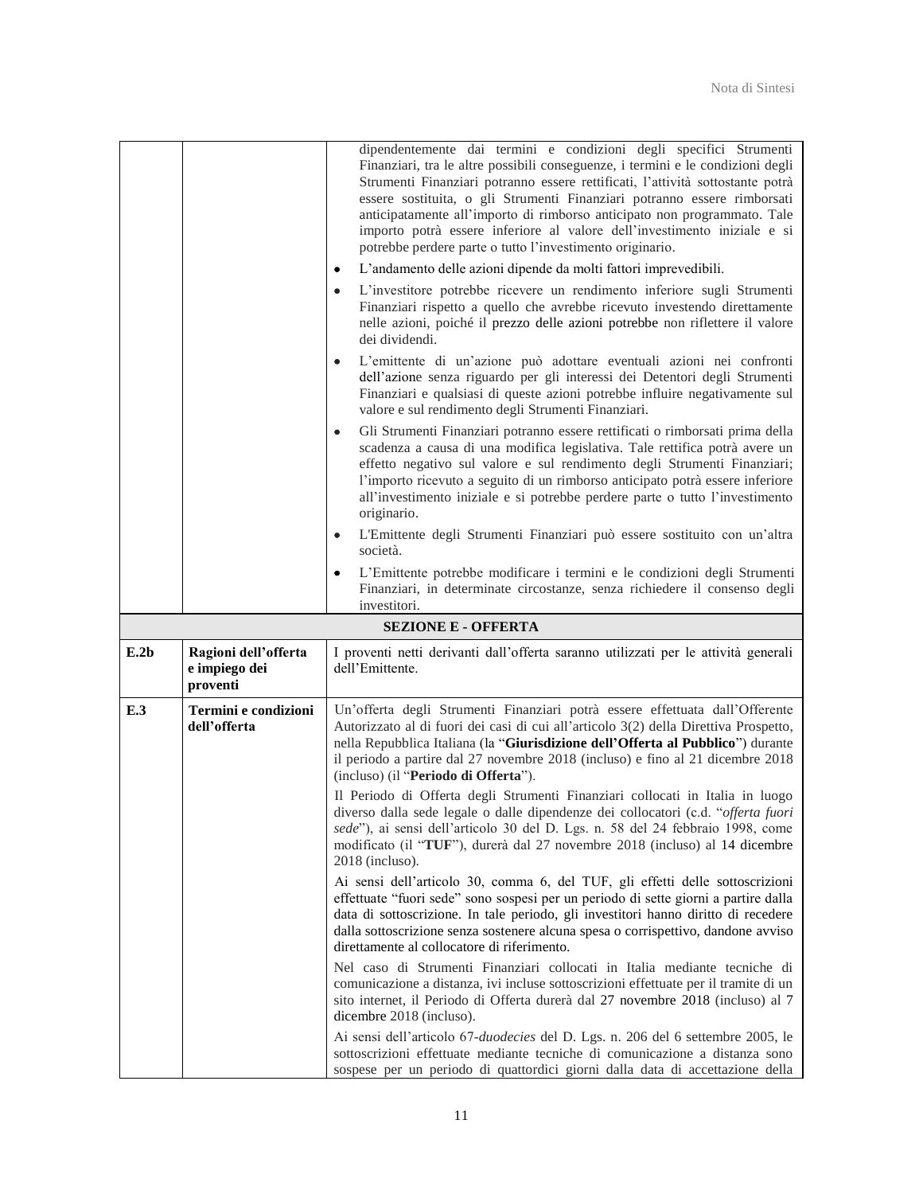| | | |
|---|---|---|
| | | dipendentemente dai termini e condizioni degli specifici Strumenti Finanziari, tra le altre possibili conseguenze, i termini e le condizioni degli Strumenti Finanziari potranno essere rettificati, l'attività sottostante potrà essere sostituita, o gli Strumenti Finanziari potranno essere rimborsati anticipatamente all'importo di rimborso anticipato non programmato. Tale importo potrà essere inferiore al valore dell'investimento iniziale e si potrebbe perdere parte o tutto l'investimento originario.<br>• L'andamento delle azioni dipende da molti fattori imprevedibili.<br>• L'investitore potrebbe ricevere un rendimento inferiore sugli Strumenti Finanziari rispetto a quello che avrebbe ricevuto investendo direttamente nelle azioni, poiché il prezzo delle azioni potrebbe non riflettere il valore dei dividendi.<br>• L'emittente di un'azione può adottare eventuali azioni nei confronti dell'azione senza riguardo per gli interessi dei Detentori degli Strumenti Finanziari e qualsiasi di queste azioni potrebbe influire negativamente sul valore e sul rendimento degli Strumenti Finanziari.<br>• Gli Strumenti Finanziari potranno essere rettificati o rimborsati prima della scadenza a causa di una modifica legislativa. Tale rettifica potrà avere un effetto negativo sul valore e sul rendimento degli Strumenti Finanziari; l'importo ricevuto a seguito di un rimborso anticipato potrà essere inferiore all'investimento iniziale e si potrebbe perdere parte o tutto l'investimento originario.<br>• L'Emittente degli Strumenti Finanziari può essere sostituito con un'altra società.<br>• L'Emittente potrebbe modificare i termini e le condizioni degli Strumenti Finanziari, in determinate circostanze, senza richiedere il consenso degli investitori. |
| | | **SEZIONE E - OFFERTA** |
| **E.2b** | **Ragioni dell'offerta e impiego dei proventi** | I proventi netti derivanti dall'offerta saranno utilizzati per le attività generali dell'Emittente. |
| **E.3** | **Termini e condizioni dell'offerta** | Un'offerta degli Strumenti Finanziari potrà essere effettuata dall'Offerente Autorizzato al di fuori dei casi di cui all'articolo 3(2) della Direttiva Prospetto, nella Repubblica Italiana (la "**Giurisdizione dell'Offerta al Pubblico**") durante il periodo a partire dal 27 novembre 2018 (incluso) e fino al 21 dicembre 2018 (incluso) (il "**Periodo di Offerta**").<br>Il Periodo di Offerta degli Strumenti Finanziari collocati in Italia in luogo diverso dalla sede legale o dalle dipendenze dei collocatori (c.d. "*offerta fuori sede*"), ai sensi dell'articolo 30 del D. Lgs. n. 58 del 24 febbraio 1998, come modificato (il "**TUF**"), durerà dal 27 novembre 2018 (incluso) al 14 dicembre 2018 (incluso).<br>Ai sensi dell'articolo 30, comma 6, del TUF, gli effetti delle sottoscrizioni effettuate "fuori sede" sono sospesi per un periodo di sette giorni a partire dalla data di sottoscrizione. In tale periodo, gli investitori hanno diritto di recedere dalla sottoscrizione senza sostenere alcuna spesa o corrispettivo, dandone avviso direttamente al collocatore di riferimento.<br>Nel caso di Strumenti Finanziari collocati in Italia mediante tecniche di comunicazione a distanza, ivi incluse sottoscrizioni effettuate per il tramite di un sito internet, il Periodo di Offerta durerà dal 27 novembre 2018 (incluso) al 7 dicembre 2018 (incluso).<br>Ai sensi dell'articolo 67-*duodecies* del D. Lgs. n. 206 del 6 settembre 2005, le sottoscrizioni effettuate mediante tecniche di comunicazione a distanza sono sospese per un periodo di quattordici giorni dalla data di accettazione della |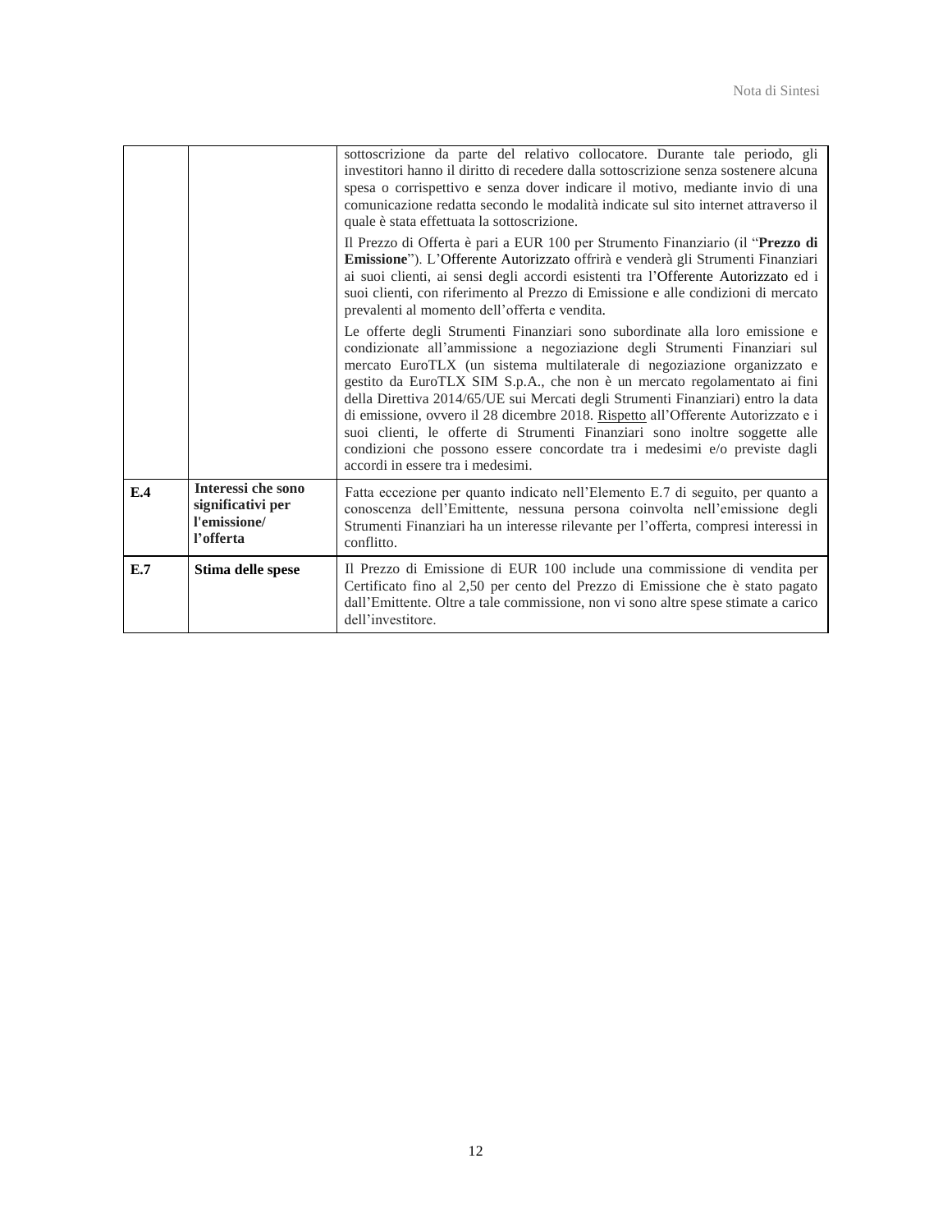| | | |
|---|---|---|
| | | sottoscrizione da parte del relativo collocatore. Durante tale periodo, gli investitori hanno il diritto di recedere dalla sottoscrizione senza sostenere alcuna spesa o corrispettivo e senza dover indicare il motivo, mediante invio di una comunicazione redatta secondo le modalità indicate sul sito internet attraverso il quale è stata effettuata la sottoscrizione.<br><br>Il Prezzo di Offerta è pari a EUR 100 per Strumento Finanziario (il "**Prezzo di Emissione**"). L'Offerente Autorizzato offrirà e venderà gli Strumenti Finanziari ai suoi clienti, ai sensi degli accordi esistenti tra l'Offerente Autorizzato ed i suoi clienti, con riferimento al Prezzo di Emissione e alle condizioni di mercato prevalenti al momento dell'offerta e vendita.<br><br>Le offerte degli Strumenti Finanziari sono subordinate alla loro emissione e condizionate all'ammissione a negoziazione degli Strumenti Finanziari sul mercato EuroTLX (un sistema multilaterale di negoziazione organizzato e gestito da EuroTLX SIM S.p.A., che non è un mercato regolamentato ai fini della Direttiva 2014/65/UE sui Mercati degli Strumenti Finanziari) entro la data di emissione, ovvero il 28 dicembre 2018. Rispetto all'Offerente Autorizzato e i suoi clienti, le offerte di Strumenti Finanziari sono inoltre soggette alle condizioni che possono essere concordate tra i medesimi e/o previste dagli accordi in essere tra i medesimi. |
| **E.4** | **Interessi che sono significativi per l'emissione/ l'offerta** | Fatta eccezione per quanto indicato nell'Elemento E.7 di seguito, per quanto a conoscenza dell'Emittente, nessuna persona coinvolta nell'emissione degli Strumenti Finanziari ha un interesse rilevante per l'offerta, compresi interessi in conflitto. |
| **E.7** | **Stima delle spese** | Il Prezzo di Emissione di EUR 100 include una commissione di vendita per Certificato fino al 2,50 per cento del Prezzo di Emissione che è stato pagato dall'Emittente. Oltre a tale commissione, non vi sono altre spese stimate a carico dell'investitore. |